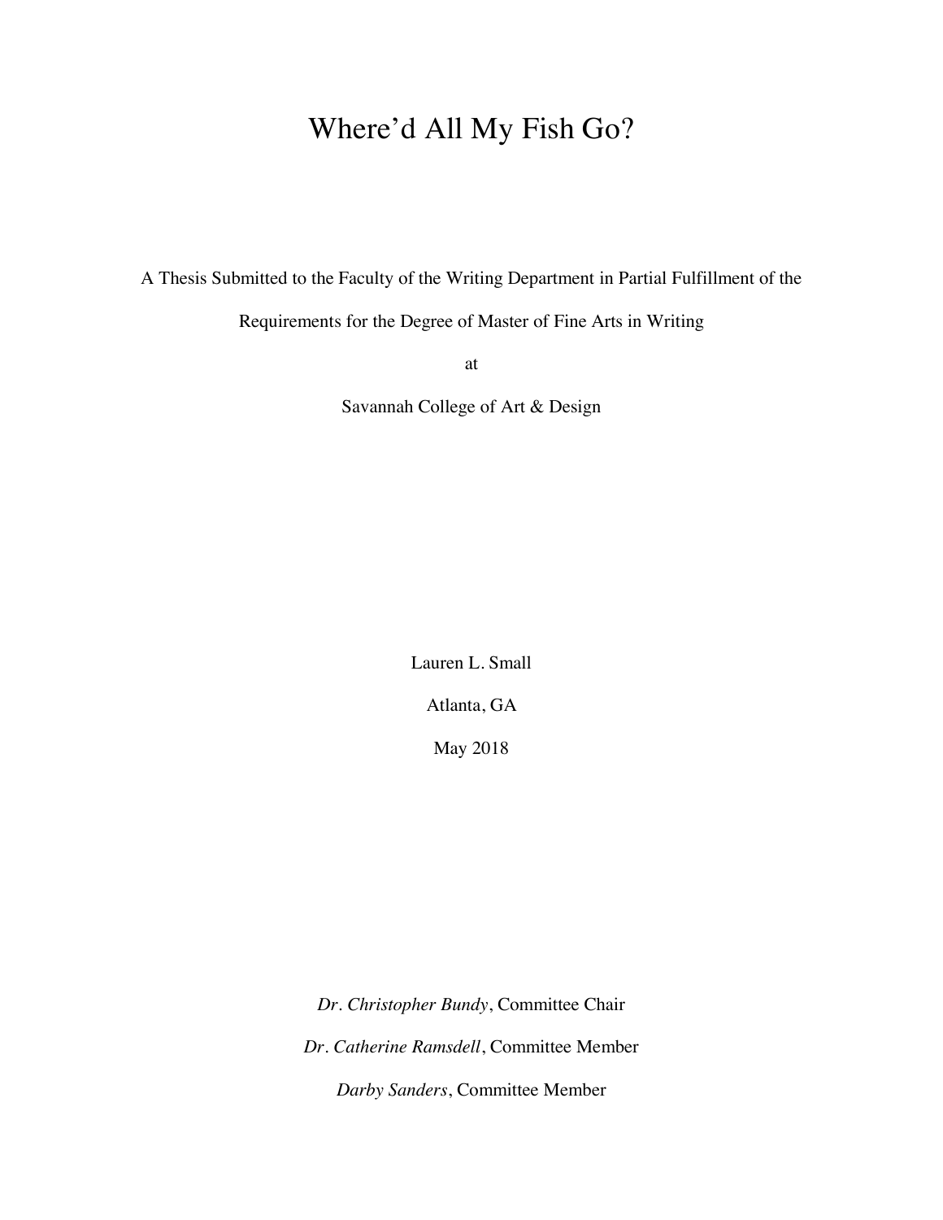# Where'd All My Fish Go?

A Thesis Submitted to the Faculty of the Writing Department in Partial Fulfillment of the Requirements for the Degree of Master of Fine Arts in Writing

at

Savannah College of Art & Design

Lauren L. Small

Atlanta, GA

May 2018

*Dr. Christopher Bundy*, Committee Chair

*Dr. Catherine Ramsdell*, Committee Member

*Darby Sanders*, Committee Member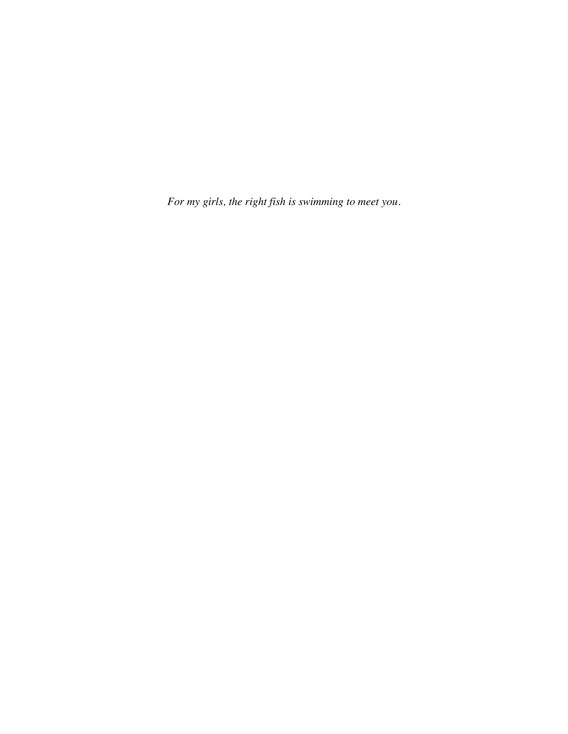*For my girls, the right fish is swimming to meet you.*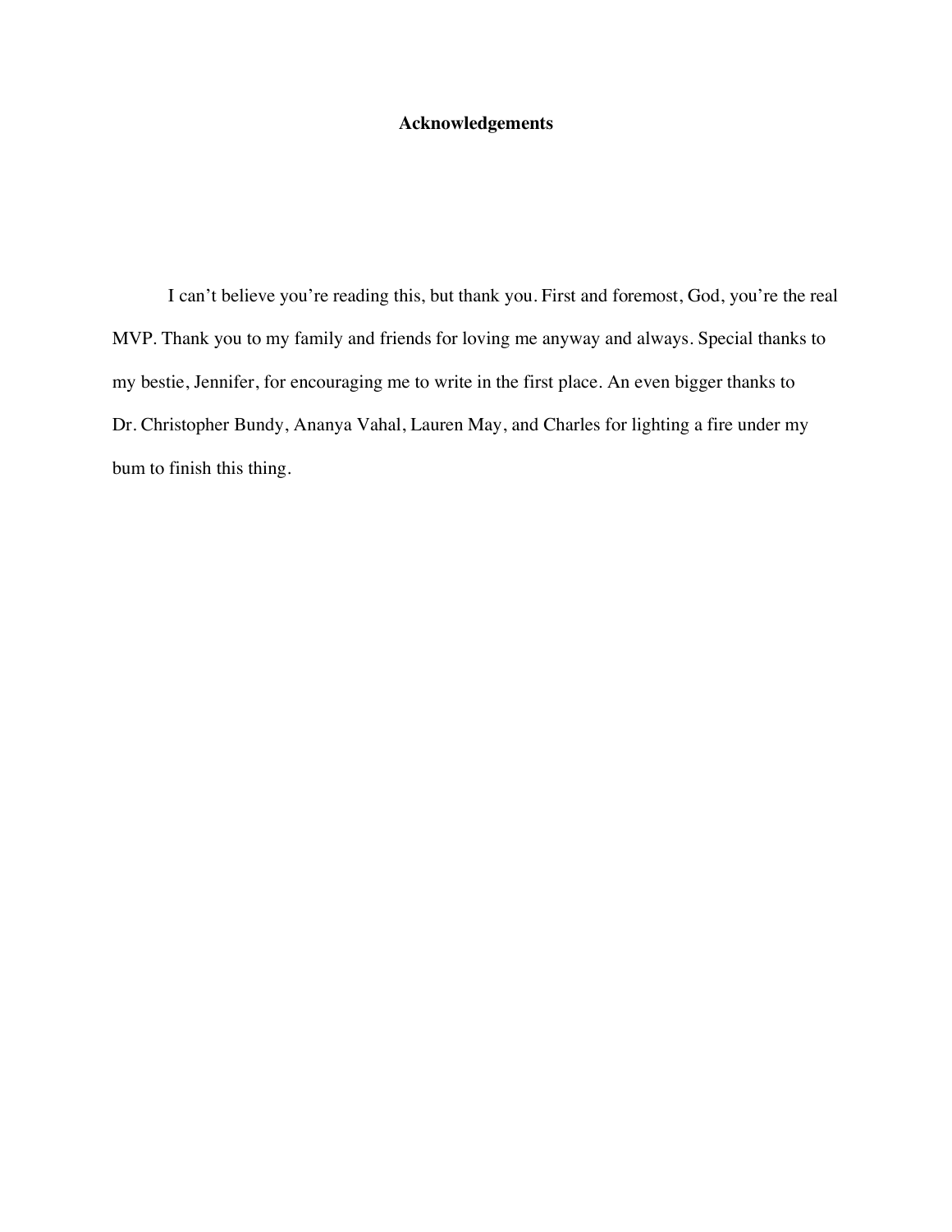# Acknowledgements

I can't believe you're reading this, but thank you. First and foremost, God, you're the real MVP. Thank you to my family and friends for loving me anyway and always. Special thanks to my bestie, Jennifer, for encouraging me to write in the first place. An even bigger thanks to Dr. Christopher Bundy, Ananya Vahal, Lauren May, and Charles for lighting a fire under my bum to finish this thing.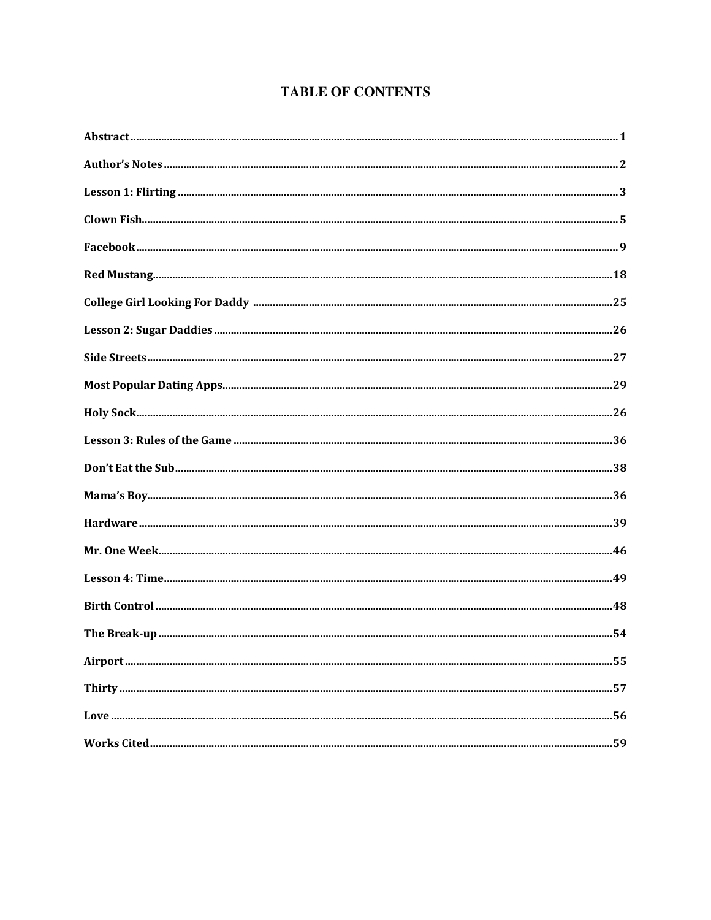# TABLE OF CONTENTS

**Abstract** .......... 1

**Author's Notes** .......... 2

**Lesson 1: Flirting** .......... 3

**Clown Fish** .......... 5

**Facebook** .......... 9

**Red Mustang** .......... 18

**College Girl Looking For Daddy** .......... 25

**Lesson 2: Sugar Daddies** .......... 26

**Side Streets** .......... 27

**Most Popular Dating Apps** .......... 29

**Holy Sock** .......... 26

**Lesson 3: Rules of the Game** .......... 36

**Don't Eat the Sub** .......... 38

**Mama's Boy** .......... 36

**Hardware** .......... 39

**Mr. One Week** .......... 46

**Lesson 4: Time** .......... 49

**Birth Control** .......... 48

**The Break-up** .......... 54

**Airport** .......... 55

**Thirty** .......... 57

**Love** .......... 56

**Works Cited** .......... 59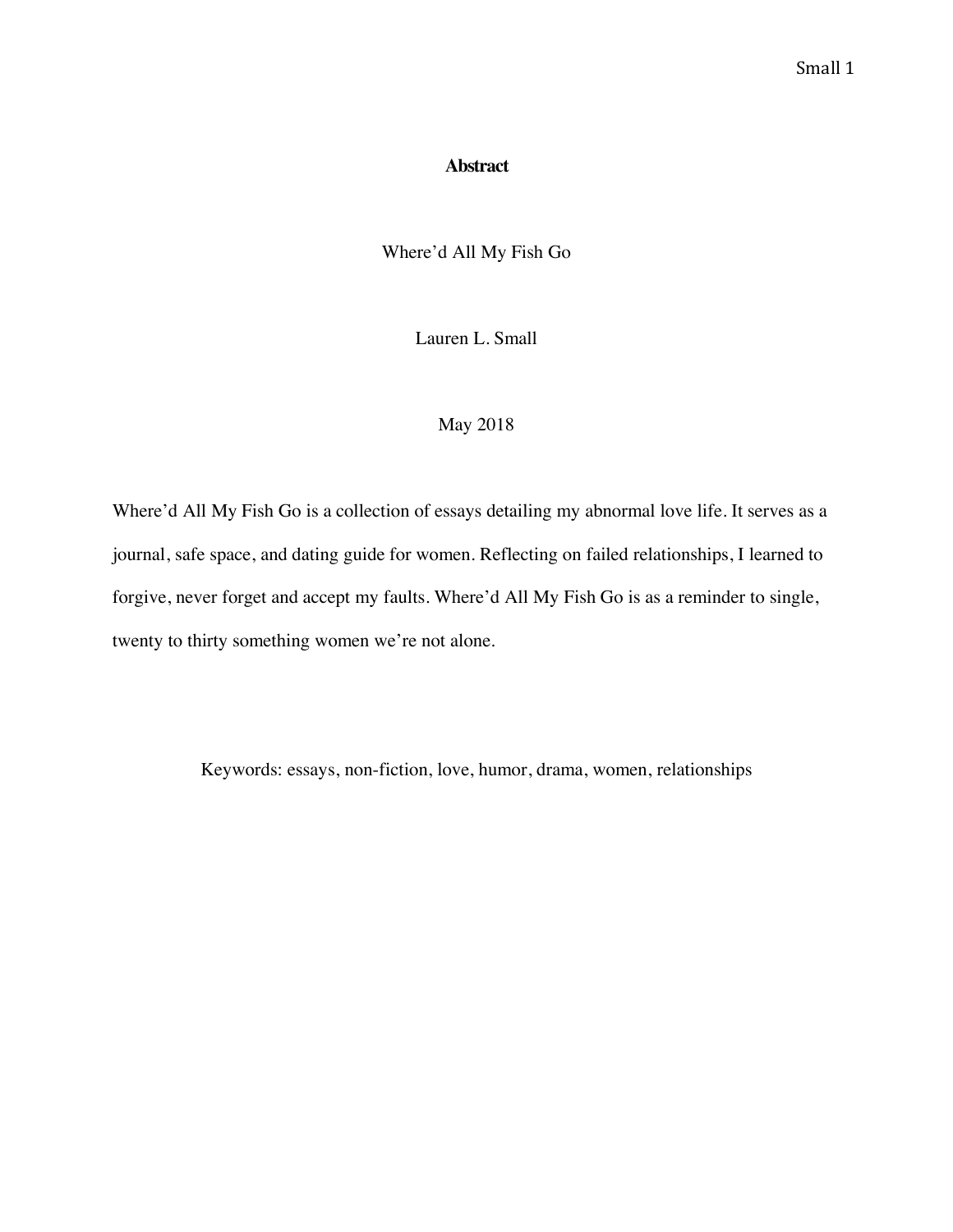**Abstract**

Where'd All My Fish Go

Lauren L. Small

May 2018

Where'd All My Fish Go is a collection of essays detailing my abnormal love life. It serves as a journal, safe space, and dating guide for women. Reflecting on failed relationships, I learned to forgive, never forget and accept my faults. Where'd All My Fish Go is as a reminder to single, twenty to thirty something women we're not alone.

Keywords: essays, non-fiction, love, humor, drama, women, relationships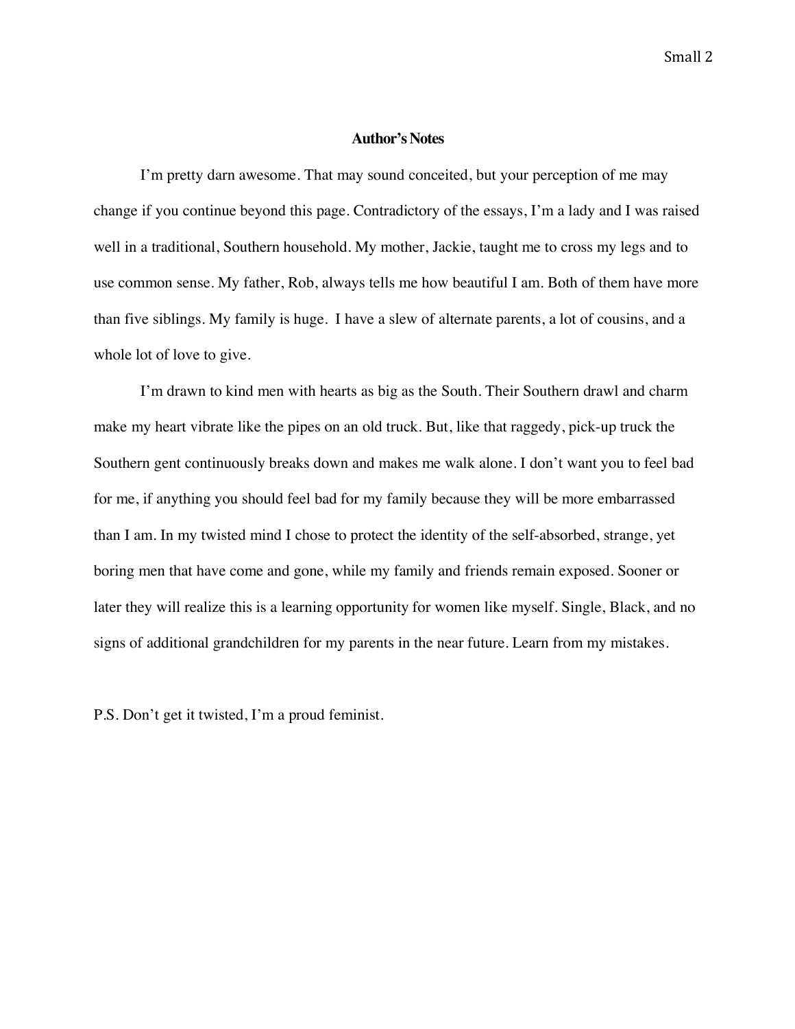## Author's Notes

I'm pretty darn awesome. That may sound conceited, but your perception of me may change if you continue beyond this page. Contradictory of the essays, I'm a lady and I was raised well in a traditional, Southern household. My mother, Jackie, taught me to cross my legs and to use common sense. My father, Rob, always tells me how beautiful I am. Both of them have more than five siblings. My family is huge. I have a slew of alternate parents, a lot of cousins, and a whole lot of love to give.

I'm drawn to kind men with hearts as big as the South. Their Southern drawl and charm make my heart vibrate like the pipes on an old truck. But, like that raggedy, pick-up truck the Southern gent continuously breaks down and makes me walk alone. I don't want you to feel bad for me, if anything you should feel bad for my family because they will be more embarrassed than I am. In my twisted mind I chose to protect the identity of the self-absorbed, strange, yet boring men that have come and gone, while my family and friends remain exposed. Sooner or later they will realize this is a learning opportunity for women like myself. Single, Black, and no signs of additional grandchildren for my parents in the near future. Learn from my mistakes.

P.S. Don't get it twisted, I'm a proud feminist.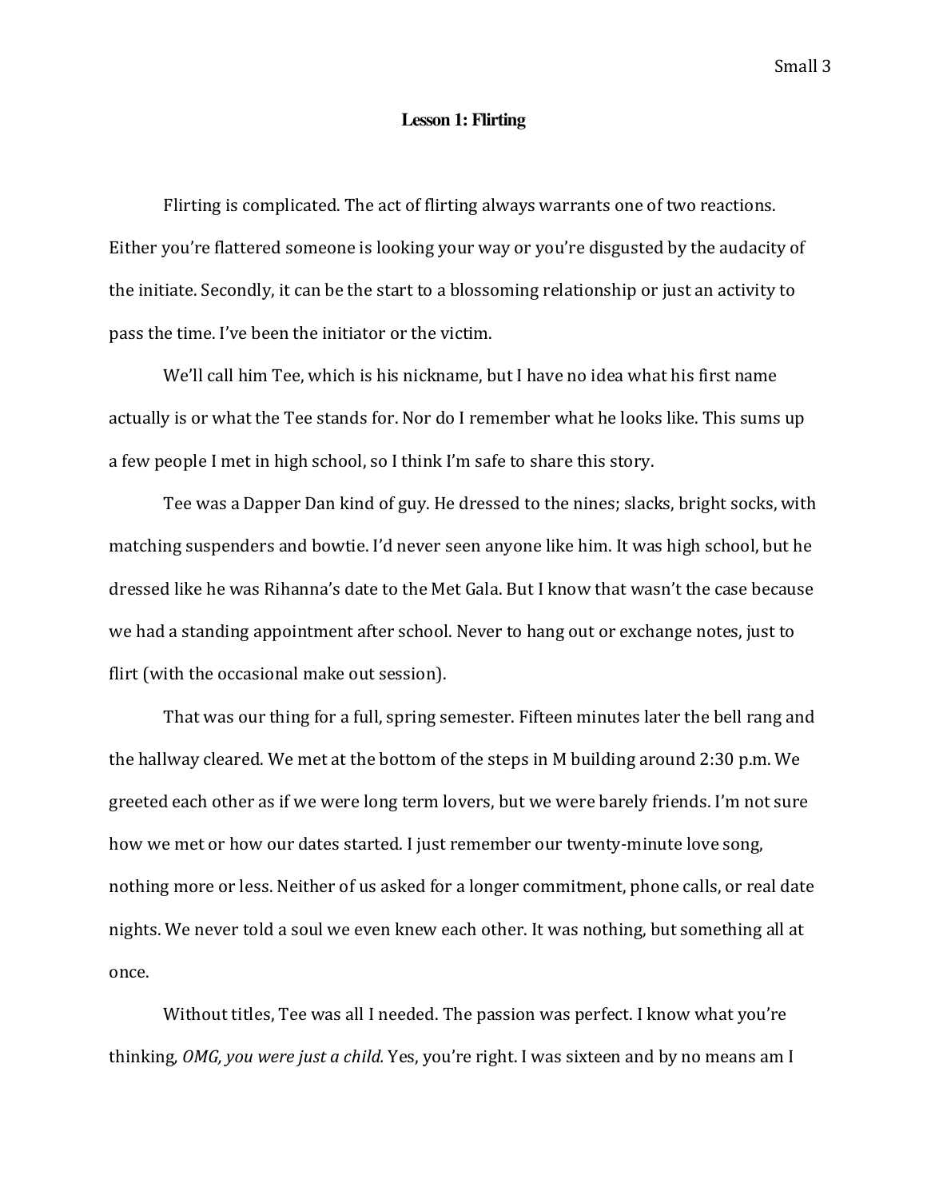**Lesson 1: Flirting**

Flirting is complicated. The act of flirting always warrants one of two reactions. Either you're flattered someone is looking your way or you're disgusted by the audacity of the initiate. Secondly, it can be the start to a blossoming relationship or just an activity to pass the time. I've been the initiator or the victim.

We'll call him Tee, which is his nickname, but I have no idea what his first name actually is or what the Tee stands for. Nor do I remember what he looks like. This sums up a few people I met in high school, so I think I'm safe to share this story.

Tee was a Dapper Dan kind of guy. He dressed to the nines; slacks, bright socks, with matching suspenders and bowtie. I'd never seen anyone like him. It was high school, but he dressed like he was Rihanna's date to the Met Gala. But I know that wasn't the case because we had a standing appointment after school. Never to hang out or exchange notes, just to flirt (with the occasional make out session).

That was our thing for a full, spring semester. Fifteen minutes later the bell rang and the hallway cleared. We met at the bottom of the steps in M building around 2:30 p.m. We greeted each other as if we were long term lovers, but we were barely friends. I'm not sure how we met or how our dates started. I just remember our twenty-minute love song, nothing more or less. Neither of us asked for a longer commitment, phone calls, or real date nights. We never told a soul we even knew each other. It was nothing, but something all at once.

Without titles, Tee was all I needed. The passion was perfect. I know what you're thinking, *OMG, you were just a child.* Yes, you're right. I was sixteen and by no means am I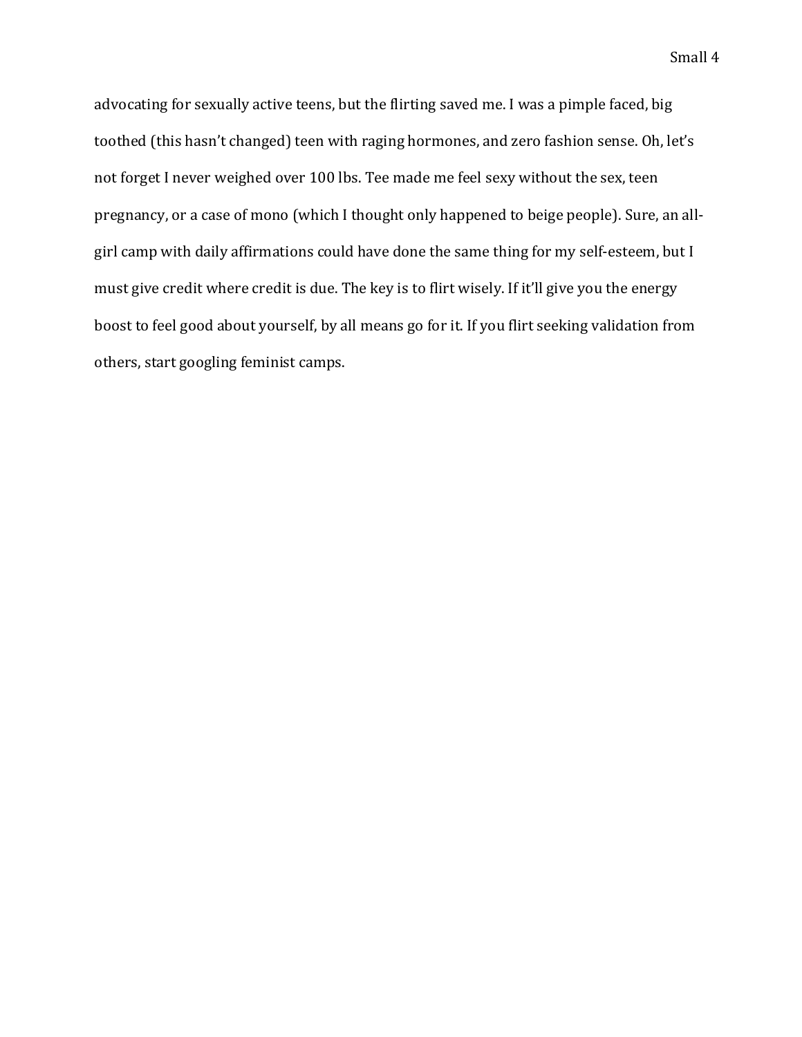advocating for sexually active teens, but the flirting saved me. I was a pimple faced, big toothed (this hasn't changed) teen with raging hormones, and zero fashion sense. Oh, let's not forget I never weighed over 100 lbs. Tee made me feel sexy without the sex, teen pregnancy, or a case of mono (which I thought only happened to beige people). Sure, an all-girl camp with daily affirmations could have done the same thing for my self-esteem, but I must give credit where credit is due. The key is to flirt wisely. If it'll give you the energy boost to feel good about yourself, by all means go for it. If you flirt seeking validation from others, start googling feminist camps.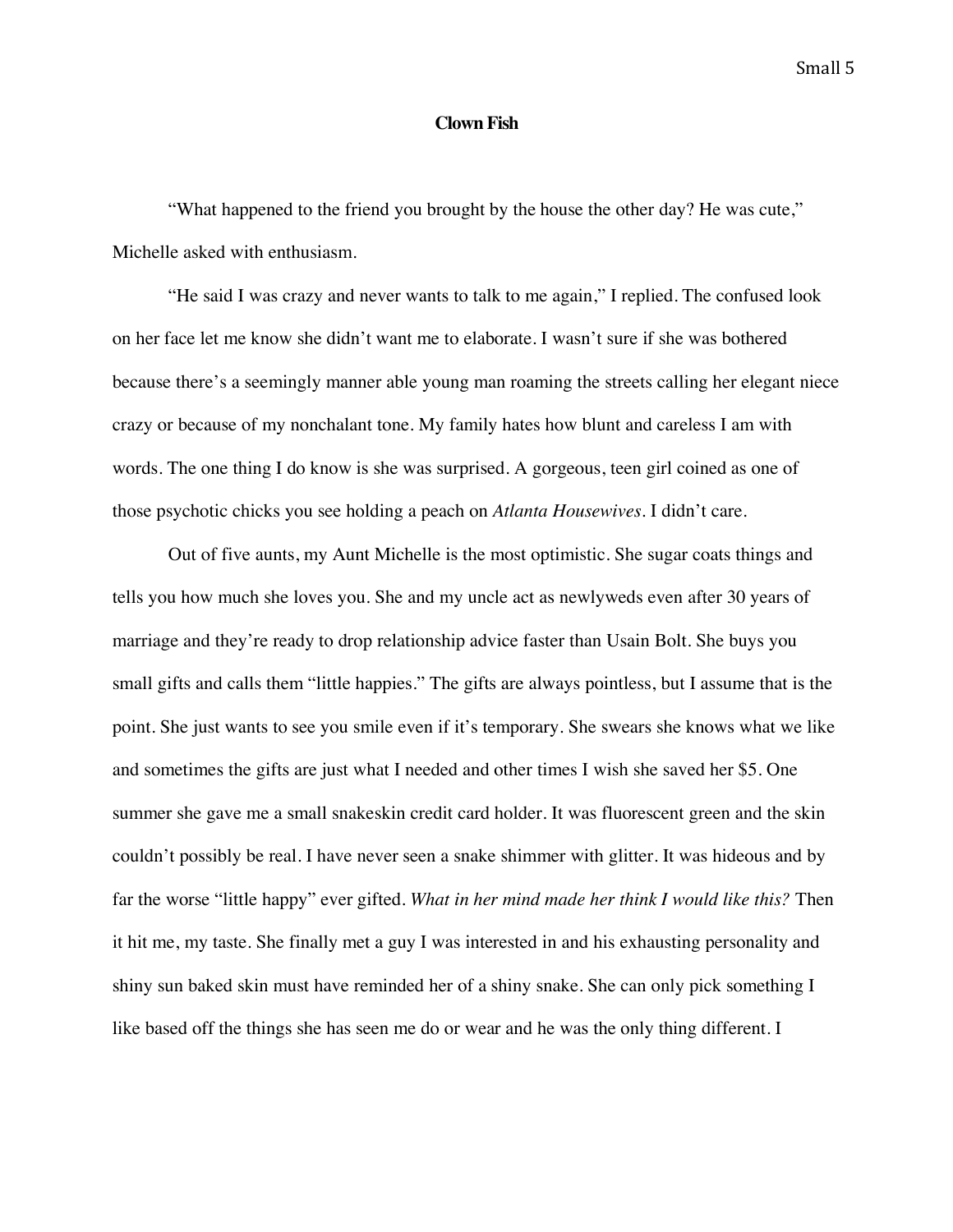# Clown Fish

"What happened to the friend you brought by the house the other day? He was cute," Michelle asked with enthusiasm.

"He said I was crazy and never wants to talk to me again," I replied. The confused look on her face let me know she didn't want me to elaborate. I wasn't sure if she was bothered because there's a seemingly manner able young man roaming the streets calling her elegant niece crazy or because of my nonchalant tone. My family hates how blunt and careless I am with words. The one thing I do know is she was surprised. A gorgeous, teen girl coined as one of those psychotic chicks you see holding a peach on *Atlanta Housewives*. I didn't care.

Out of five aunts, my Aunt Michelle is the most optimistic. She sugar coats things and tells you how much she loves you. She and my uncle act as newlyweds even after 30 years of marriage and they're ready to drop relationship advice faster than Usain Bolt. She buys you small gifts and calls them "little happies." The gifts are always pointless, but I assume that is the point. She just wants to see you smile even if it's temporary. She swears she knows what we like and sometimes the gifts are just what I needed and other times I wish she saved her $5. One summer she gave me a small snakeskin credit card holder. It was fluorescent green and the skin couldn't possibly be real. I have never seen a snake shimmer with glitter. It was hideous and by far the worse "little happy" ever gifted. *What in her mind made her think I would like this?* Then it hit me, my taste. She finally met a guy I was interested in and his exhausting personality and shiny sun baked skin must have reminded her of a shiny snake. She can only pick something I like based off the things she has seen me do or wear and he was the only thing different. I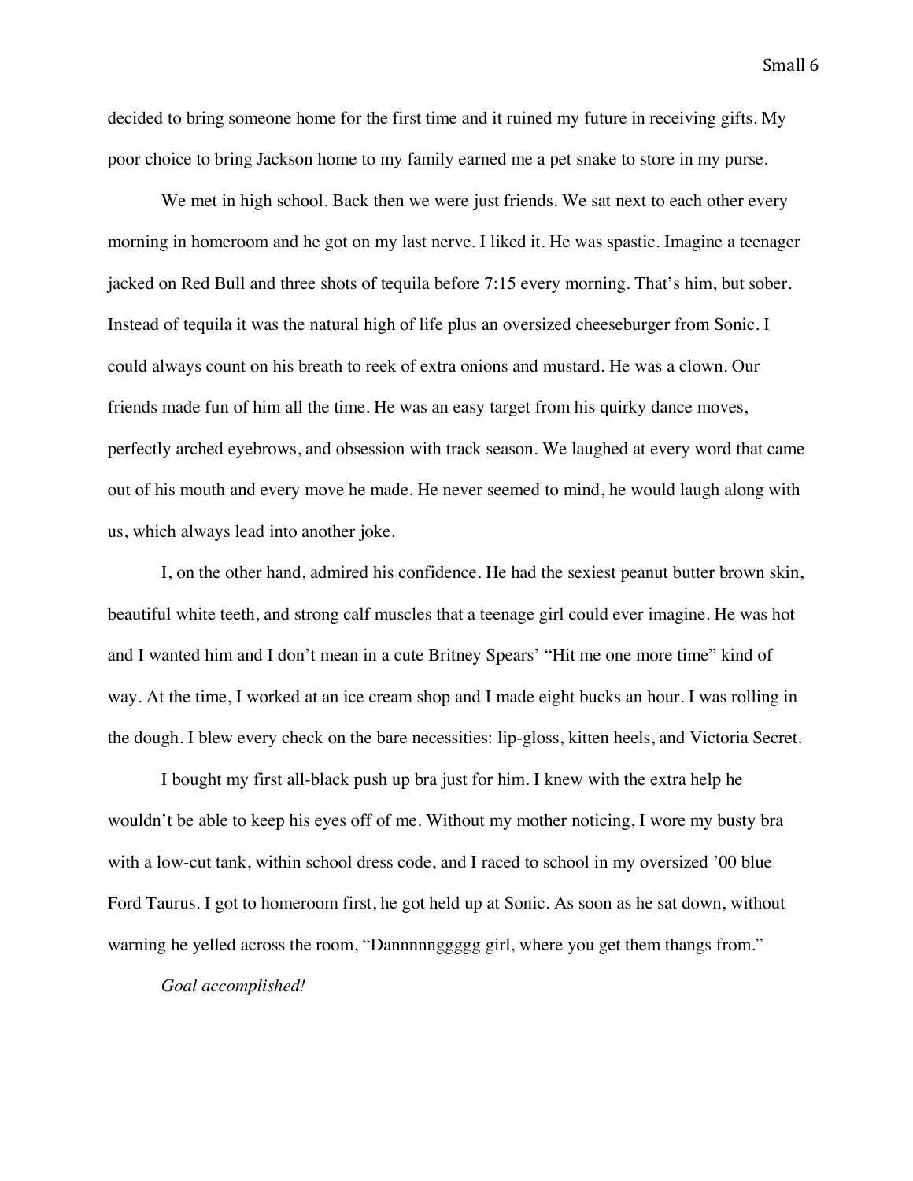decided to bring someone home for the first time and it ruined my future in receiving gifts. My poor choice to bring Jackson home to my family earned me a pet snake to store in my purse.

We met in high school. Back then we were just friends. We sat next to each other every morning in homeroom and he got on my last nerve. I liked it. He was spastic. Imagine a teenager jacked on Red Bull and three shots of tequila before 7:15 every morning. That's him, but sober. Instead of tequila it was the natural high of life plus an oversized cheeseburger from Sonic. I could always count on his breath to reek of extra onions and mustard. He was a clown. Our friends made fun of him all the time. He was an easy target from his quirky dance moves, perfectly arched eyebrows, and obsession with track season. We laughed at every word that came out of his mouth and every move he made. He never seemed to mind, he would laugh along with us, which always lead into another joke.

I, on the other hand, admired his confidence. He had the sexiest peanut butter brown skin, beautiful white teeth, and strong calf muscles that a teenage girl could ever imagine. He was hot and I wanted him and I don't mean in a cute Britney Spears' "Hit me one more time" kind of way. At the time, I worked at an ice cream shop and I made eight bucks an hour. I was rolling in the dough. I blew every check on the bare necessities: lip-gloss, kitten heels, and Victoria Secret.

I bought my first all-black push up bra just for him. I knew with the extra help he wouldn't be able to keep his eyes off of me. Without my mother noticing, I wore my busty bra with a low-cut tank, within school dress code, and I raced to school in my oversized '00 blue Ford Taurus. I got to homeroom first, he got held up at Sonic. As soon as he sat down, without warning he yelled across the room, "Dannnnnggggg girl, where you get them thangs from."

*Goal accomplished!*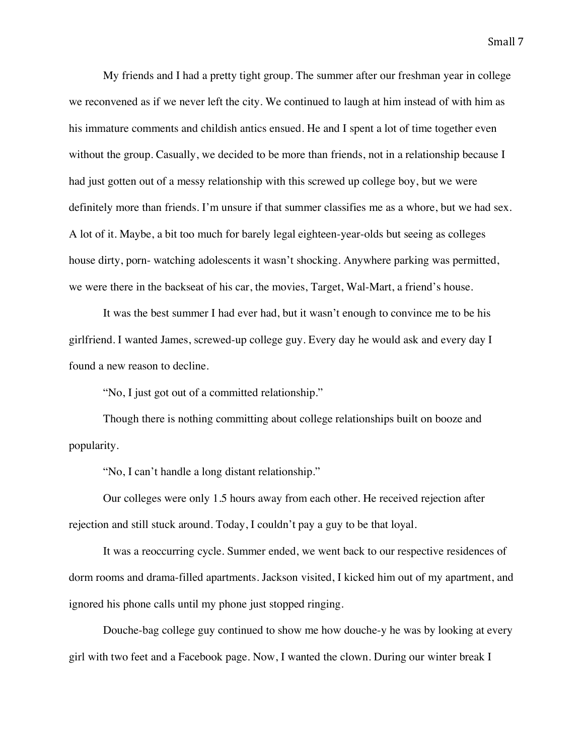My friends and I had a pretty tight group. The summer after our freshman year in college we reconvened as if we never left the city. We continued to laugh at him instead of with him as his immature comments and childish antics ensued. He and I spent a lot of time together even without the group. Casually, we decided to be more than friends, not in a relationship because I had just gotten out of a messy relationship with this screwed up college boy, but we were definitely more than friends. I'm unsure if that summer classifies me as a whore, but we had sex. A lot of it. Maybe, a bit too much for barely legal eighteen-year-olds but seeing as colleges house dirty, porn- watching adolescents it wasn't shocking. Anywhere parking was permitted, we were there in the backseat of his car, the movies, Target, Wal-Mart, a friend's house.

It was the best summer I had ever had, but it wasn't enough to convince me to be his girlfriend. I wanted James, screwed-up college guy. Every day he would ask and every day I found a new reason to decline.

"No, I just got out of a committed relationship."

Though there is nothing committing about college relationships built on booze and popularity.

"No, I can't handle a long distant relationship."

Our colleges were only 1.5 hours away from each other. He received rejection after rejection and still stuck around. Today, I couldn't pay a guy to be that loyal.

It was a reoccurring cycle. Summer ended, we went back to our respective residences of dorm rooms and drama-filled apartments. Jackson visited, I kicked him out of my apartment, and ignored his phone calls until my phone just stopped ringing.

Douche-bag college guy continued to show me how douche-y he was by looking at every girl with two feet and a Facebook page. Now, I wanted the clown. During our winter break I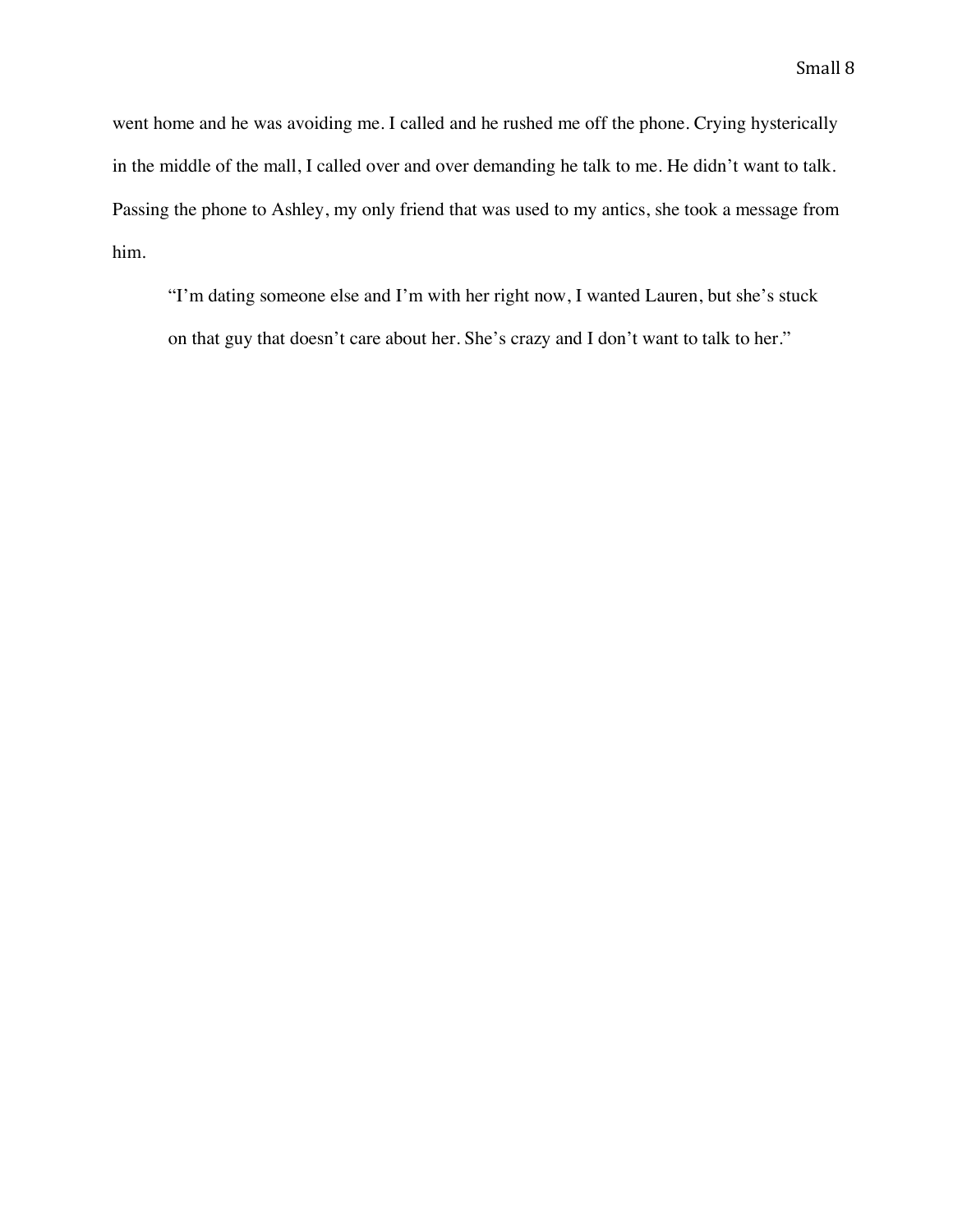went home and he was avoiding me. I called and he rushed me off the phone. Crying hysterically in the middle of the mall, I called over and over demanding he talk to me. He didn't want to talk. Passing the phone to Ashley, my only friend that was used to my antics, she took a message from him.

> "I'm dating someone else and I'm with her right now, I wanted Lauren, but she's stuck on that guy that doesn't care about her. She's crazy and I don't want to talk to her."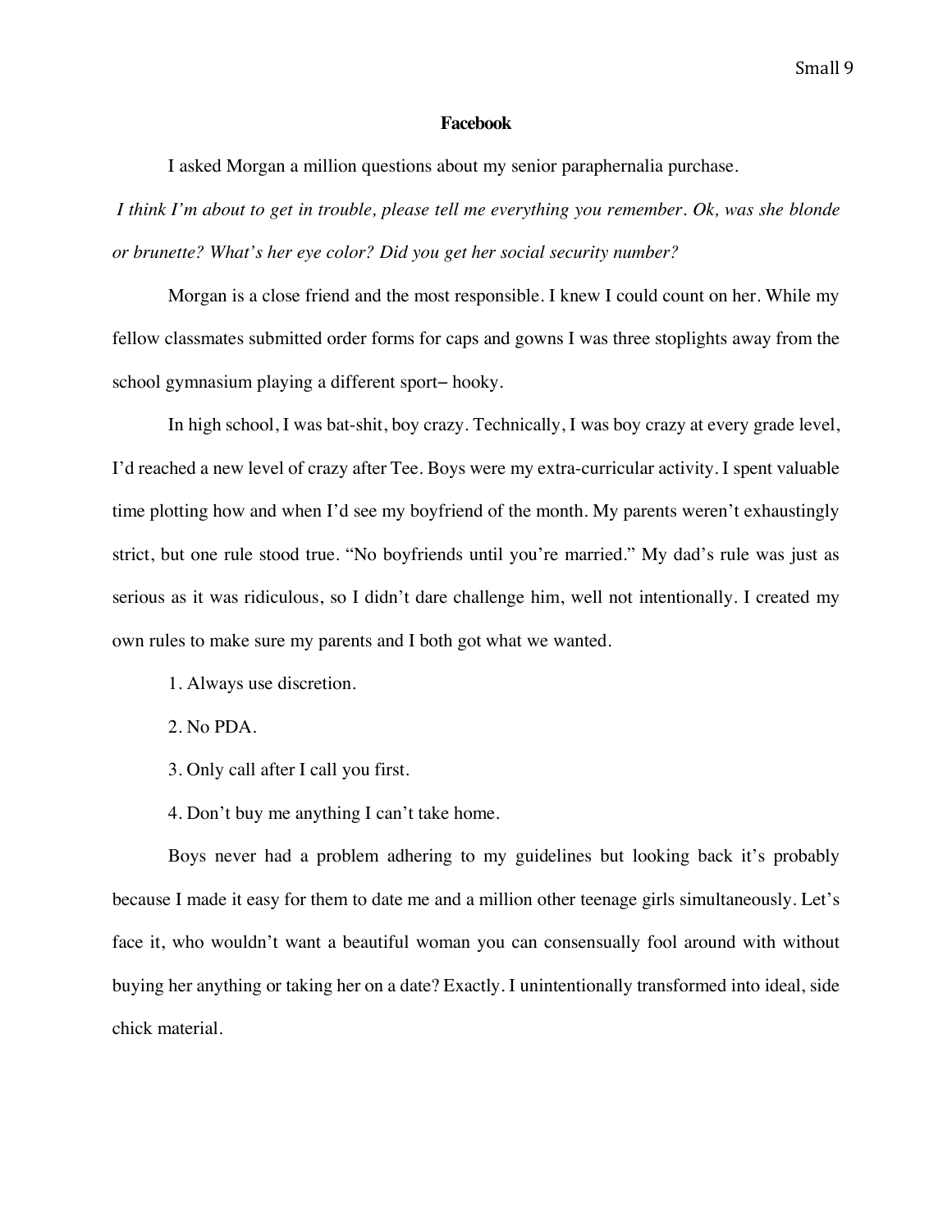**Facebook**

I asked Morgan a million questions about my senior paraphernalia purchase.

*I think I'm about to get in trouble, please tell me everything you remember. Ok, was she blonde or brunette? What's her eye color? Did you get her social security number?*

Morgan is a close friend and the most responsible. I knew I could count on her. While my fellow classmates submitted order forms for caps and gowns I was three stoplights away from the school gymnasium playing a different sport– hooky.

In high school, I was bat-shit, boy crazy. Technically, I was boy crazy at every grade level, I'd reached a new level of crazy after Tee. Boys were my extra-curricular activity. I spent valuable time plotting how and when I'd see my boyfriend of the month. My parents weren't exhaustingly strict, but one rule stood true. "No boyfriends until you're married." My dad's rule was just as serious as it was ridiculous, so I didn't dare challenge him, well not intentionally. I created my own rules to make sure my parents and I both got what we wanted.

1. Always use discretion.

2. No PDA.

3. Only call after I call you first.

4. Don't buy me anything I can't take home.

Boys never had a problem adhering to my guidelines but looking back it's probably because I made it easy for them to date me and a million other teenage girls simultaneously. Let's face it, who wouldn't want a beautiful woman you can consensually fool around with without buying her anything or taking her on a date? Exactly. I unintentionally transformed into ideal, side chick material.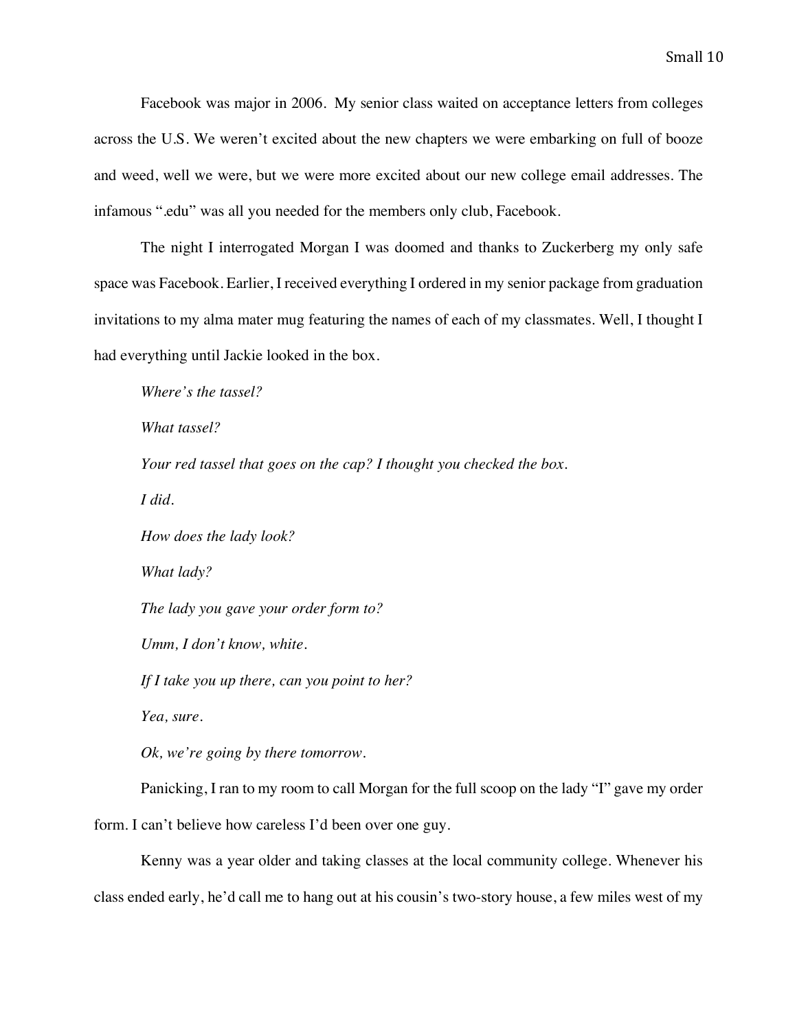Facebook was major in 2006. My senior class waited on acceptance letters from colleges across the U.S. We weren't excited about the new chapters we were embarking on full of booze and weed, well we were, but we were more excited about our new college email addresses. The infamous ".edu" was all you needed for the members only club, Facebook.

The night I interrogated Morgan I was doomed and thanks to Zuckerberg my only safe space was Facebook. Earlier, I received everything I ordered in my senior package from graduation invitations to my alma mater mug featuring the names of each of my classmates. Well, I thought I had everything until Jackie looked in the box.

*Where's the tassel?*

*What tassel?*

*Your red tassel that goes on the cap? I thought you checked the box.*

*I did.*

*How does the lady look?*

*What lady?*

*The lady you gave your order form to?*

*Umm, I don't know, white.*

*If I take you up there, can you point to her?*

*Yea, sure.*

*Ok, we're going by there tomorrow.*

Panicking, I ran to my room to call Morgan for the full scoop on the lady "I" gave my order form. I can't believe how careless I'd been over one guy.

Kenny was a year older and taking classes at the local community college. Whenever his class ended early, he'd call me to hang out at his cousin's two-story house, a few miles west of my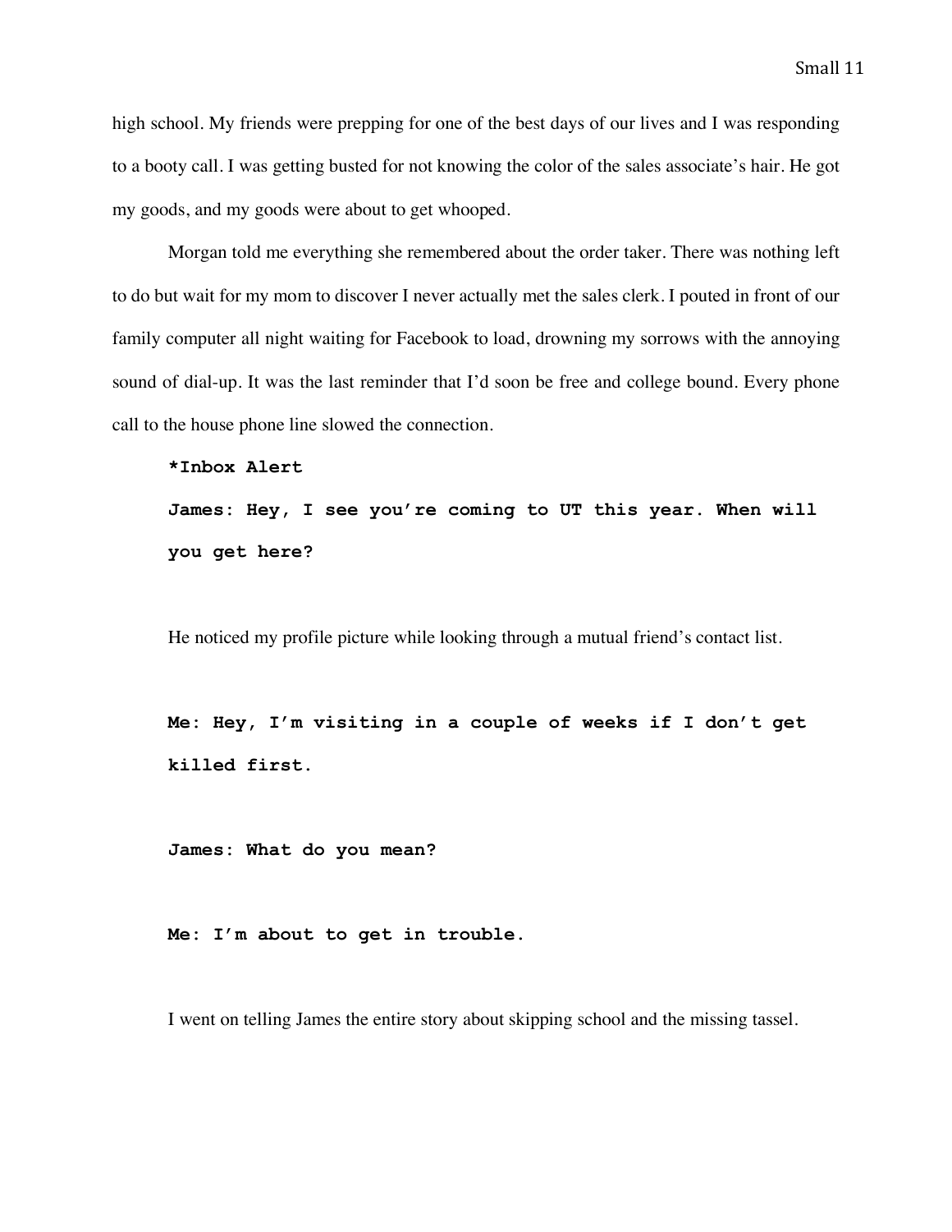high school. My friends were prepping for one of the best days of our lives and I was responding to a booty call. I was getting busted for not knowing the color of the sales associate's hair. He got my goods, and my goods were about to get whooped.

Morgan told me everything she remembered about the order taker. There was nothing left to do but wait for my mom to discover I never actually met the sales clerk. I pouted in front of our family computer all night waiting for Facebook to load, drowning my sorrows with the annoying sound of dial-up. It was the last reminder that I'd soon be free and college bound. Every phone call to the house phone line slowed the connection.

**\*Inbox Alert**

**James: Hey, I see you're coming to UT this year. When will you get here?**

He noticed my profile picture while looking through a mutual friend's contact list.

**Me: Hey, I'm visiting in a couple of weeks if I don't get killed first.**

**James: What do you mean?**

**Me: I'm about to get in trouble.**

I went on telling James the entire story about skipping school and the missing tassel.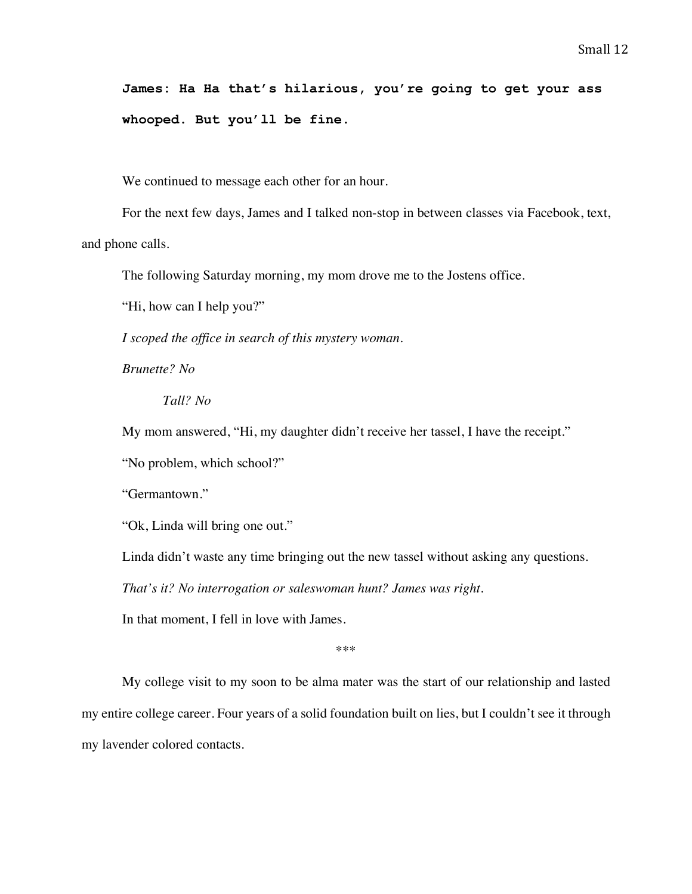**James: Ha Ha that's hilarious, you're going to get your ass whooped. But you'll be fine.**

We continued to message each other for an hour.

For the next few days, James and I talked non-stop in between classes via Facebook, text, and phone calls.

The following Saturday morning, my mom drove me to the Jostens office.

"Hi, how can I help you?"

*I scoped the office in search of this mystery woman.*

*Brunette? No*

*Tall? No*

My mom answered, "Hi, my daughter didn't receive her tassel, I have the receipt."

"No problem, which school?"

"Germantown."

"Ok, Linda will bring one out."

Linda didn't waste any time bringing out the new tassel without asking any questions.

*That's it? No interrogation or saleswoman hunt? James was right.*

In that moment, I fell in love with James.

\*\*\*

My college visit to my soon to be alma mater was the start of our relationship and lasted my entire college career. Four years of a solid foundation built on lies, but I couldn't see it through my lavender colored contacts.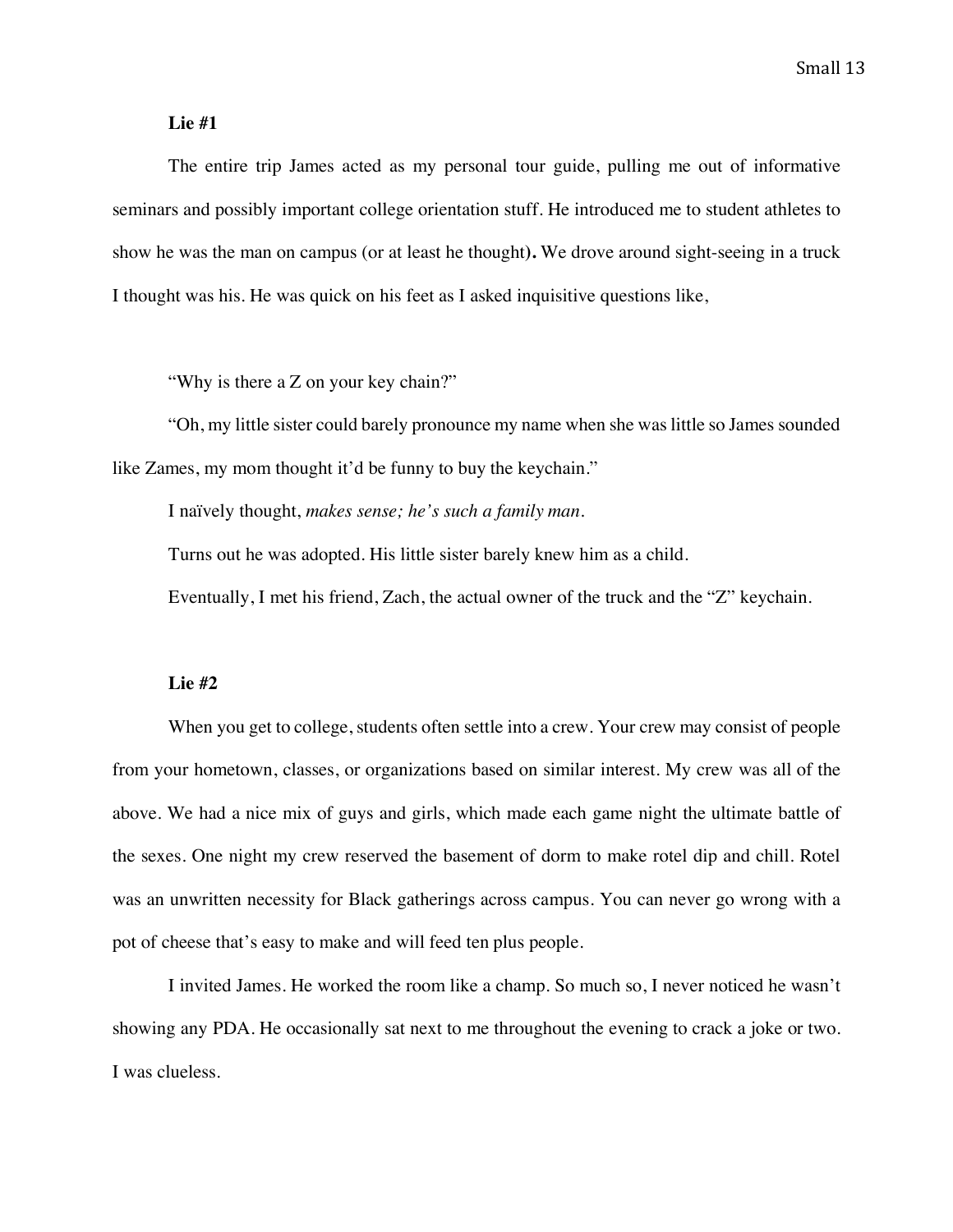**Lie #1**

The entire trip James acted as my personal tour guide, pulling me out of informative seminars and possibly important college orientation stuff. He introduced me to student athletes to show he was the man on campus (or at least he thought**).** We drove around sight-seeing in a truck I thought was his. He was quick on his feet as I asked inquisitive questions like,

"Why is there a Z on your key chain?"

"Oh, my little sister could barely pronounce my name when she was little so James sounded like Zames, my mom thought it'd be funny to buy the keychain."

I naïvely thought, *makes sense; he's such a family man.*

Turns out he was adopted. His little sister barely knew him as a child.

Eventually, I met his friend, Zach, the actual owner of the truck and the "Z" keychain.

**Lie #2**

When you get to college, students often settle into a crew. Your crew may consist of people from your hometown, classes, or organizations based on similar interest. My crew was all of the above. We had a nice mix of guys and girls, which made each game night the ultimate battle of the sexes. One night my crew reserved the basement of dorm to make rotel dip and chill. Rotel was an unwritten necessity for Black gatherings across campus. You can never go wrong with a pot of cheese that's easy to make and will feed ten plus people.

I invited James. He worked the room like a champ. So much so, I never noticed he wasn't showing any PDA. He occasionally sat next to me throughout the evening to crack a joke or two. I was clueless.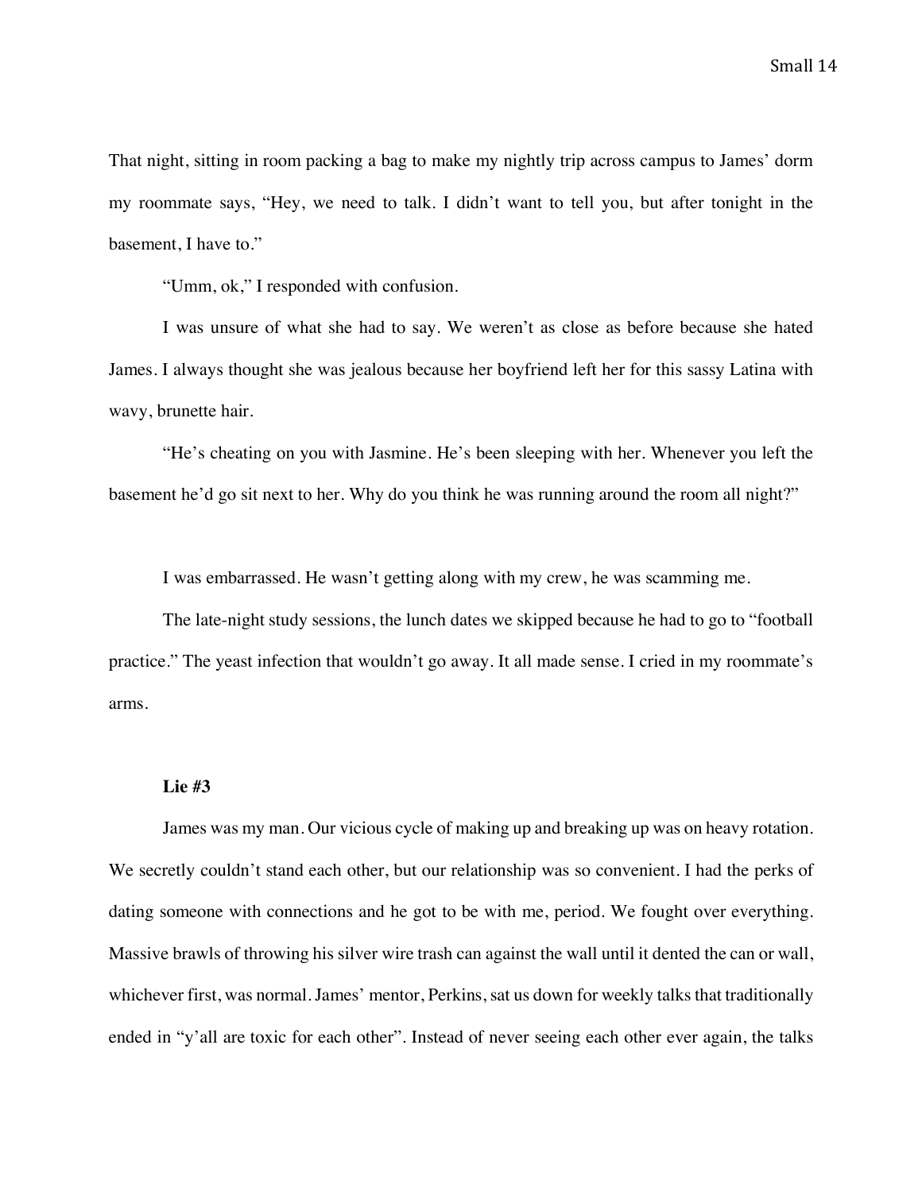That night, sitting in room packing a bag to make my nightly trip across campus to James' dorm my roommate says, "Hey, we need to talk. I didn't want to tell you, but after tonight in the basement, I have to."

"Umm, ok," I responded with confusion.

I was unsure of what she had to say. We weren't as close as before because she hated James. I always thought she was jealous because her boyfriend left her for this sassy Latina with wavy, brunette hair.

"He's cheating on you with Jasmine. He's been sleeping with her. Whenever you left the basement he'd go sit next to her. Why do you think he was running around the room all night?"

I was embarrassed. He wasn't getting along with my crew, he was scamming me.

The late-night study sessions, the lunch dates we skipped because he had to go to "football practice." The yeast infection that wouldn't go away. It all made sense. I cried in my roommate's arms.

**Lie #3**

James was my man. Our vicious cycle of making up and breaking up was on heavy rotation. We secretly couldn't stand each other, but our relationship was so convenient. I had the perks of dating someone with connections and he got to be with me, period. We fought over everything. Massive brawls of throwing his silver wire trash can against the wall until it dented the can or wall, whichever first, was normal. James' mentor, Perkins, sat us down for weekly talks that traditionally ended in "y'all are toxic for each other". Instead of never seeing each other ever again, the talks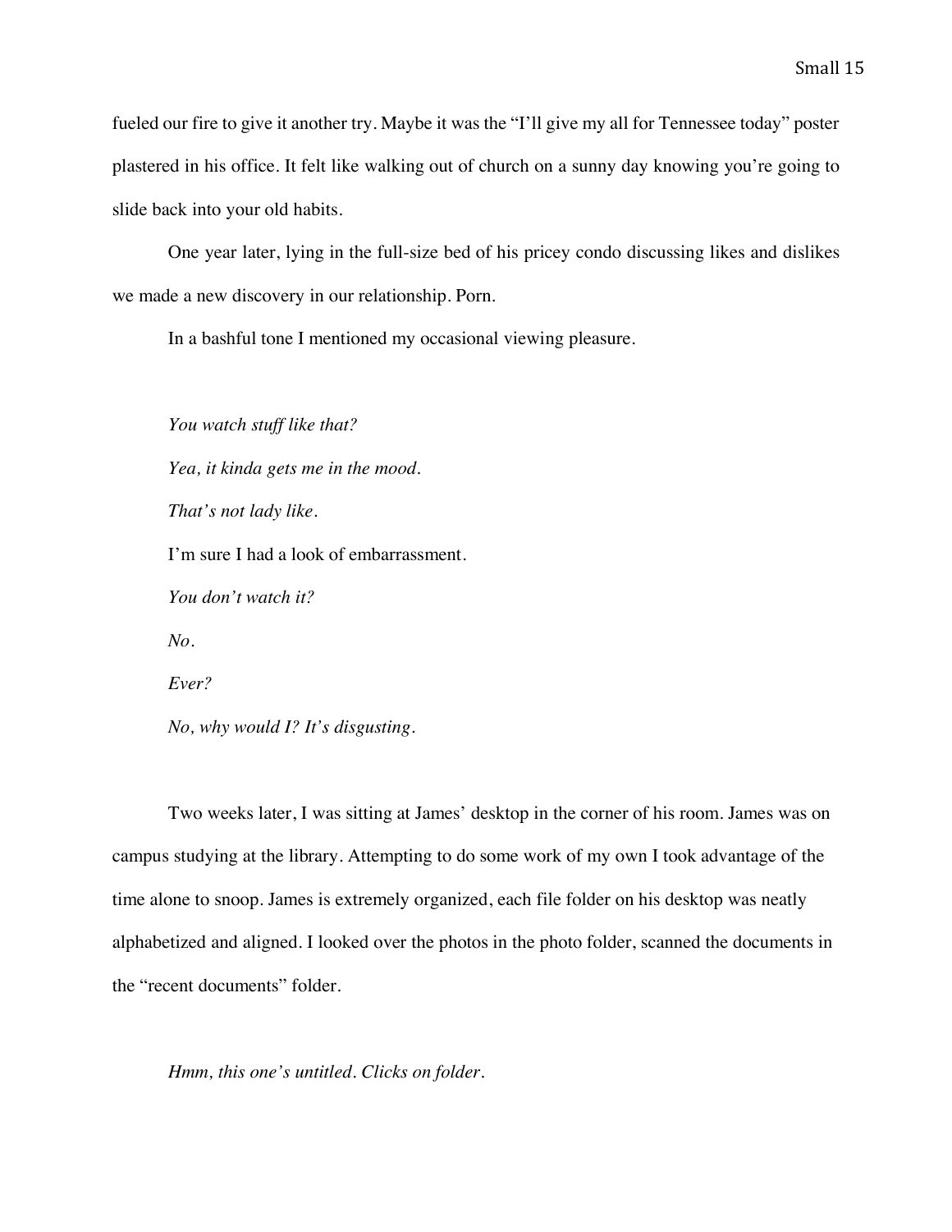fueled our fire to give it another try. Maybe it was the "I'll give my all for Tennessee today" poster plastered in his office. It felt like walking out of church on a sunny day knowing you're going to slide back into your old habits.

One year later, lying in the full-size bed of his pricey condo discussing likes and dislikes we made a new discovery in our relationship. Porn.

In a bashful tone I mentioned my occasional viewing pleasure.

*You watch stuff like that?*

*Yea, it kinda gets me in the mood.*

*That's not lady like.*

I'm sure I had a look of embarrassment.

*You don't watch it?*

*No.*

*Ever?*

*No, why would I? It's disgusting.*

Two weeks later, I was sitting at James' desktop in the corner of his room. James was on campus studying at the library. Attempting to do some work of my own I took advantage of the time alone to snoop. James is extremely organized, each file folder on his desktop was neatly alphabetized and aligned. I looked over the photos in the photo folder, scanned the documents in the "recent documents" folder.

*Hmm, this one's untitled. Clicks on folder.*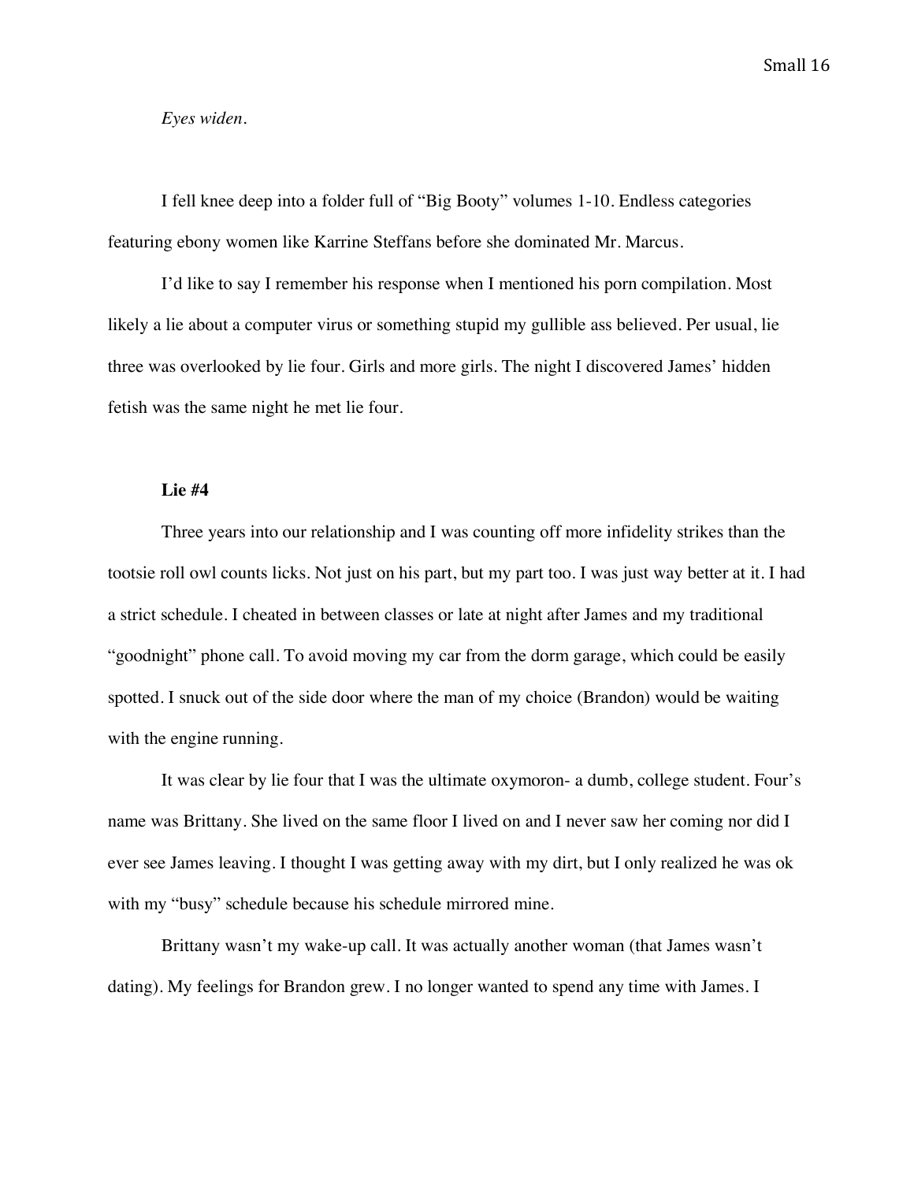*Eyes widen.*

I fell knee deep into a folder full of "Big Booty" volumes 1-10. Endless categories featuring ebony women like Karrine Steffans before she dominated Mr. Marcus.

I'd like to say I remember his response when I mentioned his porn compilation. Most likely a lie about a computer virus or something stupid my gullible ass believed. Per usual, lie three was overlooked by lie four. Girls and more girls. The night I discovered James' hidden fetish was the same night he met lie four.

**Lie #4**

Three years into our relationship and I was counting off more infidelity strikes than the tootsie roll owl counts licks. Not just on his part, but my part too. I was just way better at it. I had a strict schedule. I cheated in between classes or late at night after James and my traditional "goodnight" phone call. To avoid moving my car from the dorm garage, which could be easily spotted. I snuck out of the side door where the man of my choice (Brandon) would be waiting with the engine running.

It was clear by lie four that I was the ultimate oxymoron- a dumb, college student. Four's name was Brittany. She lived on the same floor I lived on and I never saw her coming nor did I ever see James leaving. I thought I was getting away with my dirt, but I only realized he was ok with my "busy" schedule because his schedule mirrored mine.

Brittany wasn't my wake-up call. It was actually another woman (that James wasn't dating). My feelings for Brandon grew. I no longer wanted to spend any time with James. I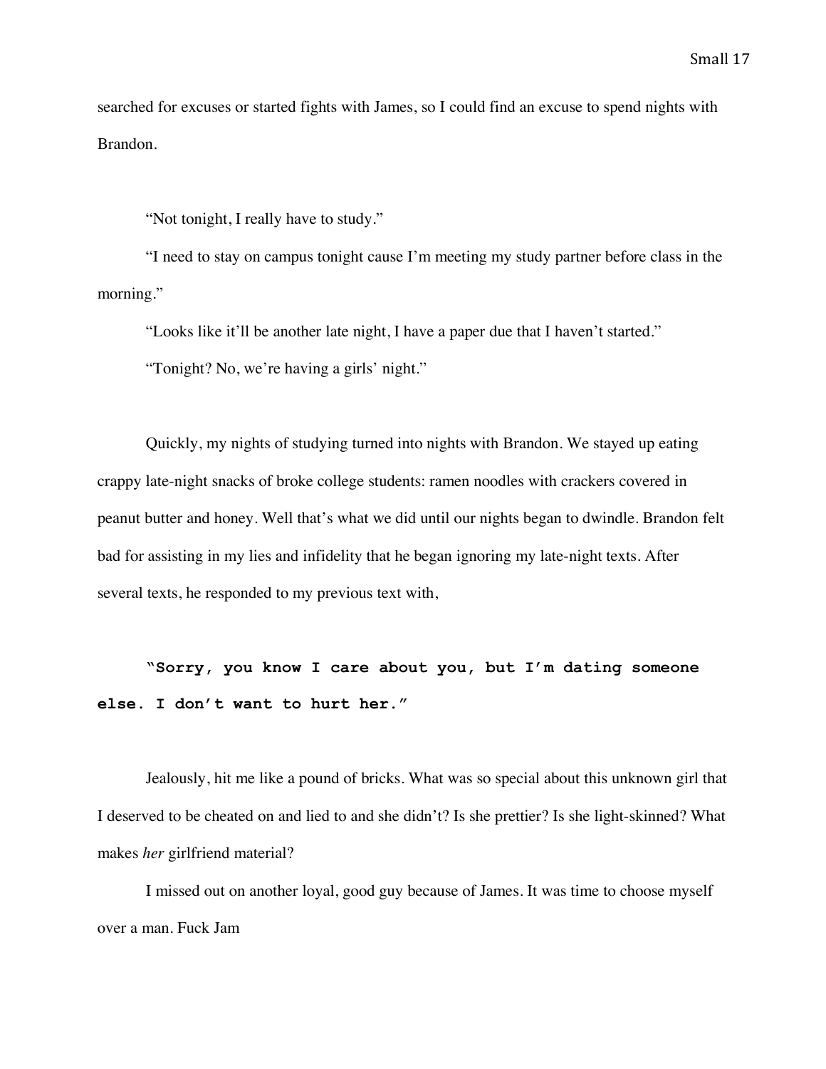searched for excuses or started fights with James, so I could find an excuse to spend nights with Brandon.

"Not tonight, I really have to study."

"I need to stay on campus tonight cause I'm meeting my study partner before class in the morning."

"Looks like it'll be another late night, I have a paper due that I haven't started."

"Tonight? No, we're having a girls' night."

Quickly, my nights of studying turned into nights with Brandon. We stayed up eating crappy late-night snacks of broke college students: ramen noodles with crackers covered in peanut butter and honey. Well that's what we did until our nights began to dwindle. Brandon felt bad for assisting in my lies and infidelity that he began ignoring my late-night texts. After several texts, he responded to my previous text with,

**"Sorry, you know I care about you, but I'm dating someone else. I don't want to hurt her."**

Jealously, hit me like a pound of bricks. What was so special about this unknown girl that I deserved to be cheated on and lied to and she didn't? Is she prettier? Is she light-skinned? What makes *her* girlfriend material?

I missed out on another loyal, good guy because of James. It was time to choose myself over a man. Fuck Jam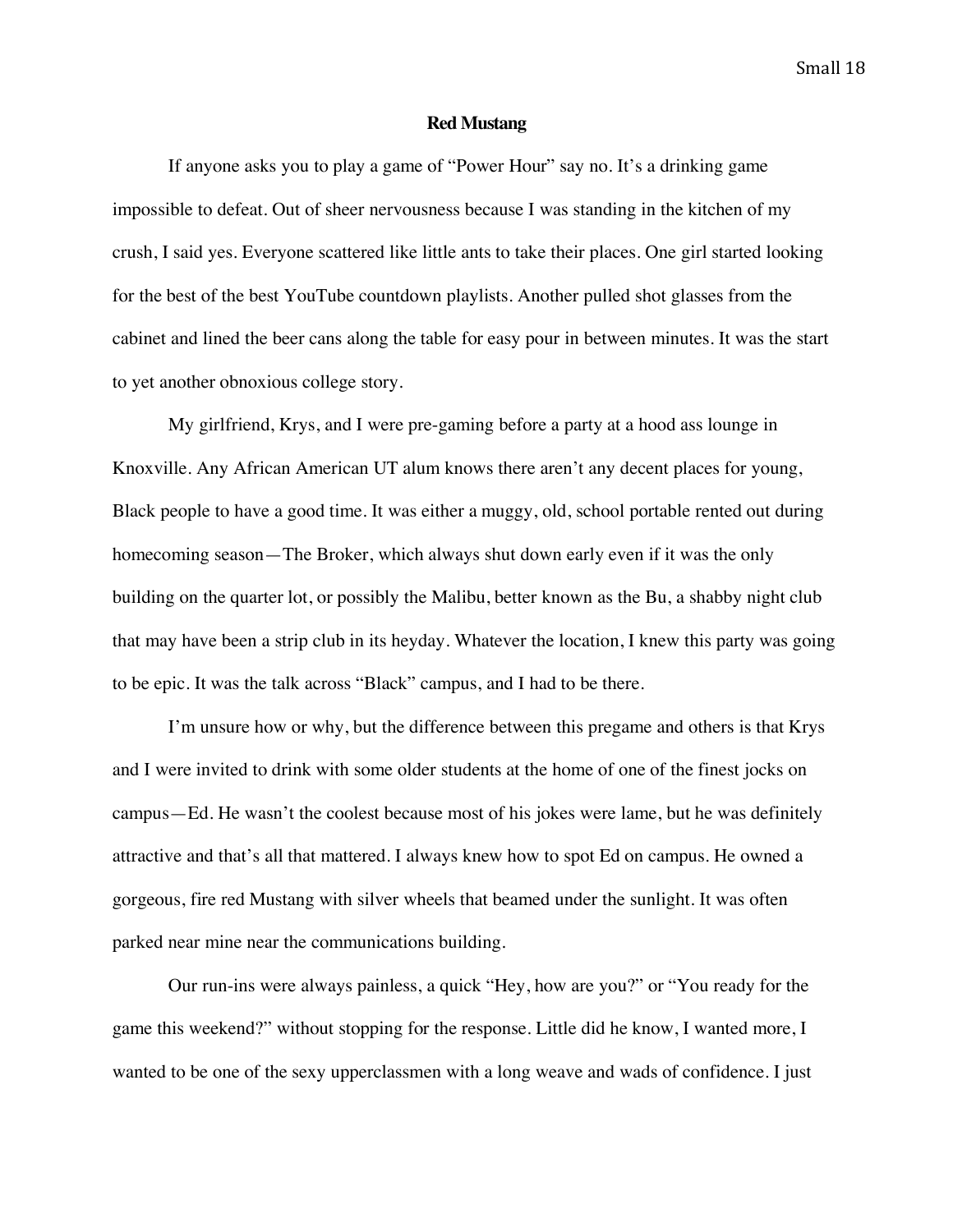**Red Mustang**

If anyone asks you to play a game of "Power Hour" say no. It's a drinking game impossible to defeat. Out of sheer nervousness because I was standing in the kitchen of my crush, I said yes. Everyone scattered like little ants to take their places. One girl started looking for the best of the best YouTube countdown playlists. Another pulled shot glasses from the cabinet and lined the beer cans along the table for easy pour in between minutes. It was the start to yet another obnoxious college story.

My girlfriend, Krys, and I were pre-gaming before a party at a hood ass lounge in Knoxville. Any African American UT alum knows there aren't any decent places for young, Black people to have a good time. It was either a muggy, old, school portable rented out during homecoming season—The Broker, which always shut down early even if it was the only building on the quarter lot, or possibly the Malibu, better known as the Bu, a shabby night club that may have been a strip club in its heyday. Whatever the location, I knew this party was going to be epic. It was the talk across "Black" campus, and I had to be there.

I'm unsure how or why, but the difference between this pregame and others is that Krys and I were invited to drink with some older students at the home of one of the finest jocks on campus—Ed. He wasn't the coolest because most of his jokes were lame, but he was definitely attractive and that's all that mattered. I always knew how to spot Ed on campus. He owned a gorgeous, fire red Mustang with silver wheels that beamed under the sunlight. It was often parked near mine near the communications building.

Our run-ins were always painless, a quick "Hey, how are you?" or "You ready for the game this weekend?" without stopping for the response. Little did he know, I wanted more, I wanted to be one of the sexy upperclassmen with a long weave and wads of confidence. I just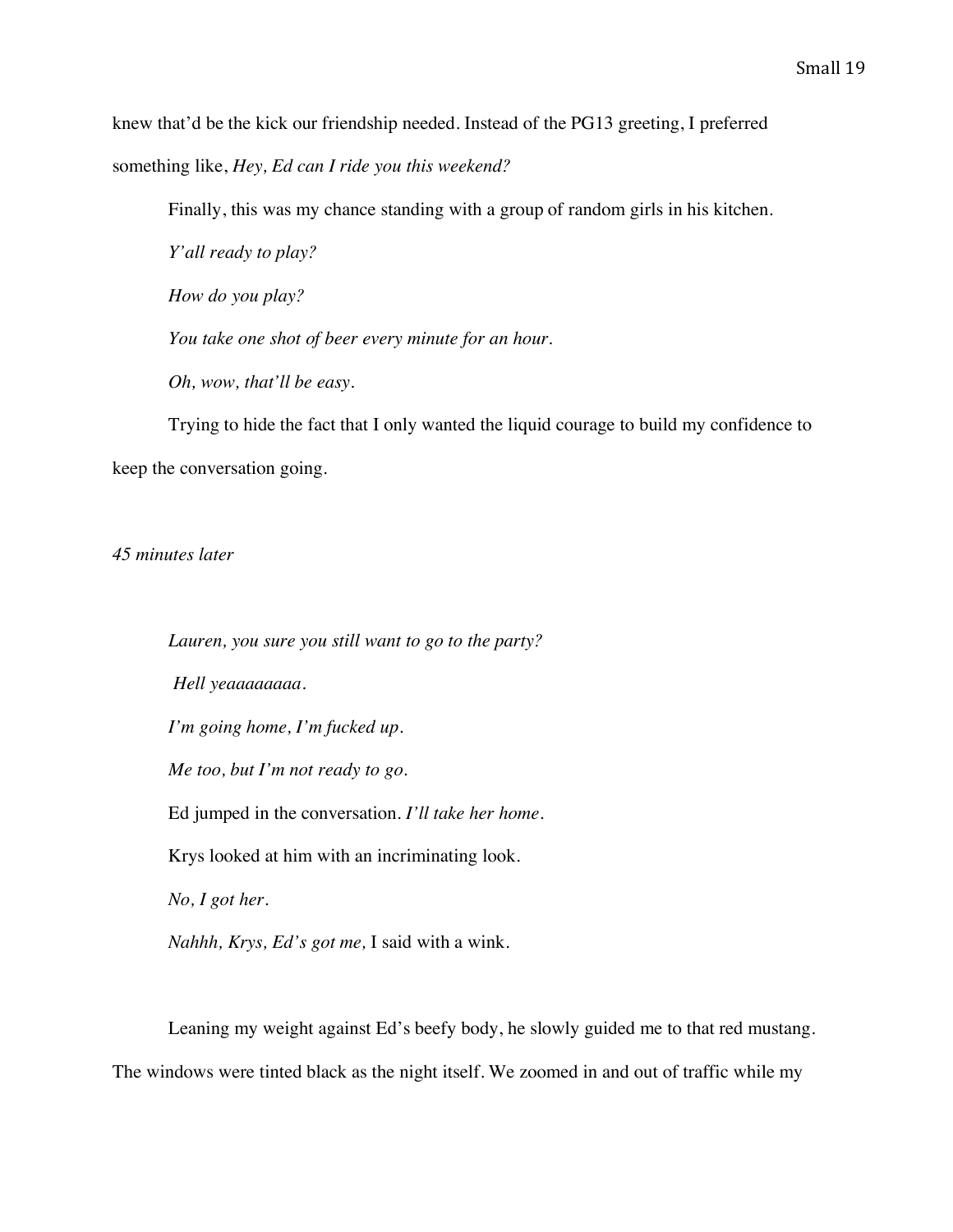knew that'd be the kick our friendship needed. Instead of the PG13 greeting, I preferred something like, *Hey, Ed can I ride you this weekend?*

Finally, this was my chance standing with a group of random girls in his kitchen.

*Y'all ready to play?*

*How do you play?*

*You take one shot of beer every minute for an hour.*

*Oh, wow, that'll be easy.*

Trying to hide the fact that I only wanted the liquid courage to build my confidence to keep the conversation going.

*45 minutes later*

*Lauren, you sure you still want to go to the party?*

*Hell yeaaaaaaaa.*

*I'm going home, I'm fucked up.*

*Me too, but I'm not ready to go.*

Ed jumped in the conversation. *I'll take her home.*

Krys looked at him with an incriminating look.

*No, I got her.*

*Nahhh, Krys, Ed's got me,* I said with a wink.

Leaning my weight against Ed's beefy body, he slowly guided me to that red mustang. The windows were tinted black as the night itself. We zoomed in and out of traffic while my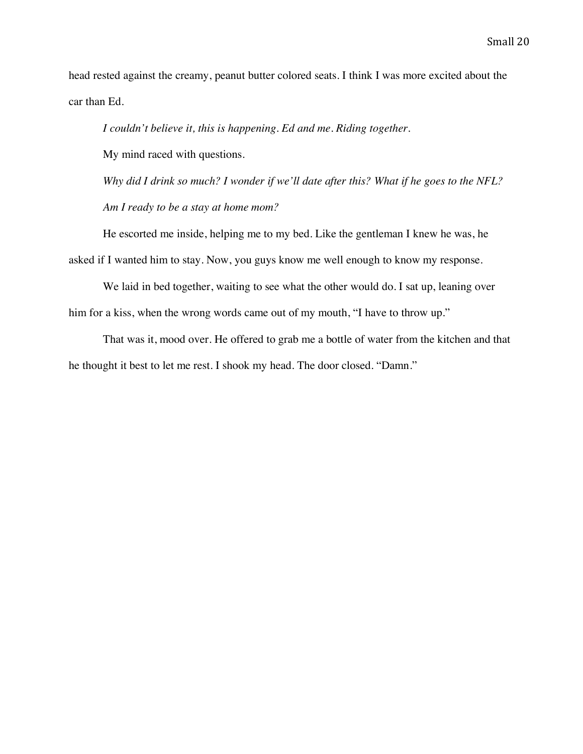head rested against the creamy, peanut butter colored seats. I think I was more excited about the car than Ed.

*I couldn't believe it, this is happening. Ed and me. Riding together.*

My mind raced with questions.

*Why did I drink so much? I wonder if we'll date after this? What if he goes to the NFL? Am I ready to be a stay at home mom?*

He escorted me inside, helping me to my bed. Like the gentleman I knew he was, he asked if I wanted him to stay. Now, you guys know me well enough to know my response.

We laid in bed together, waiting to see what the other would do. I sat up, leaning over him for a kiss, when the wrong words came out of my mouth, "I have to throw up."

That was it, mood over. He offered to grab me a bottle of water from the kitchen and that he thought it best to let me rest. I shook my head. The door closed. "Damn."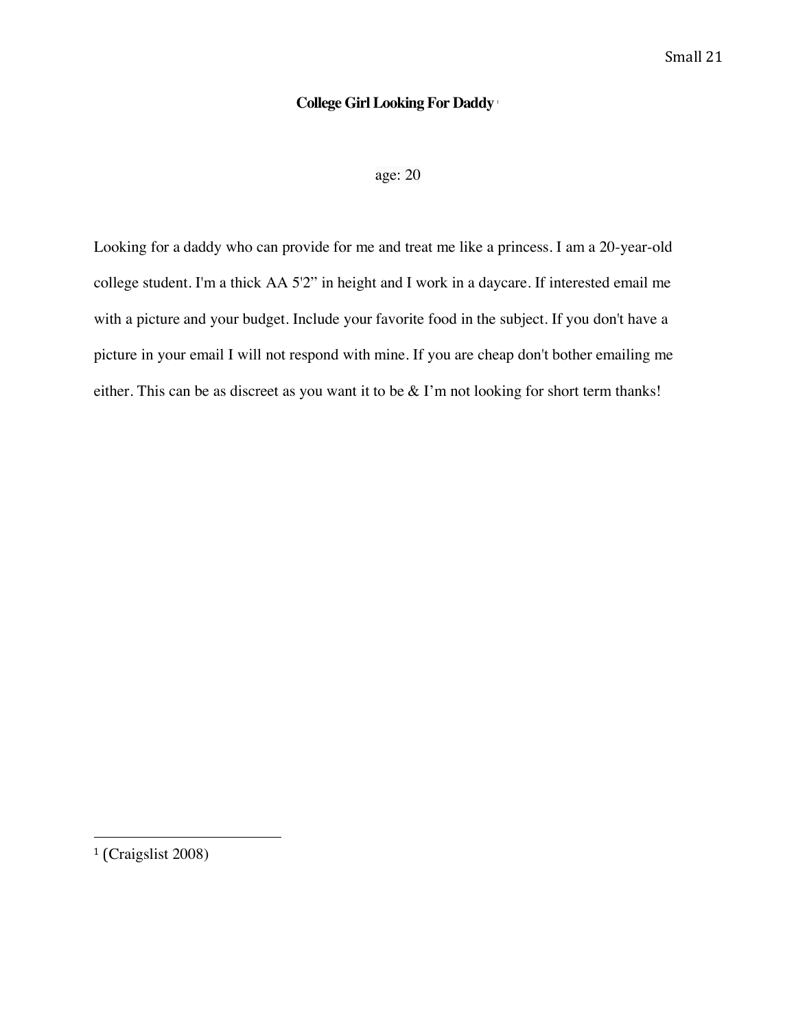**College Girl Looking For Daddy**[1]

age: 20

Looking for a daddy who can provide for me and treat me like a princess. I am a 20-year-old college student. I'm a thick AA 5'2" in height and I work in a daycare. If interested email me with a picture and your budget. Include your favorite food in the subject. If you don't have a picture in your email I will not respond with mine. If you are cheap don't bother emailing me either. This can be as discreet as you want it to be & I'm not looking for short term thanks!

---

[1] (Craigslist 2008)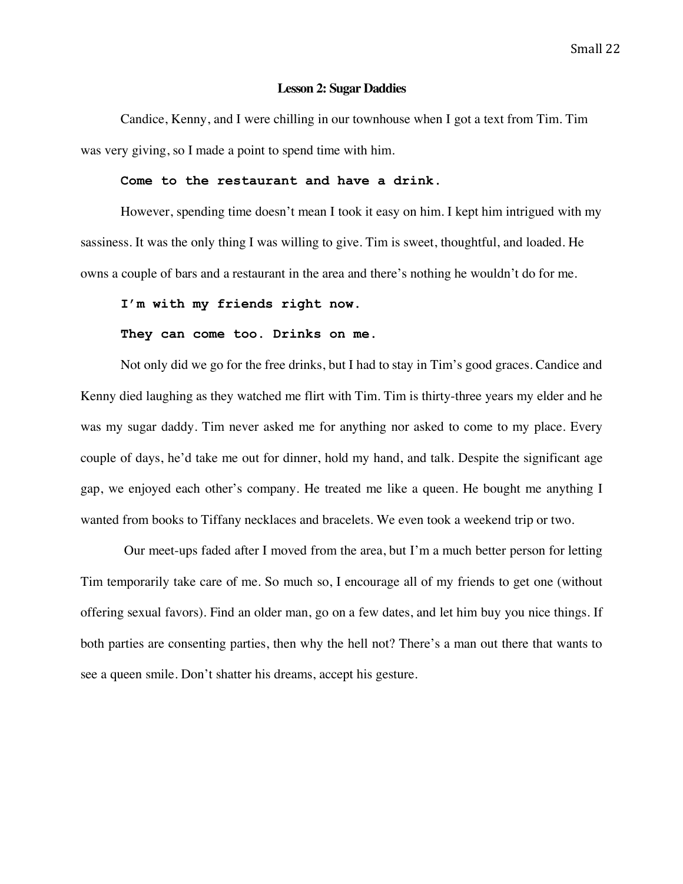**Lesson 2: Sugar Daddies**

Candice, Kenny, and I were chilling in our townhouse when I got a text from Tim. Tim was very giving, so I made a point to spend time with him.

**`Come to the restaurant and have a drink.`**

However, spending time doesn't mean I took it easy on him. I kept him intrigued with my sassiness. It was the only thing I was willing to give. Tim is sweet, thoughtful, and loaded. He owns a couple of bars and a restaurant in the area and there's nothing he wouldn't do for me.

**`I'm with my friends right now.`**

**`They can come too. Drinks on me.`**

Not only did we go for the free drinks, but I had to stay in Tim's good graces. Candice and Kenny died laughing as they watched me flirt with Tim. Tim is thirty-three years my elder and he was my sugar daddy. Tim never asked me for anything nor asked to come to my place. Every couple of days, he'd take me out for dinner, hold my hand, and talk. Despite the significant age gap, we enjoyed each other's company. He treated me like a queen. He bought me anything I wanted from books to Tiffany necklaces and bracelets. We even took a weekend trip or two.

Our meet-ups faded after I moved from the area, but I'm a much better person for letting Tim temporarily take care of me. So much so, I encourage all of my friends to get one (without offering sexual favors). Find an older man, go on a few dates, and let him buy you nice things. If both parties are consenting parties, then why the hell not? There's a man out there that wants to see a queen smile. Don't shatter his dreams, accept his gesture.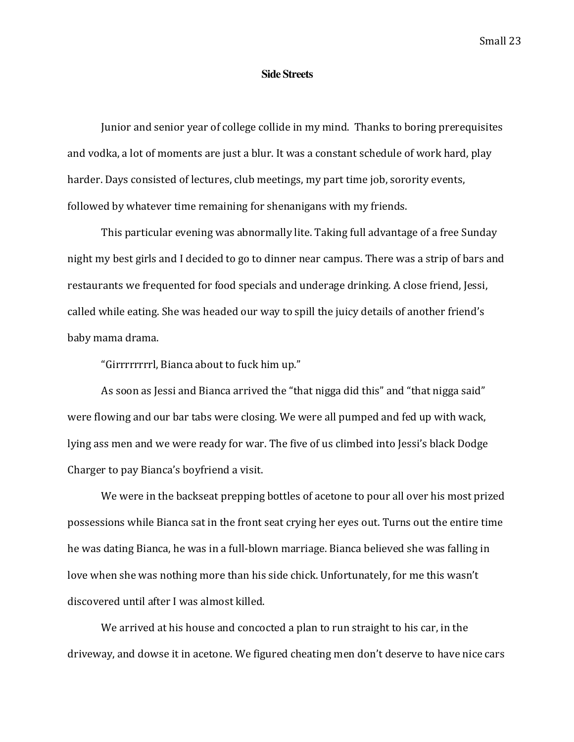**Side Streets**

Junior and senior year of college collide in my mind.  Thanks to boring prerequisites and vodka, a lot of moments are just a blur. It was a constant schedule of work hard, play harder. Days consisted of lectures, club meetings, my part time job, sorority events, followed by whatever time remaining for shenanigans with my friends.

This particular evening was abnormally lite. Taking full advantage of a free Sunday night my best girls and I decided to go to dinner near campus. There was a strip of bars and restaurants we frequented for food specials and underage drinking. A close friend, Jessi, called while eating. She was headed our way to spill the juicy details of another friend's baby mama drama.

"Girrrrrrrrl, Bianca about to fuck him up."

As soon as Jessi and Bianca arrived the "that nigga did this" and "that nigga said" were flowing and our bar tabs were closing. We were all pumped and fed up with wack, lying ass men and we were ready for war. The five of us climbed into Jessi's black Dodge Charger to pay Bianca's boyfriend a visit.

We were in the backseat prepping bottles of acetone to pour all over his most prized possessions while Bianca sat in the front seat crying her eyes out. Turns out the entire time he was dating Bianca, he was in a full-blown marriage. Bianca believed she was falling in love when she was nothing more than his side chick. Unfortunately, for me this wasn't discovered until after I was almost killed.

We arrived at his house and concocted a plan to run straight to his car, in the driveway, and dowse it in acetone. We figured cheating men don't deserve to have nice cars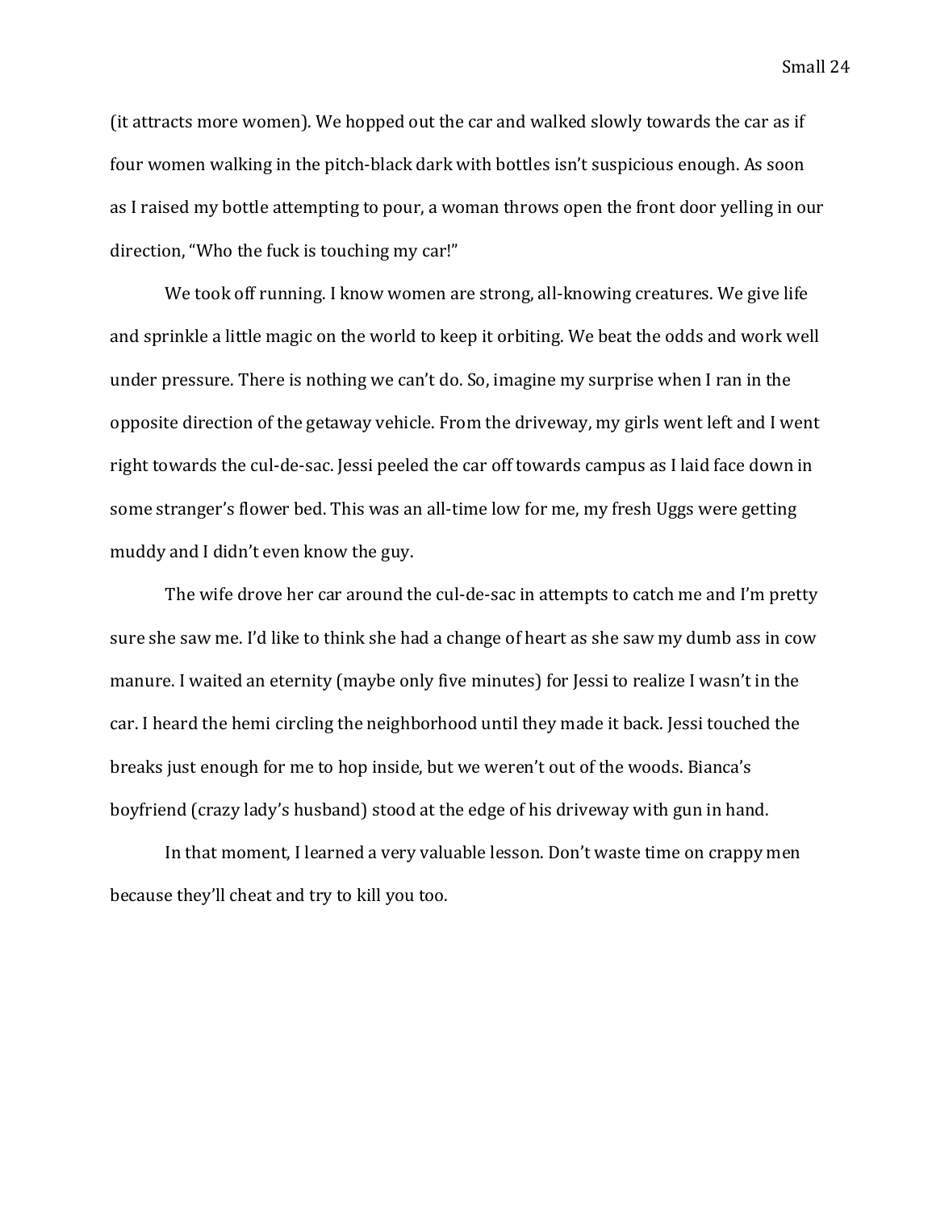(it attracts more women). We hopped out the car and walked slowly towards the car as if four women walking in the pitch-black dark with bottles isn't suspicious enough. As soon as I raised my bottle attempting to pour, a woman throws open the front door yelling in our direction, "Who the fuck is touching my car!"

We took off running. I know women are strong, all-knowing creatures. We give life and sprinkle a little magic on the world to keep it orbiting. We beat the odds and work well under pressure. There is nothing we can't do. So, imagine my surprise when I ran in the opposite direction of the getaway vehicle. From the driveway, my girls went left and I went right towards the cul-de-sac. Jessi peeled the car off towards campus as I laid face down in some stranger's flower bed. This was an all-time low for me, my fresh Uggs were getting muddy and I didn't even know the guy.

The wife drove her car around the cul-de-sac in attempts to catch me and I'm pretty sure she saw me. I'd like to think she had a change of heart as she saw my dumb ass in cow manure. I waited an eternity (maybe only five minutes) for Jessi to realize I wasn't in the car. I heard the hemi circling the neighborhood until they made it back. Jessi touched the breaks just enough for me to hop inside, but we weren't out of the woods. Bianca's boyfriend (crazy lady's husband) stood at the edge of his driveway with gun in hand.

In that moment, I learned a very valuable lesson. Don't waste time on crappy men because they'll cheat and try to kill you too.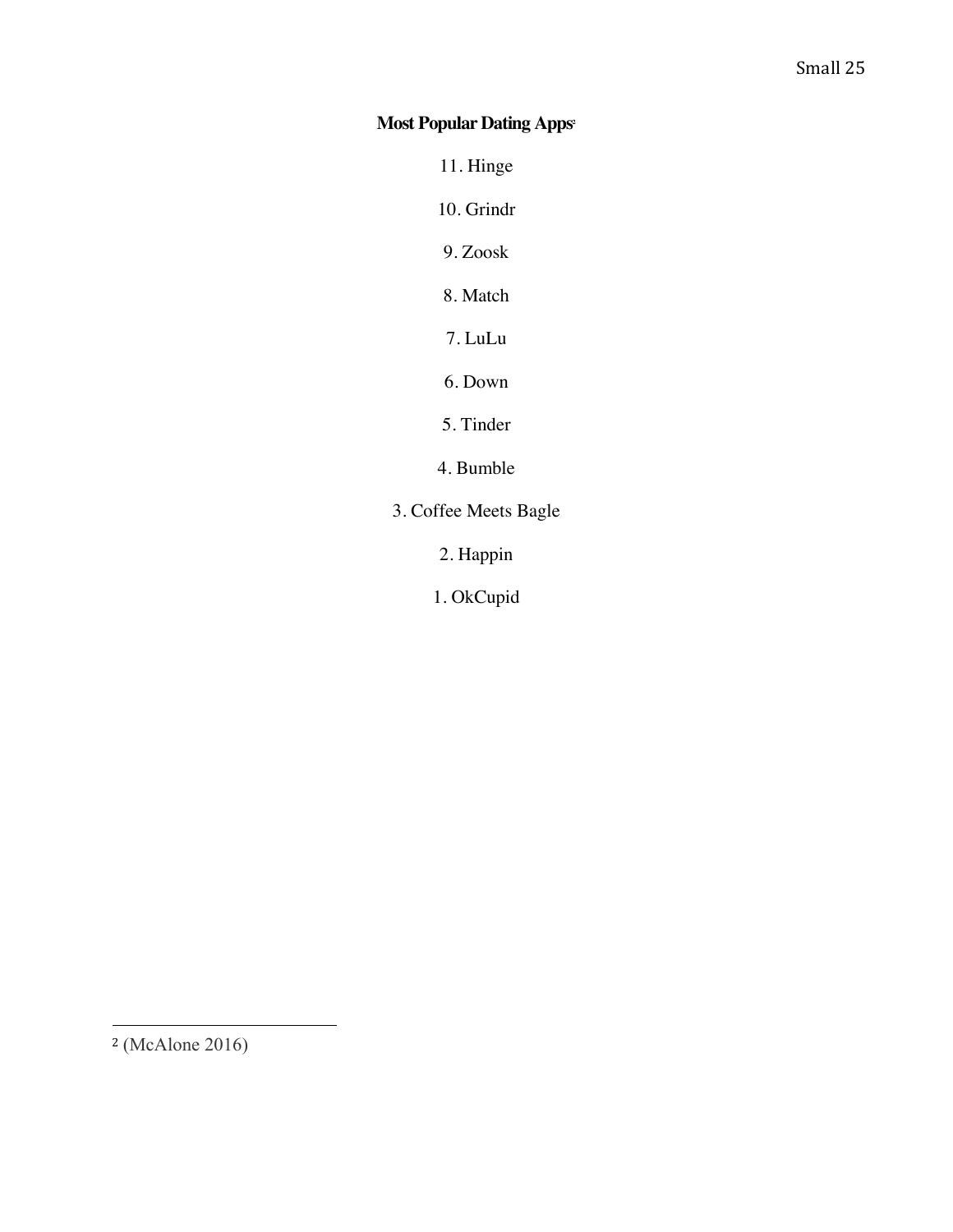**Most Popular Dating Apps**[2]

11. Hinge

10. Grindr

9. Zoosk

8. Match

7. LuLu

6. Down

5. Tinder

4. Bumble

3. Coffee Meets Bagle

2. Happin

1. OkCupid

---

[2] (McAlone 2016)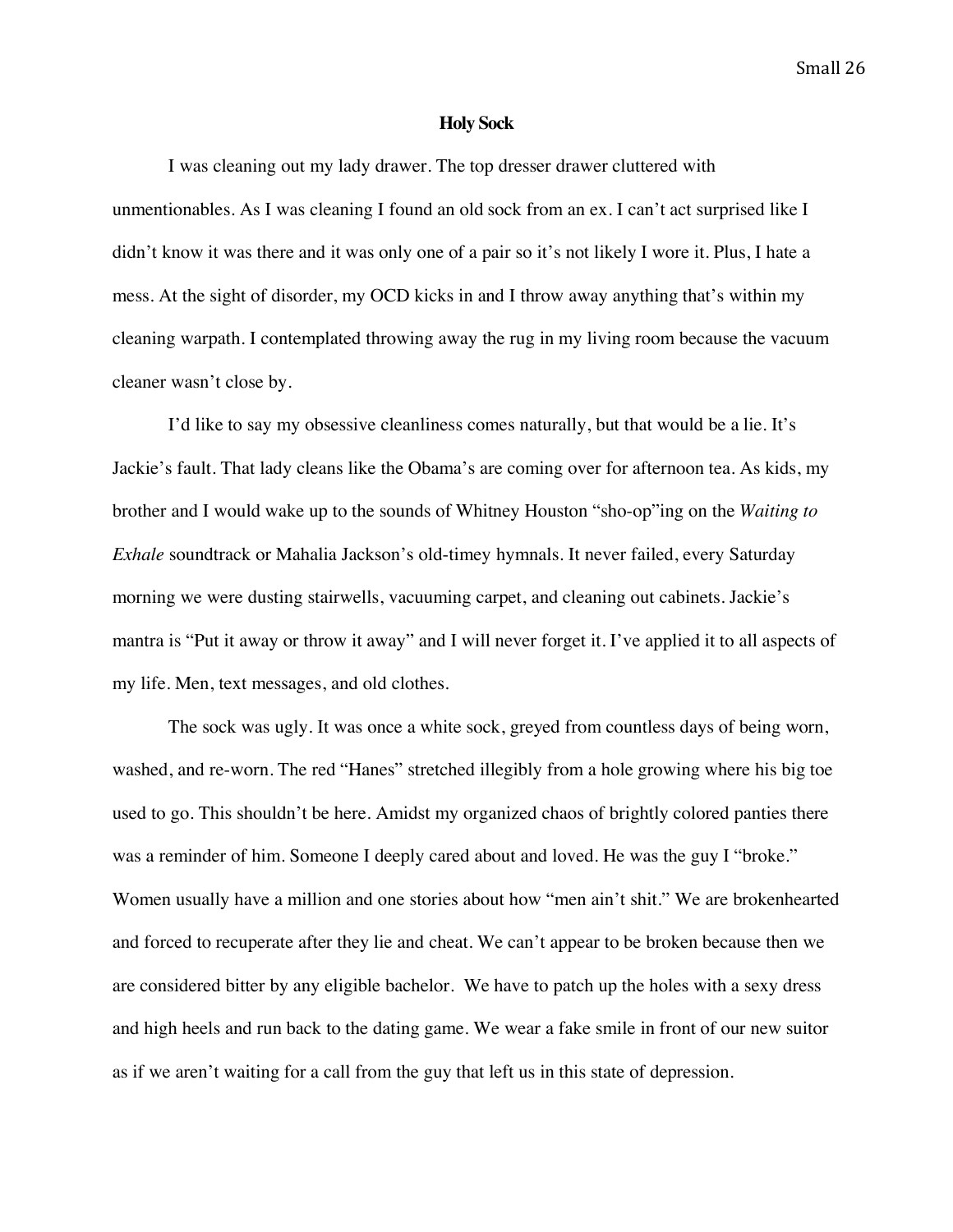# Holy Sock

I was cleaning out my lady drawer. The top dresser drawer cluttered with unmentionables. As I was cleaning I found an old sock from an ex. I can't act surprised like I didn't know it was there and it was only one of a pair so it's not likely I wore it. Plus, I hate a mess. At the sight of disorder, my OCD kicks in and I throw away anything that's within my cleaning warpath. I contemplated throwing away the rug in my living room because the vacuum cleaner wasn't close by.

I'd like to say my obsessive cleanliness comes naturally, but that would be a lie. It's Jackie's fault. That lady cleans like the Obama's are coming over for afternoon tea. As kids, my brother and I would wake up to the sounds of Whitney Houston "sho-op"ing on the *Waiting to Exhale* soundtrack or Mahalia Jackson's old-timey hymnals. It never failed, every Saturday morning we were dusting stairwells, vacuuming carpet, and cleaning out cabinets. Jackie's mantra is "Put it away or throw it away" and I will never forget it. I've applied it to all aspects of my life. Men, text messages, and old clothes.

The sock was ugly. It was once a white sock, greyed from countless days of being worn, washed, and re-worn. The red "Hanes" stretched illegibly from a hole growing where his big toe used to go. This shouldn't be here. Amidst my organized chaos of brightly colored panties there was a reminder of him. Someone I deeply cared about and loved. He was the guy I "broke." Women usually have a million and one stories about how "men ain't shit." We are brokenhearted and forced to recuperate after they lie and cheat. We can't appear to be broken because then we are considered bitter by any eligible bachelor. We have to patch up the holes with a sexy dress and high heels and run back to the dating game. We wear a fake smile in front of our new suitor as if we aren't waiting for a call from the guy that left us in this state of depression.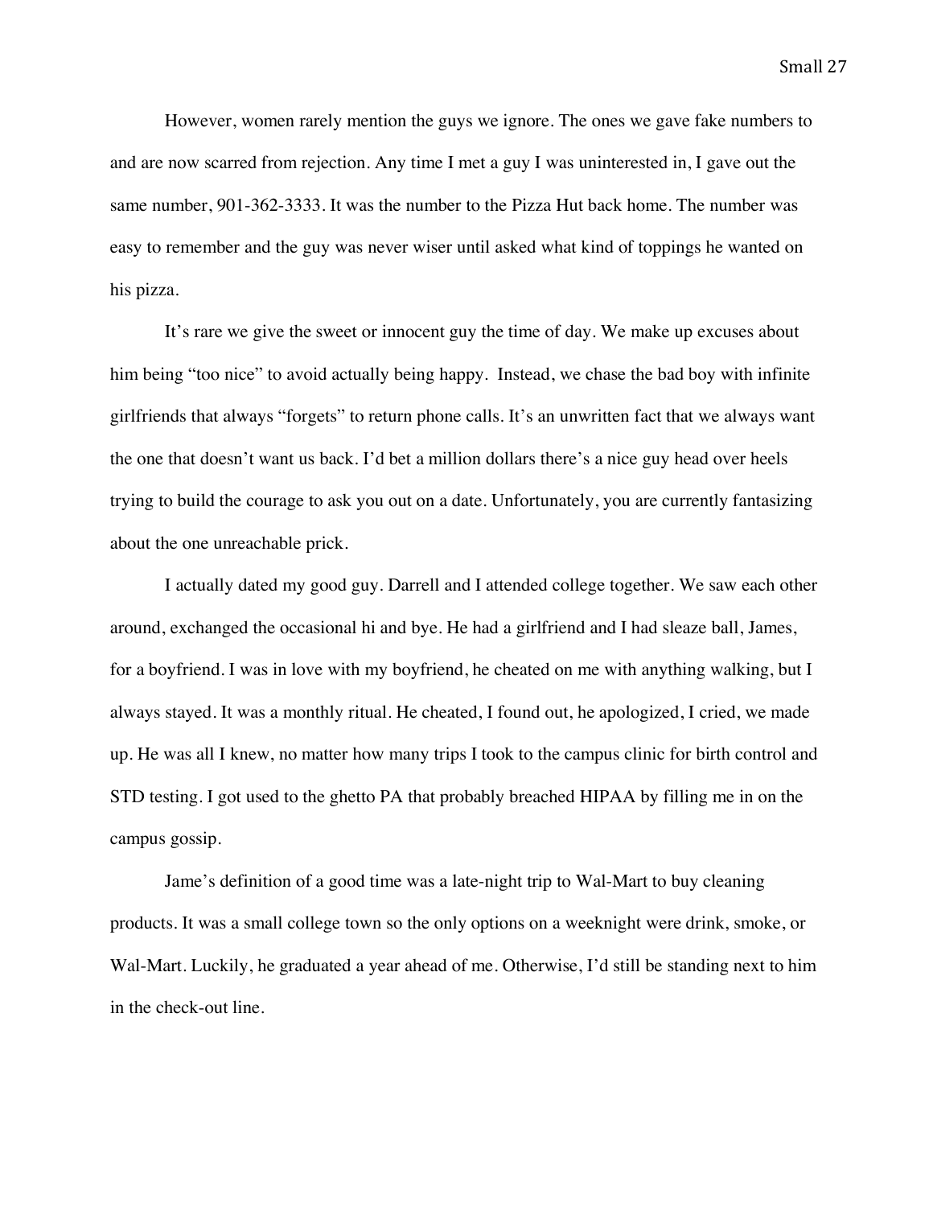However, women rarely mention the guys we ignore. The ones we gave fake numbers to and are now scarred from rejection. Any time I met a guy I was uninterested in, I gave out the same number, 901-362-3333. It was the number to the Pizza Hut back home. The number was easy to remember and the guy was never wiser until asked what kind of toppings he wanted on his pizza.

It's rare we give the sweet or innocent guy the time of day. We make up excuses about him being "too nice" to avoid actually being happy. Instead, we chase the bad boy with infinite girlfriends that always "forgets" to return phone calls. It's an unwritten fact that we always want the one that doesn't want us back. I'd bet a million dollars there's a nice guy head over heels trying to build the courage to ask you out on a date. Unfortunately, you are currently fantasizing about the one unreachable prick.

I actually dated my good guy. Darrell and I attended college together. We saw each other around, exchanged the occasional hi and bye. He had a girlfriend and I had sleaze ball, James, for a boyfriend. I was in love with my boyfriend, he cheated on me with anything walking, but I always stayed. It was a monthly ritual. He cheated, I found out, he apologized, I cried, we made up. He was all I knew, no matter how many trips I took to the campus clinic for birth control and STD testing. I got used to the ghetto PA that probably breached HIPAA by filling me in on the campus gossip.

Jame's definition of a good time was a late-night trip to Wal-Mart to buy cleaning products. It was a small college town so the only options on a weeknight were drink, smoke, or Wal-Mart. Luckily, he graduated a year ahead of me. Otherwise, I'd still be standing next to him in the check-out line.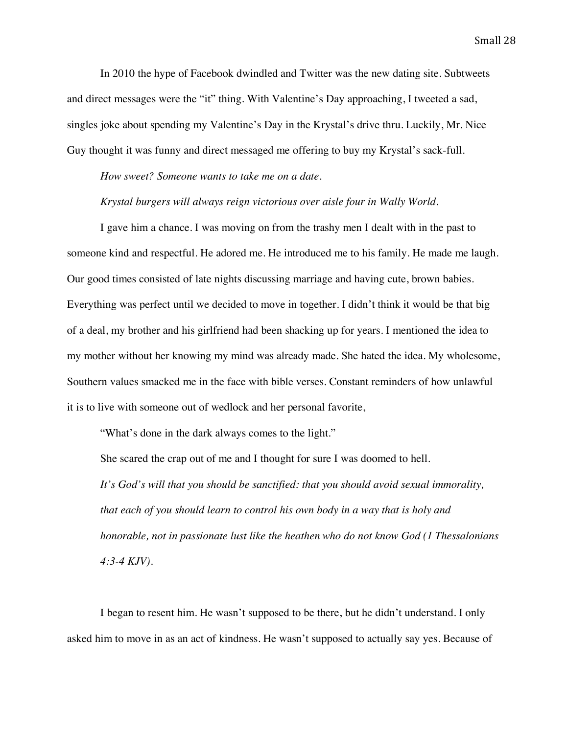In 2010 the hype of Facebook dwindled and Twitter was the new dating site. Subtweets and direct messages were the "it" thing. With Valentine's Day approaching, I tweeted a sad, singles joke about spending my Valentine's Day in the Krystal's drive thru. Luckily, Mr. Nice Guy thought it was funny and direct messaged me offering to buy my Krystal's sack-full.

*How sweet? Someone wants to take me on a date.*

*Krystal burgers will always reign victorious over aisle four in Wally World.*

I gave him a chance. I was moving on from the trashy men I dealt with in the past to someone kind and respectful. He adored me. He introduced me to his family. He made me laugh. Our good times consisted of late nights discussing marriage and having cute, brown babies. Everything was perfect until we decided to move in together. I didn't think it would be that big of a deal, my brother and his girlfriend had been shacking up for years. I mentioned the idea to my mother without her knowing my mind was already made. She hated the idea. My wholesome, Southern values smacked me in the face with bible verses. Constant reminders of how unlawful it is to live with someone out of wedlock and her personal favorite,

"What's done in the dark always comes to the light."

She scared the crap out of me and I thought for sure I was doomed to hell.

> *It's God's will that you should be sanctified: that you should avoid sexual immorality, that each of you should learn to control his own body in a way that is holy and honorable, not in passionate lust like the heathen who do not know God (1 Thessalonians 4:3-4 KJV).*

I began to resent him. He wasn't supposed to be there, but he didn't understand. I only asked him to move in as an act of kindness. He wasn't supposed to actually say yes. Because of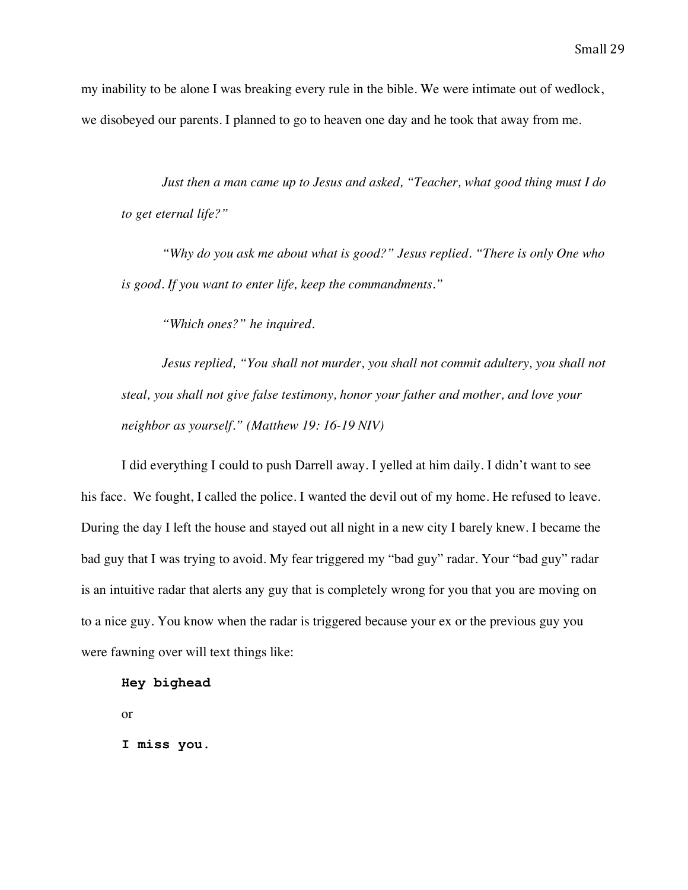my inability to be alone I was breaking every rule in the bible. We were intimate out of wedlock, we disobeyed our parents. I planned to go to heaven one day and he took that away from me.

> *Just then a man came up to Jesus and asked, "Teacher, what good thing must I do to get eternal life?"*
>
> *"Why do you ask me about what is good?" Jesus replied. "There is only One who is good. If you want to enter life, keep the commandments."*
>
> *"Which ones?" he inquired.*
>
> *Jesus replied, "You shall not murder, you shall not commit adultery, you shall not steal, you shall not give false testimony, honor your father and mother, and love your neighbor as yourself." (Matthew 19: 16-19 NIV)*

I did everything I could to push Darrell away. I yelled at him daily. I didn't want to see his face. We fought, I called the police. I wanted the devil out of my home. He refused to leave. During the day I left the house and stayed out all night in a new city I barely knew. I became the bad guy that I was trying to avoid. My fear triggered my "bad guy" radar. Your "bad guy" radar is an intuitive radar that alerts any guy that is completely wrong for you that you are moving on to a nice guy. You know when the radar is triggered because your ex or the previous guy you were fawning over will text things like:

**`Hey bighead`**

or

**`I miss you.`**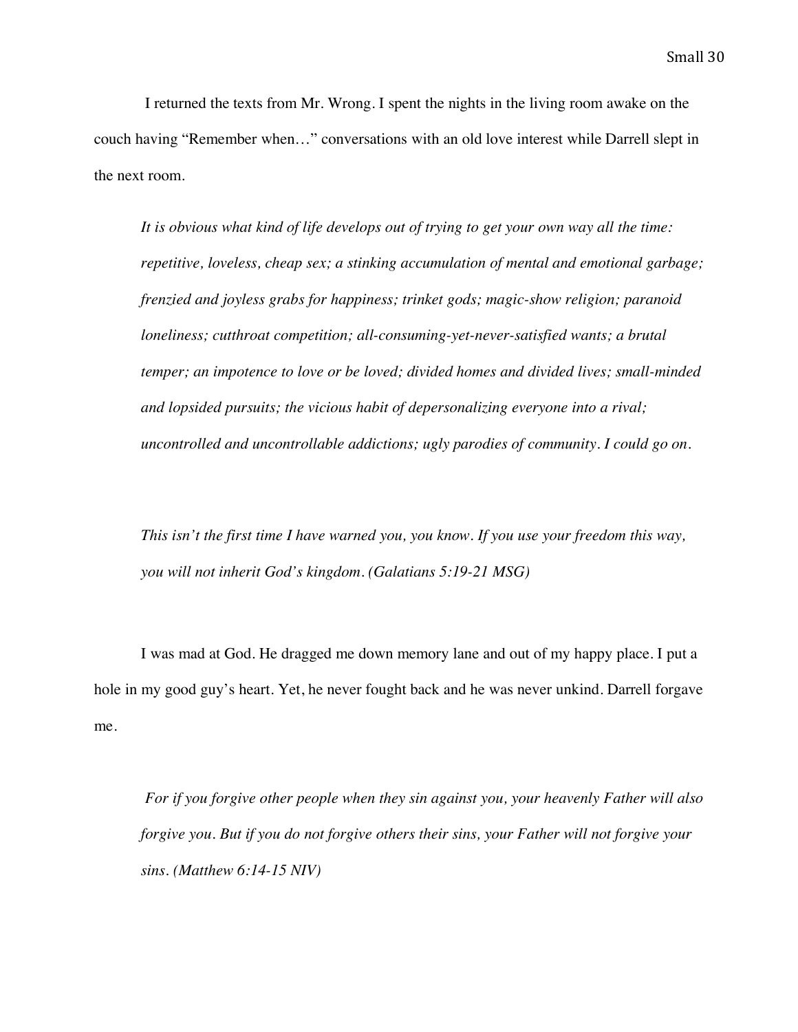I returned the texts from Mr. Wrong. I spent the nights in the living room awake on the couch having "Remember when…" conversations with an old love interest while Darrell slept in the next room.

> *It is obvious what kind of life develops out of trying to get your own way all the time: repetitive, loveless, cheap sex; a stinking accumulation of mental and emotional garbage; frenzied and joyless grabs for happiness; trinket gods; magic-show religion; paranoid loneliness; cutthroat competition; all-consuming-yet-never-satisfied wants; a brutal temper; an impotence to love or be loved; divided homes and divided lives; small-minded and lopsided pursuits; the vicious habit of depersonalizing everyone into a rival; uncontrolled and uncontrollable addictions; ugly parodies of community. I could go on.*
>
> *This isn't the first time I have warned you, you know. If you use your freedom this way, you will not inherit God's kingdom. (Galatians 5:19-21 MSG)*

I was mad at God. He dragged me down memory lane and out of my happy place. I put a hole in my good guy's heart. Yet, he never fought back and he was never unkind. Darrell forgave me.

> *For if you forgive other people when they sin against you, your heavenly Father will also forgive you. But if you do not forgive others their sins, your Father will not forgive your sins. (Matthew 6:14-15 NIV)*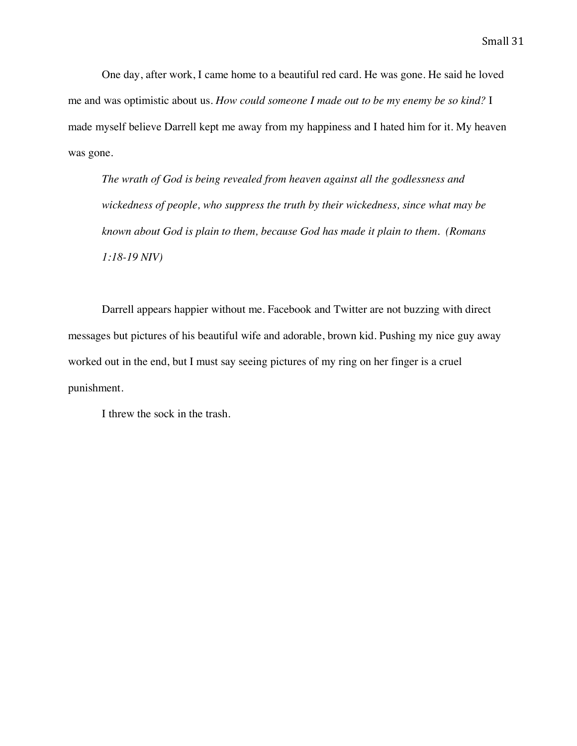One day, after work, I came home to a beautiful red card. He was gone. He said he loved me and was optimistic about us. *How could someone I made out to be my enemy be so kind?* I made myself believe Darrell kept me away from my happiness and I hated him for it. My heaven was gone.

> *The wrath of God is being revealed from heaven against all the godlessness and wickedness of people, who suppress the truth by their wickedness, since what may be known about God is plain to them, because God has made it plain to them. (Romans 1:18-19 NIV)*

Darrell appears happier without me. Facebook and Twitter are not buzzing with direct messages but pictures of his beautiful wife and adorable, brown kid. Pushing my nice guy away worked out in the end, but I must say seeing pictures of my ring on her finger is a cruel punishment.

I threw the sock in the trash.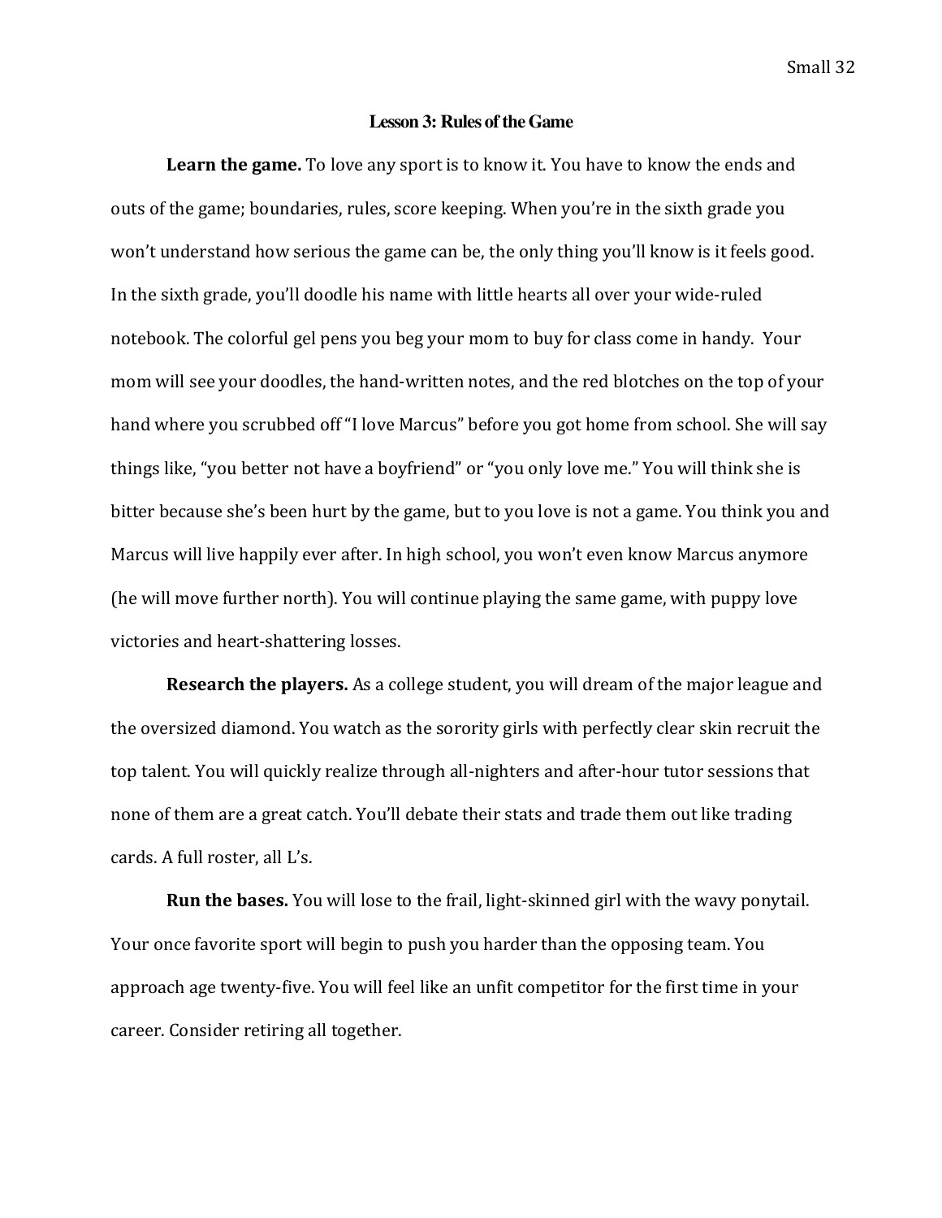## Lesson 3: Rules of the Game

**Learn the game.** To love any sport is to know it. You have to know the ends and outs of the game; boundaries, rules, score keeping. When you're in the sixth grade you won't understand how serious the game can be, the only thing you'll know is it feels good. In the sixth grade, you'll doodle his name with little hearts all over your wide-ruled notebook. The colorful gel pens you beg your mom to buy for class come in handy. Your mom will see your doodles, the hand-written notes, and the red blotches on the top of your hand where you scrubbed off "I love Marcus" before you got home from school. She will say things like, "you better not have a boyfriend" or "you only love me." You will think she is bitter because she's been hurt by the game, but to you love is not a game. You think you and Marcus will live happily ever after. In high school, you won't even know Marcus anymore (he will move further north). You will continue playing the same game, with puppy love victories and heart-shattering losses.

**Research the players.** As a college student, you will dream of the major league and the oversized diamond. You watch as the sorority girls with perfectly clear skin recruit the top talent. You will quickly realize through all-nighters and after-hour tutor sessions that none of them are a great catch. You'll debate their stats and trade them out like trading cards. A full roster, all L's.

**Run the bases.** You will lose to the frail, light-skinned girl with the wavy ponytail. Your once favorite sport will begin to push you harder than the opposing team. You approach age twenty-five. You will feel like an unfit competitor for the first time in your career. Consider retiring all together.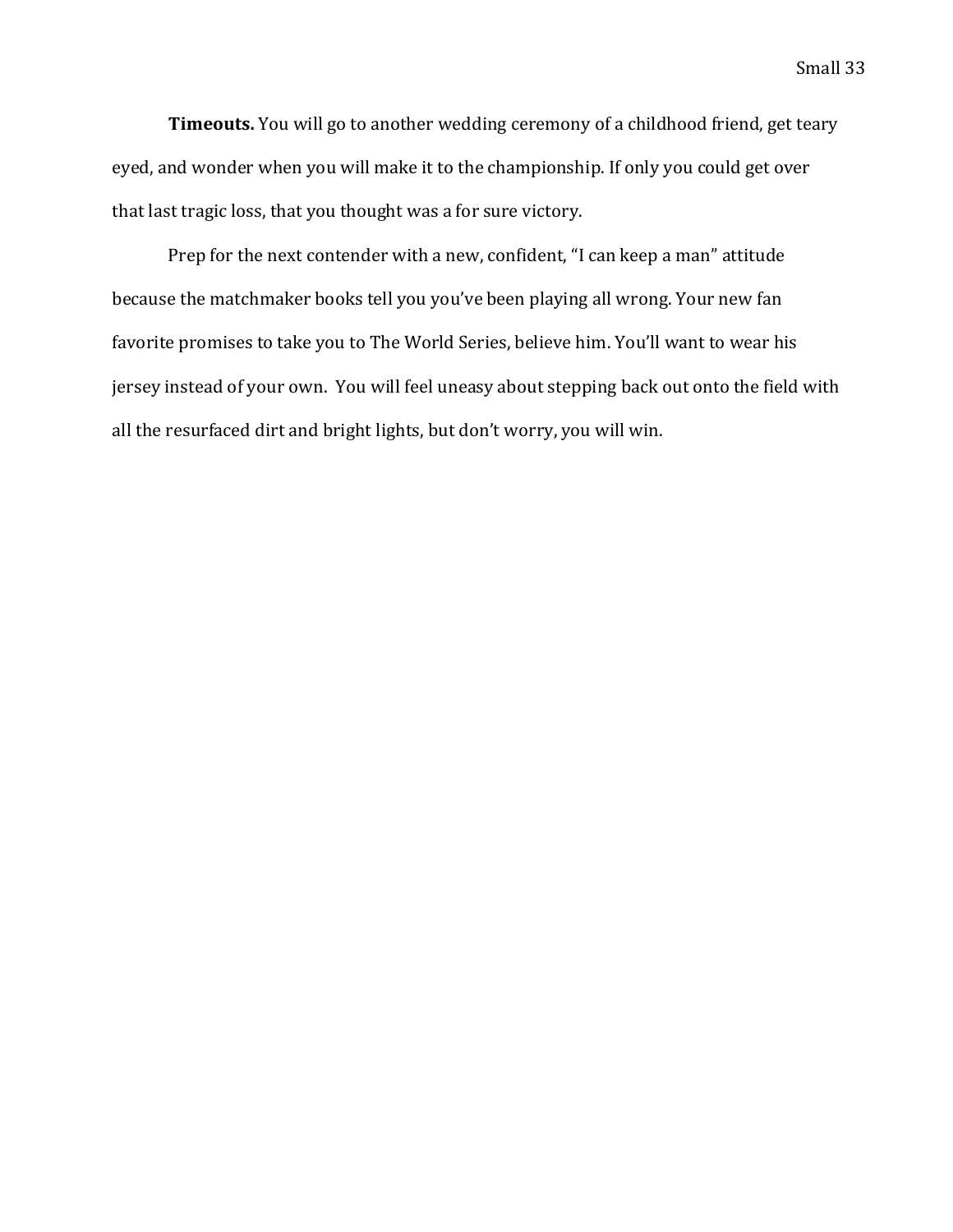**Timeouts.** You will go to another wedding ceremony of a childhood friend, get teary eyed, and wonder when you will make it to the championship. If only you could get over that last tragic loss, that you thought was a for sure victory.

Prep for the next contender with a new, confident, "I can keep a man" attitude because the matchmaker books tell you you've been playing all wrong. Your new fan favorite promises to take you to The World Series, believe him. You'll want to wear his jersey instead of your own. You will feel uneasy about stepping back out onto the field with all the resurfaced dirt and bright lights, but don't worry, you will win.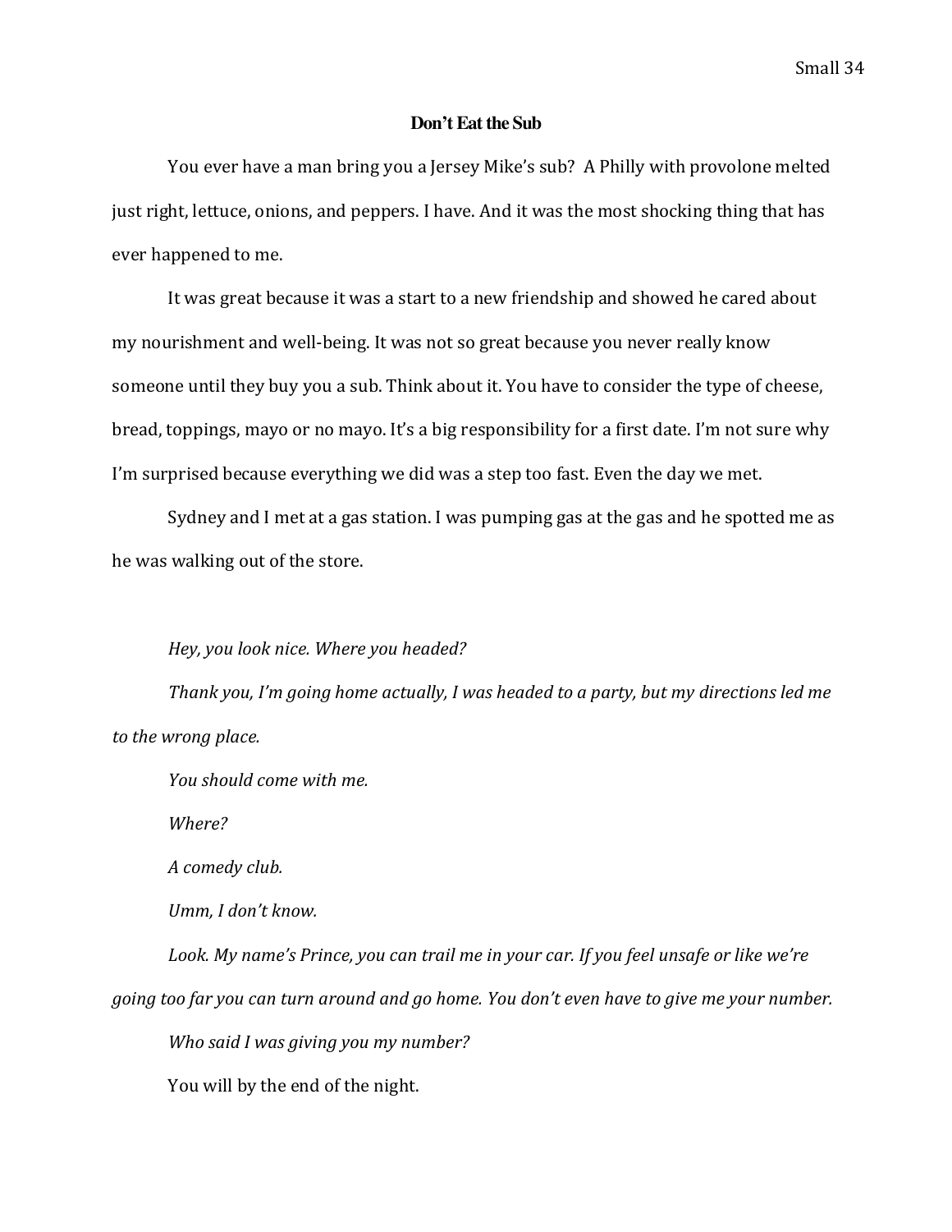## Don't Eat the Sub

You ever have a man bring you a Jersey Mike's sub? A Philly with provolone melted just right, lettuce, onions, and peppers. I have. And it was the most shocking thing that has ever happened to me.

It was great because it was a start to a new friendship and showed he cared about my nourishment and well-being. It was not so great because you never really know someone until they buy you a sub. Think about it. You have to consider the type of cheese, bread, toppings, mayo or no mayo. It's a big responsibility for a first date. I'm not sure why I'm surprised because everything we did was a step too fast. Even the day we met.

Sydney and I met at a gas station. I was pumping gas at the gas and he spotted me as he was walking out of the store.

*Hey, you look nice. Where you headed?*

*Thank you, I'm going home actually, I was headed to a party, but my directions led me to the wrong place.*

*You should come with me.*

*Where?*

*A comedy club.*

*Umm, I don't know.*

*Look. My name's Prince, you can trail me in your car. If you feel unsafe or like we're going too far you can turn around and go home. You don't even have to give me your number.*

*Who said I was giving you my number?*

You will by the end of the night.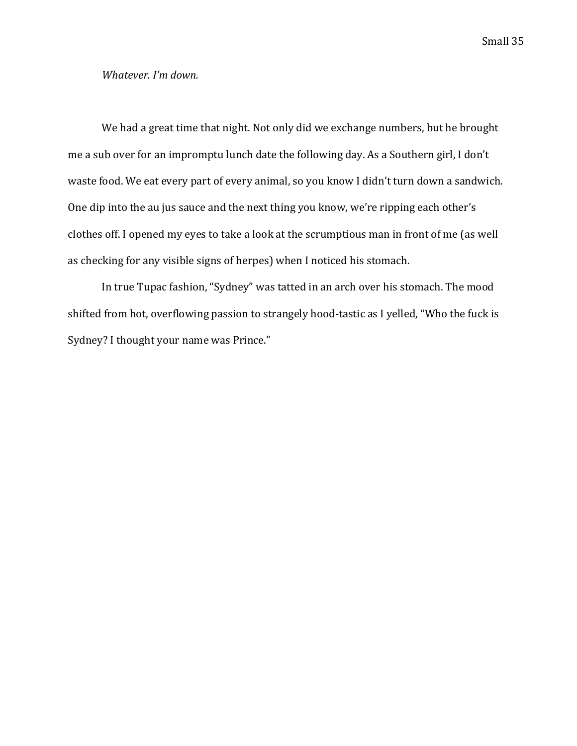*Whatever. I'm down.*

We had a great time that night. Not only did we exchange numbers, but he brought me a sub over for an impromptu lunch date the following day. As a Southern girl, I don't waste food. We eat every part of every animal, so you know I didn't turn down a sandwich. One dip into the au jus sauce and the next thing you know, we're ripping each other's clothes off. I opened my eyes to take a look at the scrumptious man in front of me (as well as checking for any visible signs of herpes) when I noticed his stomach.

In true Tupac fashion, "Sydney" was tatted in an arch over his stomach. The mood shifted from hot, overflowing passion to strangely hood-tastic as I yelled, "Who the fuck is Sydney? I thought your name was Prince."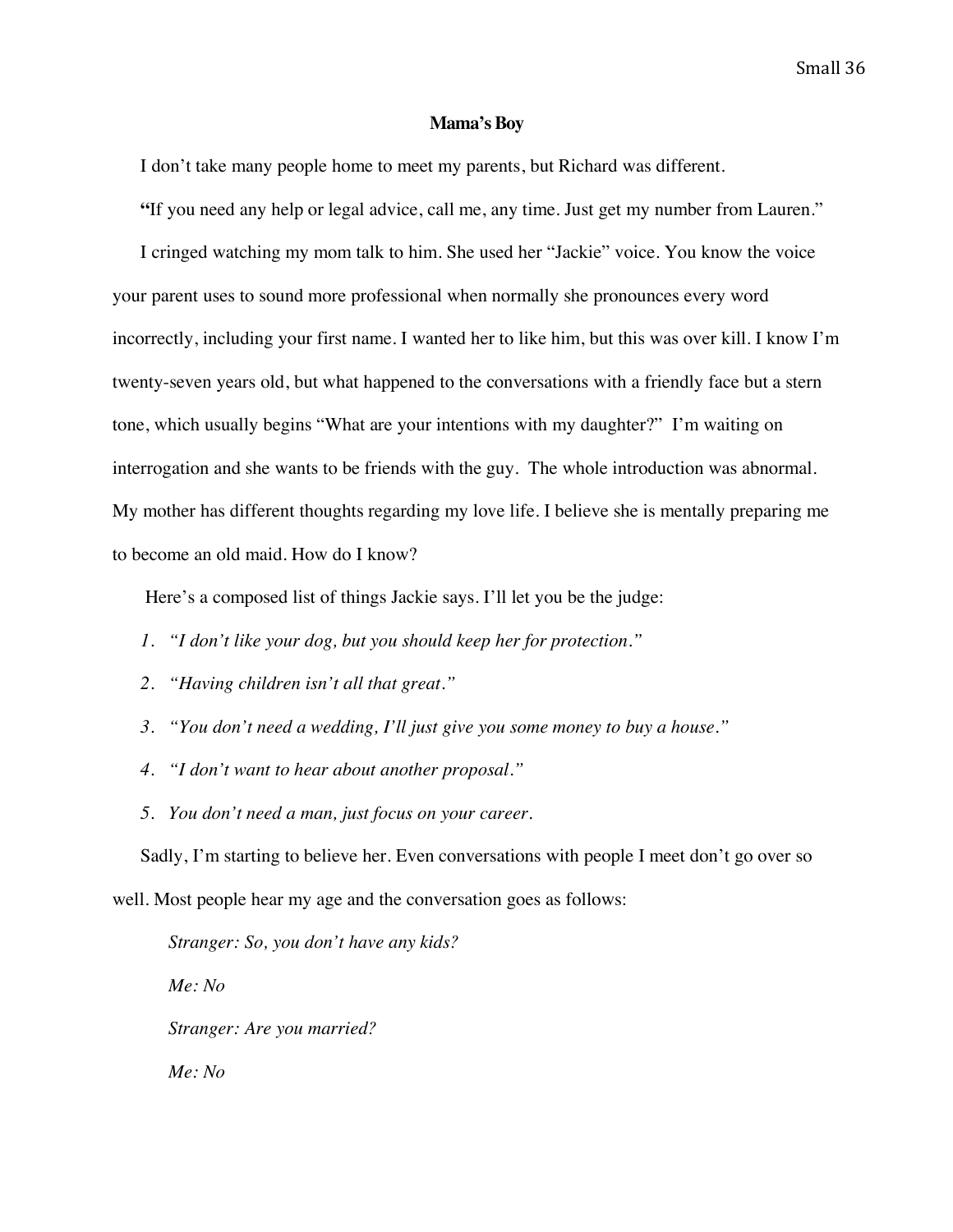**Mama's Boy**

I don't take many people home to meet my parents, but Richard was different.

**"**If you need any help or legal advice, call me, any time. Just get my number from Lauren."

I cringed watching my mom talk to him. She used her "Jackie" voice. You know the voice your parent uses to sound more professional when normally she pronounces every word incorrectly, including your first name. I wanted her to like him, but this was over kill. I know I'm twenty-seven years old, but what happened to the conversations with a friendly face but a stern tone, which usually begins "What are your intentions with my daughter?" I'm waiting on interrogation and she wants to be friends with the guy. The whole introduction was abnormal. My mother has different thoughts regarding my love life. I believe she is mentally preparing me to become an old maid. How do I know?

Here's a composed list of things Jackie says. I'll let you be the judge:

1. *"I don't like your dog, but you should keep her for protection."*
2. *"Having children isn't all that great."*
3. *"You don't need a wedding, I'll just give you some money to buy a house."*
4. *"I don't want to hear about another proposal."*
5. *You don't need a man, just focus on your career.*

Sadly, I'm starting to believe her. Even conversations with people I meet don't go over so well. Most people hear my age and the conversation goes as follows:

*Stranger: So, you don't have any kids?*

*Me: No*

*Stranger: Are you married?*

*Me: No*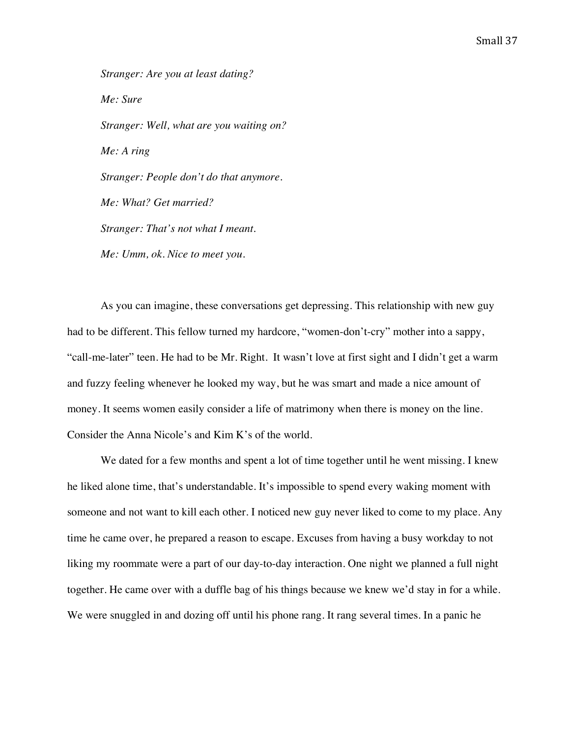*Stranger: Are you at least dating?*

*Me: Sure*

*Stranger: Well, what are you waiting on?*

*Me: A ring*

*Stranger: People don't do that anymore.*

*Me: What? Get married?*

*Stranger: That's not what I meant.*

*Me: Umm, ok. Nice to meet you.*

As you can imagine, these conversations get depressing. This relationship with new guy had to be different. This fellow turned my hardcore, "women-don't-cry" mother into a sappy, "call-me-later" teen. He had to be Mr. Right. It wasn't love at first sight and I didn't get a warm and fuzzy feeling whenever he looked my way, but he was smart and made a nice amount of money. It seems women easily consider a life of matrimony when there is money on the line. Consider the Anna Nicole's and Kim K's of the world.

We dated for a few months and spent a lot of time together until he went missing. I knew he liked alone time, that's understandable. It's impossible to spend every waking moment with someone and not want to kill each other. I noticed new guy never liked to come to my place. Any time he came over, he prepared a reason to escape. Excuses from having a busy workday to not liking my roommate were a part of our day-to-day interaction. One night we planned a full night together. He came over with a duffle bag of his things because we knew we'd stay in for a while. We were snuggled in and dozing off until his phone rang. It rang several times. In a panic he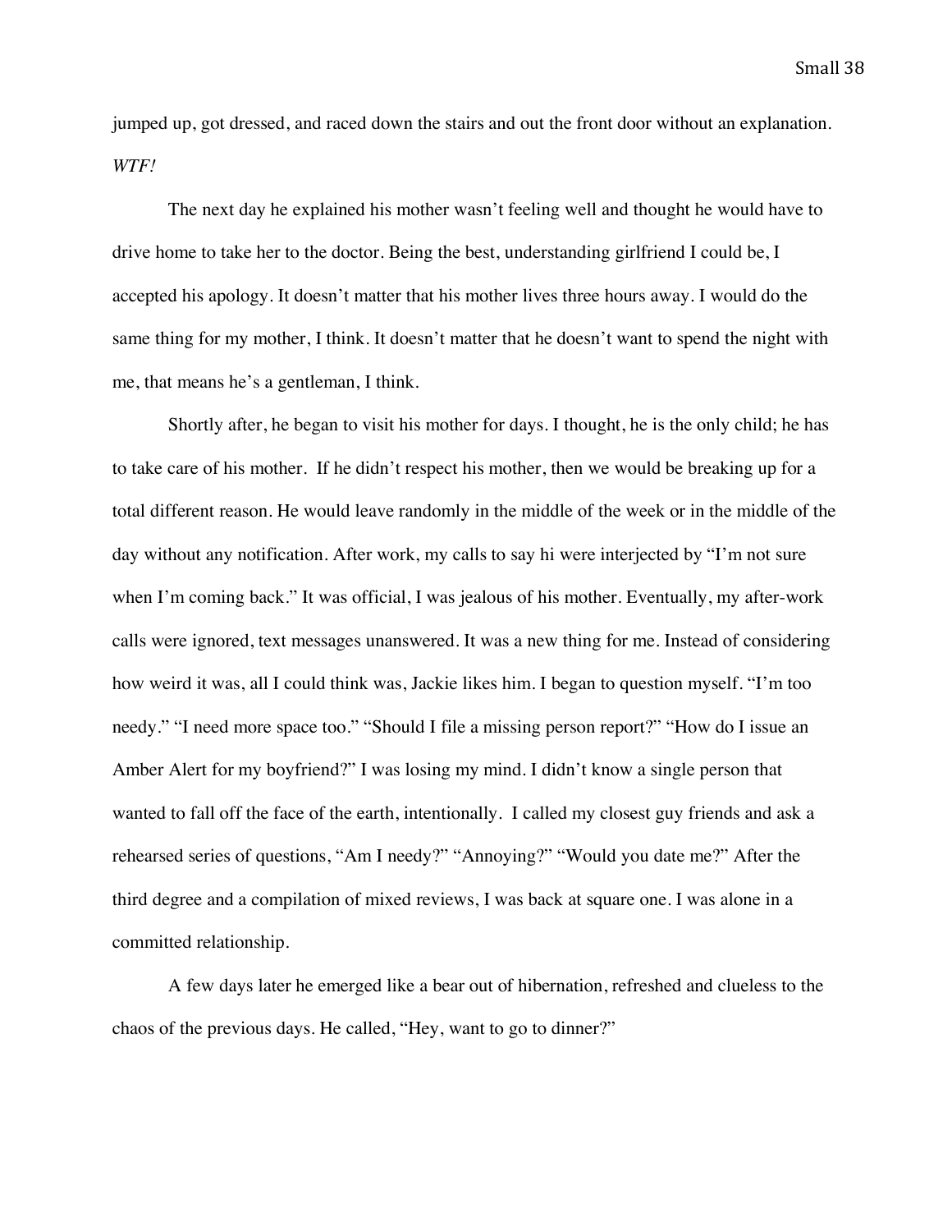jumped up, got dressed, and raced down the stairs and out the front door without an explanation. *WTF!*

The next day he explained his mother wasn't feeling well and thought he would have to drive home to take her to the doctor. Being the best, understanding girlfriend I could be, I accepted his apology. It doesn't matter that his mother lives three hours away. I would do the same thing for my mother, I think. It doesn't matter that he doesn't want to spend the night with me, that means he's a gentleman, I think.

Shortly after, he began to visit his mother for days. I thought, he is the only child; he has to take care of his mother. If he didn't respect his mother, then we would be breaking up for a total different reason. He would leave randomly in the middle of the week or in the middle of the day without any notification. After work, my calls to say hi were interjected by "I'm not sure when I'm coming back." It was official, I was jealous of his mother. Eventually, my after-work calls were ignored, text messages unanswered. It was a new thing for me. Instead of considering how weird it was, all I could think was, Jackie likes him. I began to question myself. "I'm too needy." "I need more space too." "Should I file a missing person report?" "How do I issue an Amber Alert for my boyfriend?" I was losing my mind. I didn't know a single person that wanted to fall off the face of the earth, intentionally. I called my closest guy friends and ask a rehearsed series of questions, "Am I needy?" "Annoying?" "Would you date me?" After the third degree and a compilation of mixed reviews, I was back at square one. I was alone in a committed relationship.

A few days later he emerged like a bear out of hibernation, refreshed and clueless to the chaos of the previous days. He called, "Hey, want to go to dinner?"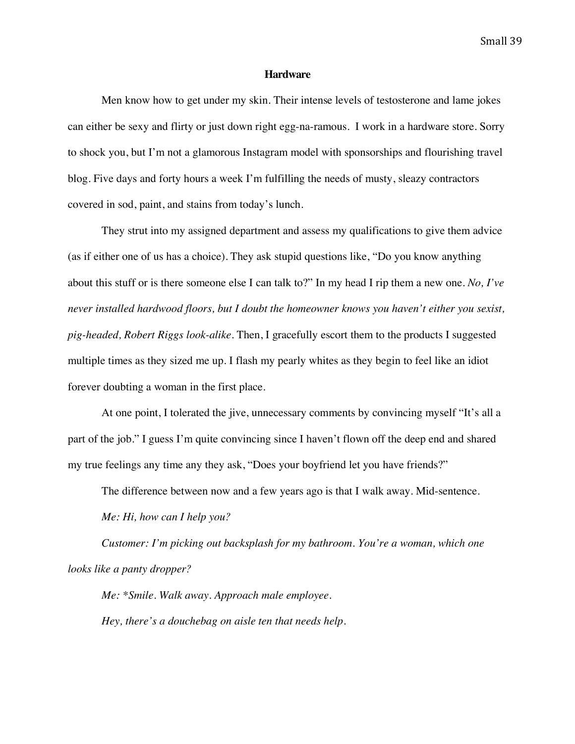**Hardware**

Men know how to get under my skin. Their intense levels of testosterone and lame jokes can either be sexy and flirty or just down right egg-na-ramous.  I work in a hardware store. Sorry to shock you, but I'm not a glamorous Instagram model with sponsorships and flourishing travel blog. Five days and forty hours a week I'm fulfilling the needs of musty, sleazy contractors covered in sod, paint, and stains from today's lunch.

They strut into my assigned department and assess my qualifications to give them advice (as if either one of us has a choice). They ask stupid questions like, "Do you know anything about this stuff or is there someone else I can talk to?" In my head I rip them a new one. *No, I've never installed hardwood floors, but I doubt the homeowner knows you haven't either you sexist, pig-headed, Robert Riggs look-alike.* Then, I gracefully escort them to the products I suggested multiple times as they sized me up. I flash my pearly whites as they begin to feel like an idiot forever doubting a woman in the first place.

At one point, I tolerated the jive, unnecessary comments by convincing myself "It's all a part of the job." I guess I'm quite convincing since I haven't flown off the deep end and shared my true feelings any time any they ask, "Does your boyfriend let you have friends?"

The difference between now and a few years ago is that I walk away. Mid-sentence.

*Me: Hi, how can I help you?*

*Customer: I'm picking out backsplash for my bathroom. You're a woman, which one looks like a panty dropper?*

*Me: *Smile. Walk away. Approach male employee.*

*Hey, there's a douchebag on aisle ten that needs help.*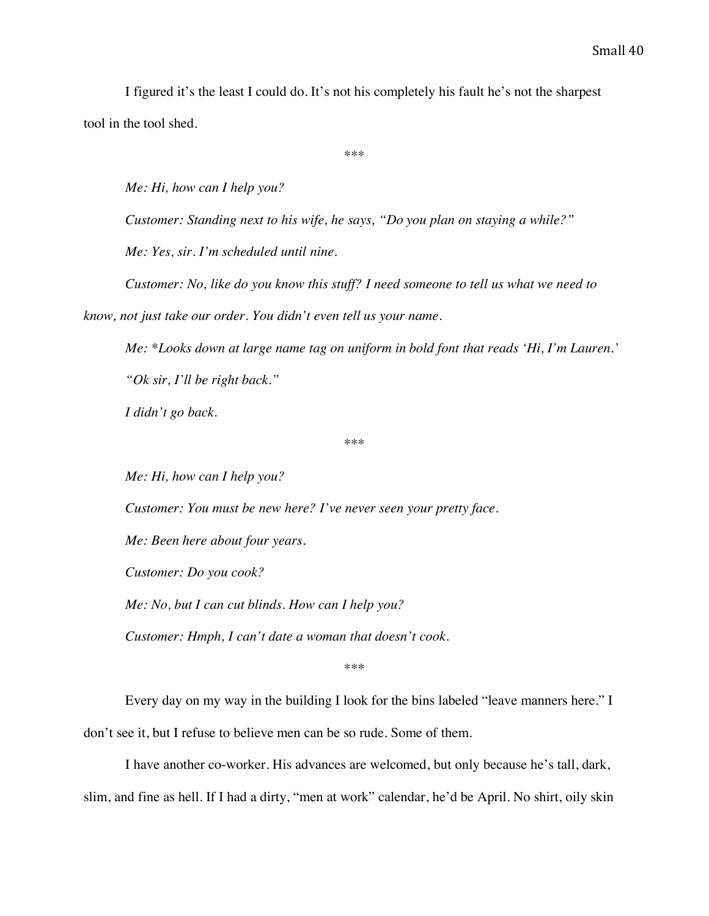I figured it's the least I could do. It's not his completely his fault he's not the sharpest tool in the tool shed.

\*\*\*

*Me: Hi, how can I help you?*

*Customer: Standing next to his wife, he says, "Do you plan on staying a while?"*

*Me: Yes, sir. I'm scheduled until nine.*

*Customer: No, like do you know this stuff? I need someone to tell us what we need to know, not just take our order. You didn't even tell us your name.*

*Me: \*Looks down at large name tag on uniform in bold font that reads 'Hi, I'm Lauren.'*

*"Ok sir, I'll be right back."*

*I didn't go back.*

\*\*\*

*Me: Hi, how can I help you?*

*Customer: You must be new here? I've never seen your pretty face.*

*Me: Been here about four years.*

*Customer: Do you cook?*

*Me: No, but I can cut blinds. How can I help you?*

*Customer: Hmph, I can't date a woman that doesn't cook.*

\*\*\*

Every day on my way in the building I look for the bins labeled "leave manners here." I don't see it, but I refuse to believe men can be so rude. Some of them.

I have another co-worker. His advances are welcomed, but only because he's tall, dark, slim, and fine as hell. If I had a dirty, "men at work" calendar, he'd be April. No shirt, oily skin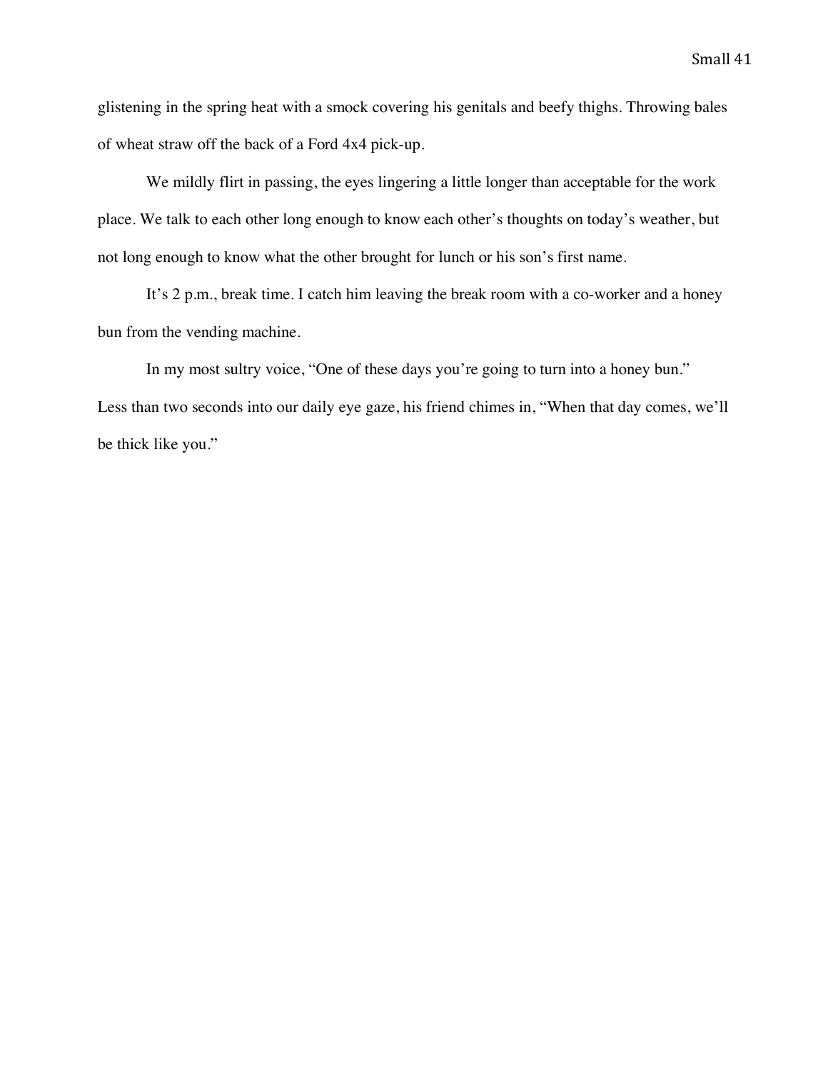glistening in the spring heat with a smock covering his genitals and beefy thighs. Throwing bales of wheat straw off the back of a Ford 4x4 pick-up.

We mildly flirt in passing, the eyes lingering a little longer than acceptable for the work place. We talk to each other long enough to know each other's thoughts on today's weather, but not long enough to know what the other brought for lunch or his son's first name.

It's 2 p.m., break time. I catch him leaving the break room with a co-worker and a honey bun from the vending machine.

In my most sultry voice, "One of these days you're going to turn into a honey bun." Less than two seconds into our daily eye gaze, his friend chimes in, "When that day comes, we'll be thick like you."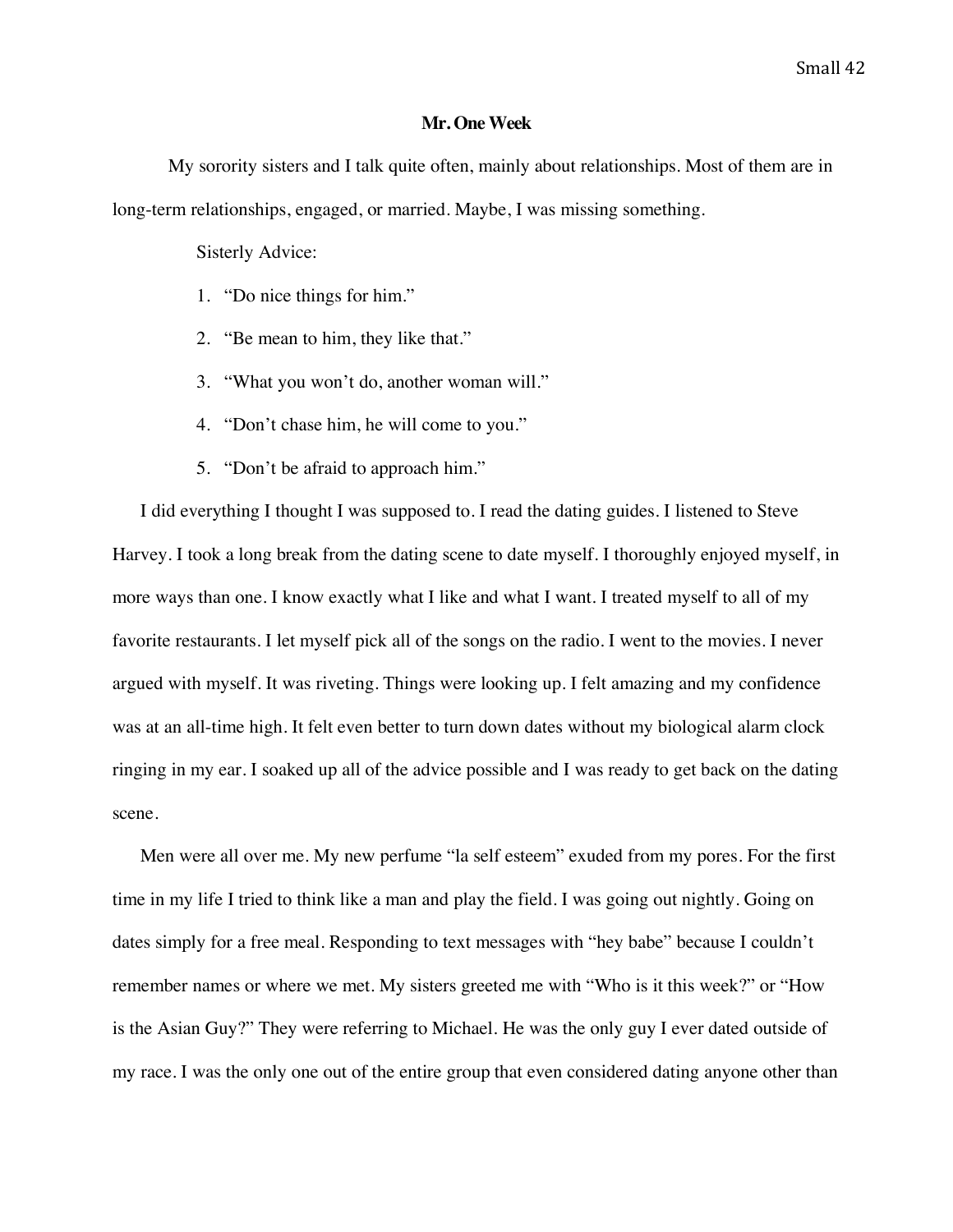**Mr. One Week**

My sorority sisters and I talk quite often, mainly about relationships. Most of them are in long-term relationships, engaged, or married. Maybe, I was missing something.

Sisterly Advice:

1. "Do nice things for him."
2. "Be mean to him, they like that."
3. "What you won't do, another woman will."
4. "Don't chase him, he will come to you."
5. "Don't be afraid to approach him."

I did everything I thought I was supposed to. I read the dating guides. I listened to Steve Harvey. I took a long break from the dating scene to date myself. I thoroughly enjoyed myself, in more ways than one. I know exactly what I like and what I want. I treated myself to all of my favorite restaurants. I let myself pick all of the songs on the radio. I went to the movies. I never argued with myself. It was riveting. Things were looking up. I felt amazing and my confidence was at an all-time high. It felt even better to turn down dates without my biological alarm clock ringing in my ear. I soaked up all of the advice possible and I was ready to get back on the dating scene.

Men were all over me. My new perfume "la self esteem" exuded from my pores. For the first time in my life I tried to think like a man and play the field. I was going out nightly. Going on dates simply for a free meal. Responding to text messages with "hey babe" because I couldn't remember names or where we met. My sisters greeted me with "Who is it this week?" or "How is the Asian Guy?" They were referring to Michael. He was the only guy I ever dated outside of my race. I was the only one out of the entire group that even considered dating anyone other than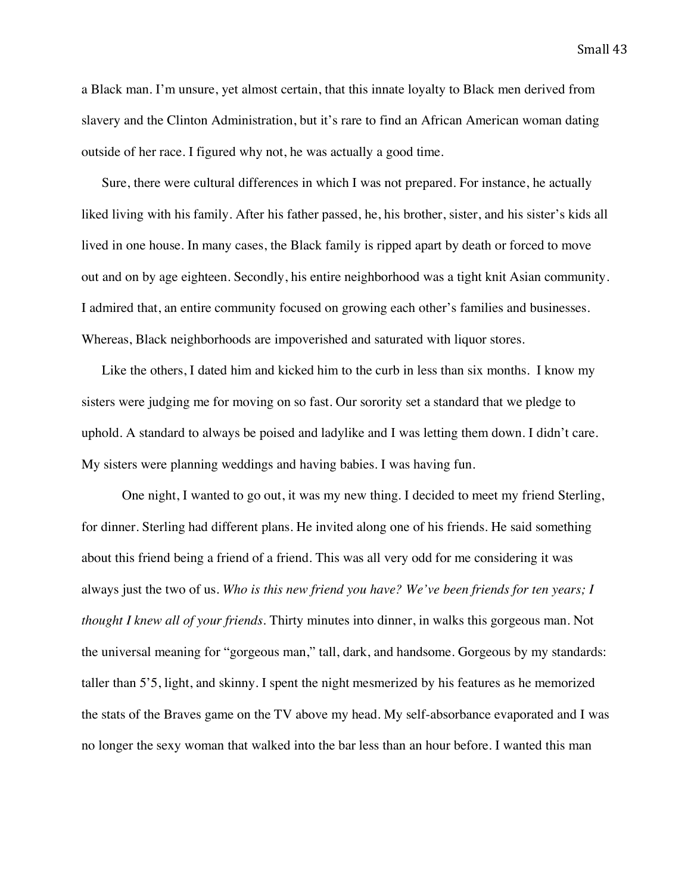a Black man. I'm unsure, yet almost certain, that this innate loyalty to Black men derived from slavery and the Clinton Administration, but it's rare to find an African American woman dating outside of her race. I figured why not, he was actually a good time.

Sure, there were cultural differences in which I was not prepared. For instance, he actually liked living with his family. After his father passed, he, his brother, sister, and his sister's kids all lived in one house. In many cases, the Black family is ripped apart by death or forced to move out and on by age eighteen. Secondly, his entire neighborhood was a tight knit Asian community. I admired that, an entire community focused on growing each other's families and businesses. Whereas, Black neighborhoods are impoverished and saturated with liquor stores.

Like the others, I dated him and kicked him to the curb in less than six months. I know my sisters were judging me for moving on so fast. Our sorority set a standard that we pledge to uphold. A standard to always be poised and ladylike and I was letting them down. I didn't care. My sisters were planning weddings and having babies. I was having fun.

One night, I wanted to go out, it was my new thing. I decided to meet my friend Sterling, for dinner. Sterling had different plans. He invited along one of his friends. He said something about this friend being a friend of a friend. This was all very odd for me considering it was always just the two of us. *Who is this new friend you have? We've been friends for ten years; I thought I knew all of your friends.* Thirty minutes into dinner, in walks this gorgeous man. Not the universal meaning for "gorgeous man," tall, dark, and handsome. Gorgeous by my standards: taller than 5'5, light, and skinny. I spent the night mesmerized by his features as he memorized the stats of the Braves game on the TV above my head. My self-absorbance evaporated and I was no longer the sexy woman that walked into the bar less than an hour before. I wanted this man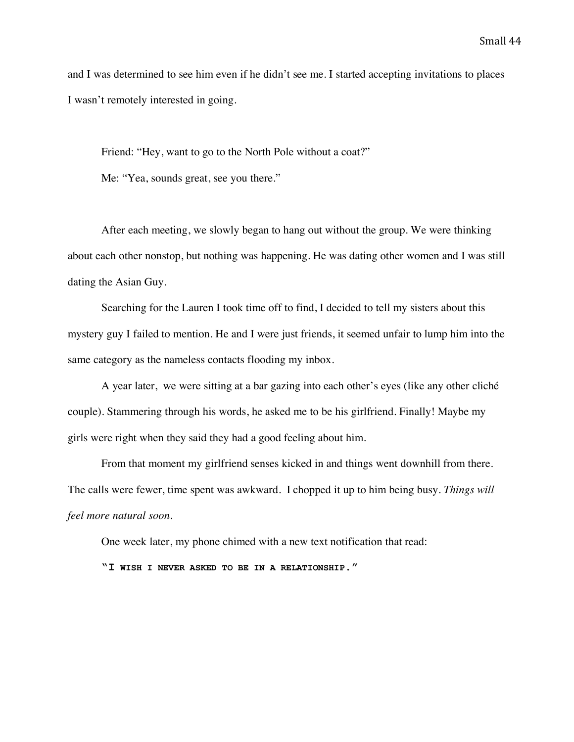and I was determined to see him even if he didn't see me. I started accepting invitations to places I wasn't remotely interested in going.

Friend: "Hey, want to go to the North Pole without a coat?"

Me: "Yea, sounds great, see you there."

After each meeting, we slowly began to hang out without the group. We were thinking about each other nonstop, but nothing was happening. He was dating other women and I was still dating the Asian Guy.

Searching for the Lauren I took time off to find, I decided to tell my sisters about this mystery guy I failed to mention. He and I were just friends, it seemed unfair to lump him into the same category as the nameless contacts flooding my inbox.

A year later, we were sitting at a bar gazing into each other's eyes (like any other cliché couple). Stammering through his words, he asked me to be his girlfriend. Finally! Maybe my girls were right when they said they had a good feeling about him.

From that moment my girlfriend senses kicked in and things went downhill from there. The calls were fewer, time spent was awkward. I chopped it up to him being busy. *Things will feel more natural soon.*

One week later, my phone chimed with a new text notification that read:

"I WISH I NEVER ASKED TO BE IN A RELATIONSHIP."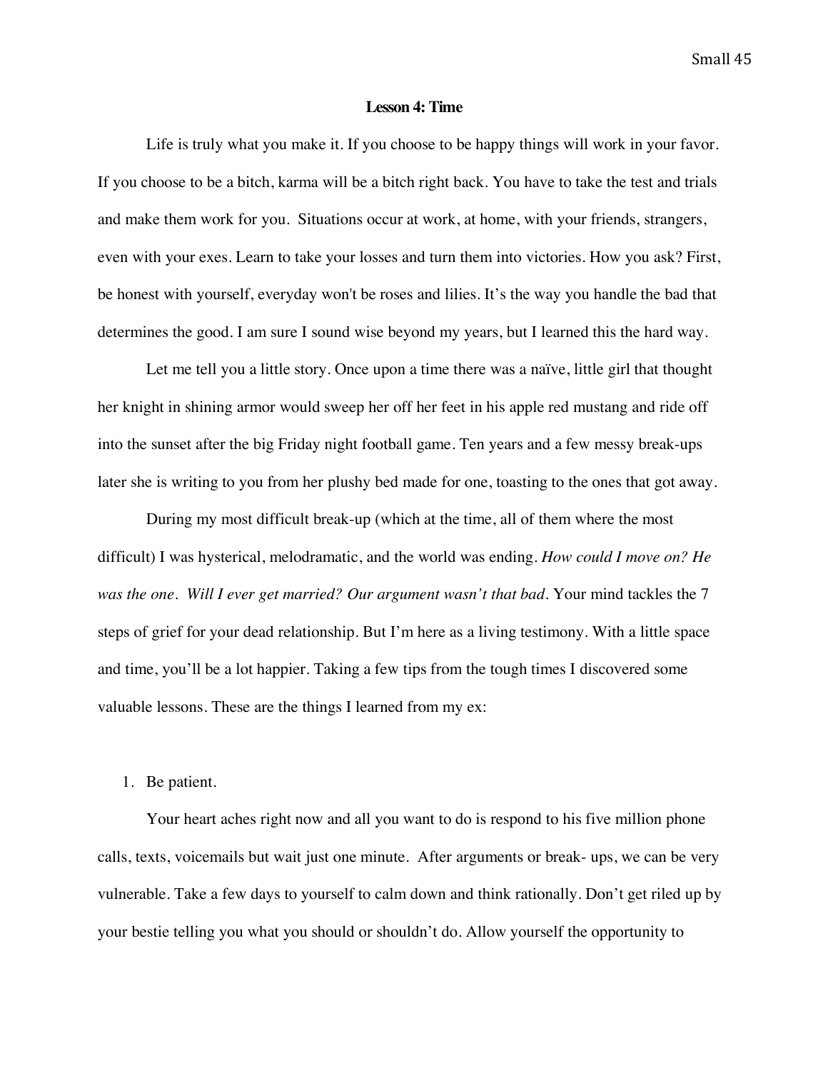**Lesson 4: Time**

Life is truly what you make it. If you choose to be happy things will work in your favor. If you choose to be a bitch, karma will be a bitch right back. You have to take the test and trials and make them work for you. Situations occur at work, at home, with your friends, strangers, even with your exes. Learn to take your losses and turn them into victories. How you ask? First, be honest with yourself, everyday won't be roses and lilies. It's the way you handle the bad that determines the good. I am sure I sound wise beyond my years, but I learned this the hard way.

Let me tell you a little story. Once upon a time there was a naïve, little girl that thought her knight in shining armor would sweep her off her feet in his apple red mustang and ride off into the sunset after the big Friday night football game. Ten years and a few messy break-ups later she is writing to you from her plushy bed made for one, toasting to the ones that got away.

During my most difficult break-up (which at the time, all of them where the most difficult) I was hysterical, melodramatic, and the world was ending. *How could I move on? He was the one. Will I ever get married? Our argument wasn't that bad*. Your mind tackles the 7 steps of grief for your dead relationship. But I'm here as a living testimony. With a little space and time, you'll be a lot happier. Taking a few tips from the tough times I discovered some valuable lessons. These are the things I learned from my ex:

1. Be patient.

Your heart aches right now and all you want to do is respond to his five million phone calls, texts, voicemails but wait just one minute. After arguments or break- ups, we can be very vulnerable. Take a few days to yourself to calm down and think rationally. Don't get riled up by your bestie telling you what you should or shouldn't do. Allow yourself the opportunity to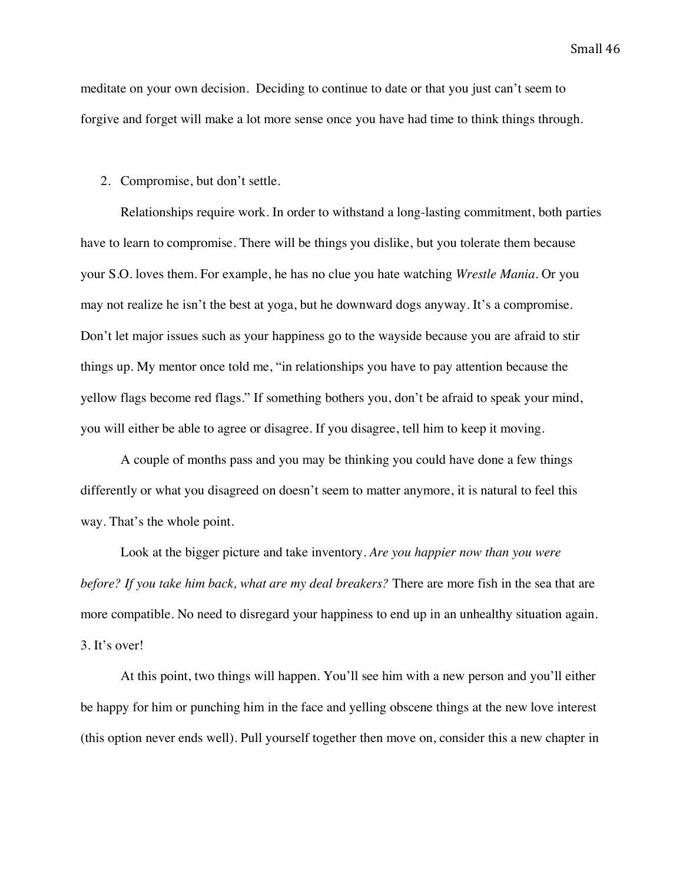meditate on your own decision. Deciding to continue to date or that you just can't seem to forgive and forget will make a lot more sense once you have had time to think things through.

2. Compromise, but don't settle.

Relationships require work. In order to withstand a long-lasting commitment, both parties have to learn to compromise. There will be things you dislike, but you tolerate them because your S.O. loves them. For example, he has no clue you hate watching *Wrestle Mania*. Or you may not realize he isn't the best at yoga, but he downward dogs anyway. It's a compromise. Don't let major issues such as your happiness go to the wayside because you are afraid to stir things up. My mentor once told me, "in relationships you have to pay attention because the yellow flags become red flags." If something bothers you, don't be afraid to speak your mind, you will either be able to agree or disagree. If you disagree, tell him to keep it moving.

A couple of months pass and you may be thinking you could have done a few things differently or what you disagreed on doesn't seem to matter anymore, it is natural to feel this way. That's the whole point.

Look at the bigger picture and take inventory. *Are you happier now than you were before? If you take him back, what are my deal breakers?* There are more fish in the sea that are more compatible. No need to disregard your happiness to end up in an unhealthy situation again.

3. It's over!

At this point, two things will happen. You'll see him with a new person and you'll either be happy for him or punching him in the face and yelling obscene things at the new love interest (this option never ends well). Pull yourself together then move on, consider this a new chapter in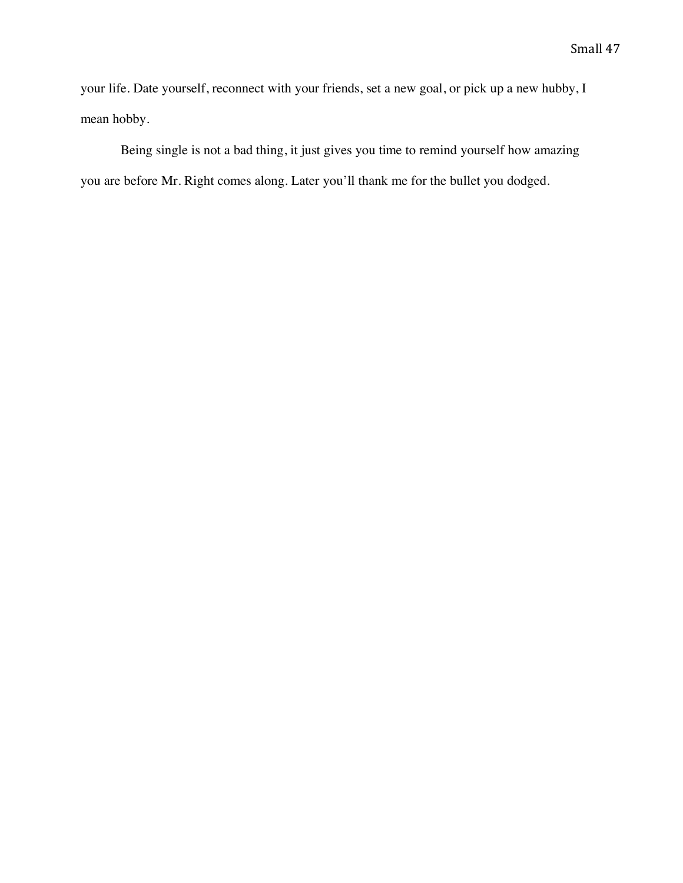your life. Date yourself, reconnect with your friends, set a new goal, or pick up a new hubby, I mean hobby.

Being single is not a bad thing, it just gives you time to remind yourself how amazing you are before Mr. Right comes along. Later you'll thank me for the bullet you dodged.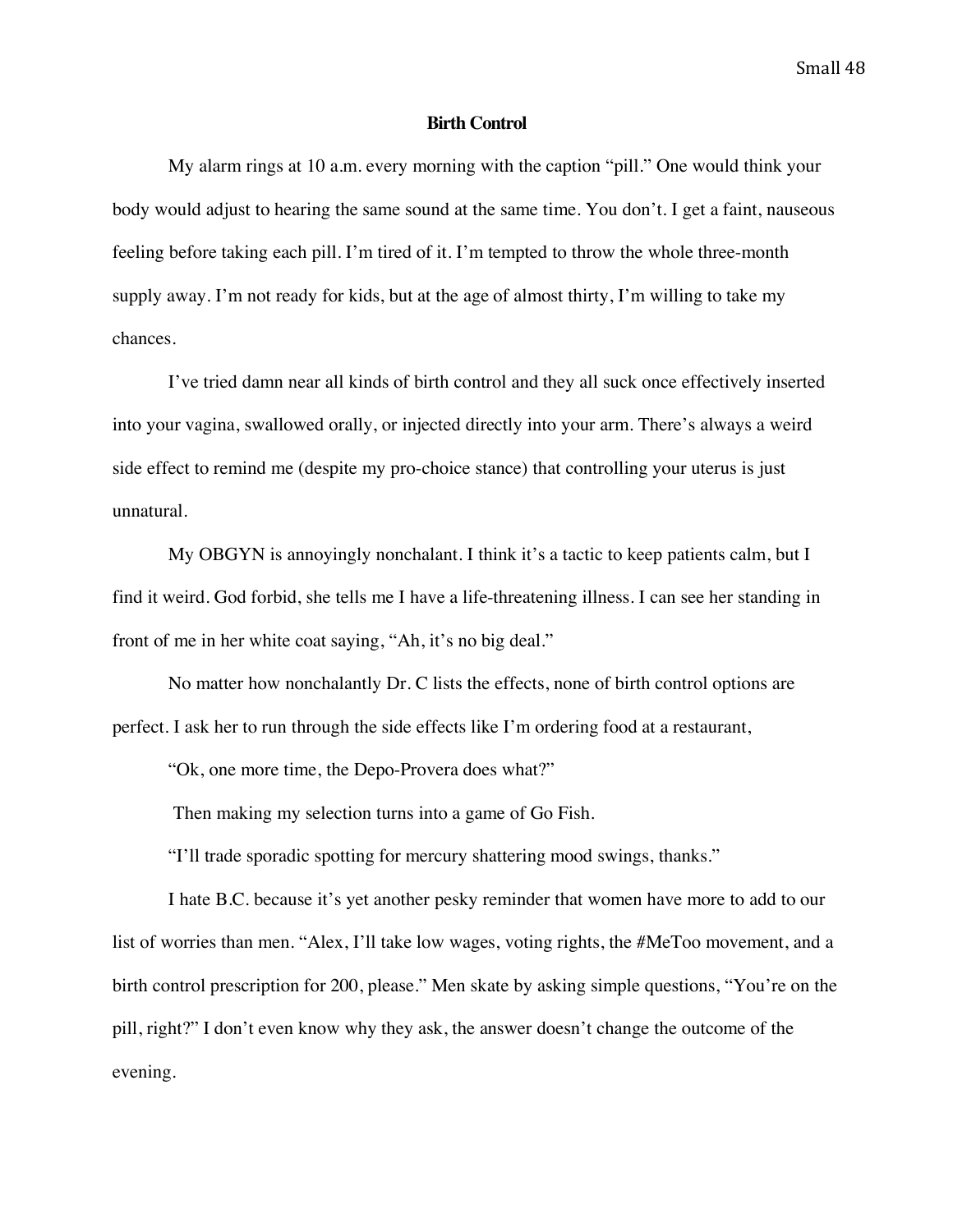## Birth Control

My alarm rings at 10 a.m. every morning with the caption "pill." One would think your body would adjust to hearing the same sound at the same time. You don't. I get a faint, nauseous feeling before taking each pill. I'm tired of it. I'm tempted to throw the whole three-month supply away. I'm not ready for kids, but at the age of almost thirty, I'm willing to take my chances.

I've tried damn near all kinds of birth control and they all suck once effectively inserted into your vagina, swallowed orally, or injected directly into your arm. There's always a weird side effect to remind me (despite my pro-choice stance) that controlling your uterus is just unnatural.

My OBGYN is annoyingly nonchalant. I think it's a tactic to keep patients calm, but I find it weird. God forbid, she tells me I have a life-threatening illness. I can see her standing in front of me in her white coat saying, "Ah, it's no big deal."

No matter how nonchalantly Dr. C lists the effects, none of birth control options are perfect. I ask her to run through the side effects like I'm ordering food at a restaurant,

"Ok, one more time, the Depo-Provera does what?"

Then making my selection turns into a game of Go Fish.

"I'll trade sporadic spotting for mercury shattering mood swings, thanks."

I hate B.C. because it's yet another pesky reminder that women have more to add to our list of worries than men. "Alex, I'll take low wages, voting rights, the #MeToo movement, and a birth control prescription for 200, please." Men skate by asking simple questions, "You're on the pill, right?" I don't even know why they ask, the answer doesn't change the outcome of the evening.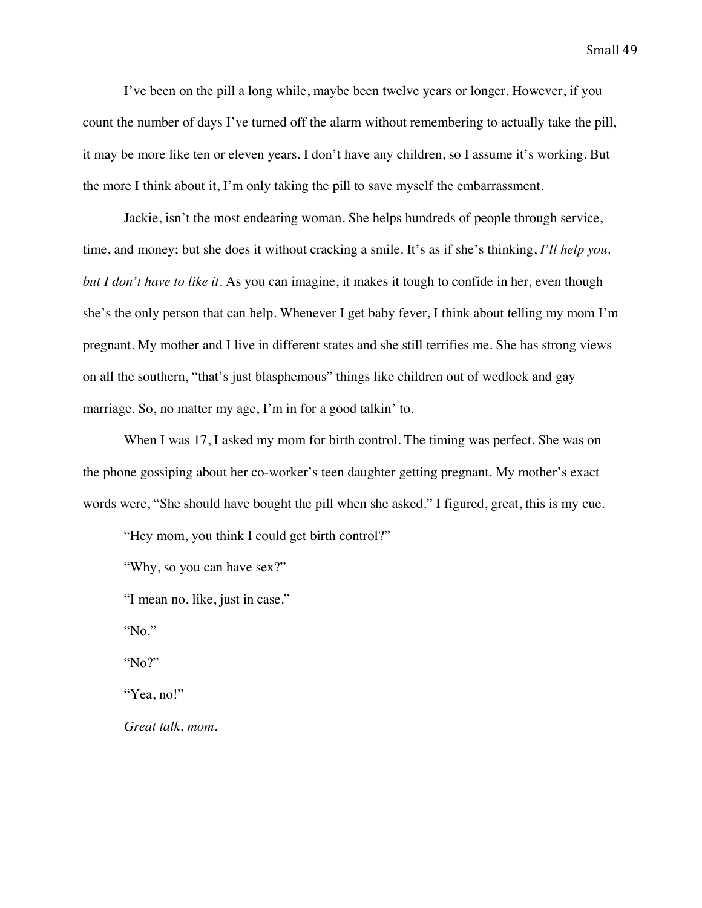I've been on the pill a long while, maybe been twelve years or longer. However, if you count the number of days I've turned off the alarm without remembering to actually take the pill, it may be more like ten or eleven years. I don't have any children, so I assume it's working. But the more I think about it, I'm only taking the pill to save myself the embarrassment.

Jackie, isn't the most endearing woman. She helps hundreds of people through service, time, and money; but she does it without cracking a smile. It's as if she's thinking, *I'll help you, but I don't have to like it*. As you can imagine, it makes it tough to confide in her, even though she's the only person that can help. Whenever I get baby fever, I think about telling my mom I'm pregnant. My mother and I live in different states and she still terrifies me. She has strong views on all the southern, "that's just blasphemous" things like children out of wedlock and gay marriage. So, no matter my age, I'm in for a good talkin' to.

When I was 17, I asked my mom for birth control. The timing was perfect. She was on the phone gossiping about her co-worker's teen daughter getting pregnant. My mother's exact words were, "She should have bought the pill when she asked." I figured, great, this is my cue.

"Hey mom, you think I could get birth control?"

"Why, so you can have sex?"

"I mean no, like, just in case."

"No."

"No?"

"Yea, no!"

*Great talk, mom.*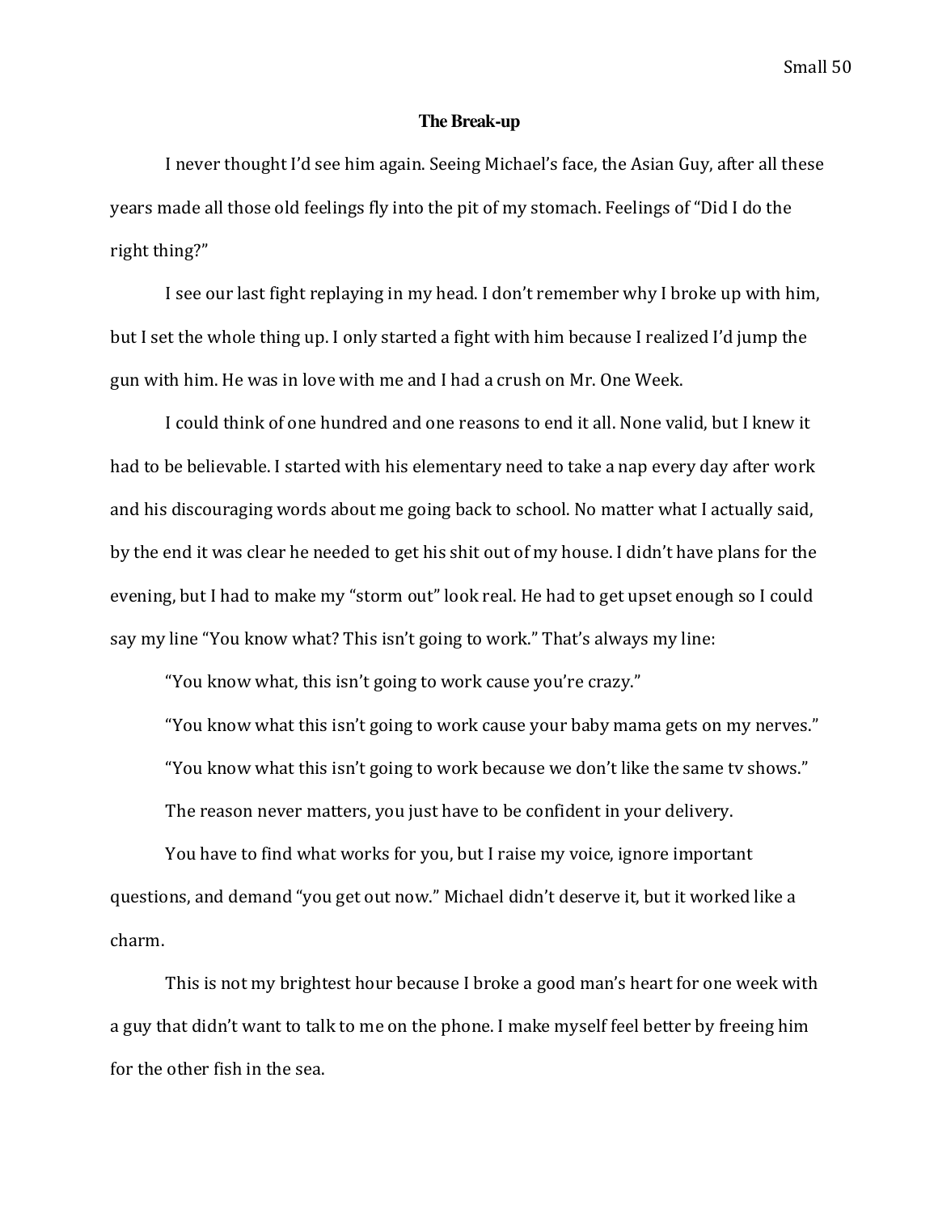## The Break-up

I never thought I'd see him again. Seeing Michael's face, the Asian Guy, after all these years made all those old feelings fly into the pit of my stomach. Feelings of "Did I do the right thing?"

I see our last fight replaying in my head. I don't remember why I broke up with him, but I set the whole thing up. I only started a fight with him because I realized I'd jump the gun with him. He was in love with me and I had a crush on Mr. One Week.

I could think of one hundred and one reasons to end it all. None valid, but I knew it had to be believable. I started with his elementary need to take a nap every day after work and his discouraging words about me going back to school. No matter what I actually said, by the end it was clear he needed to get his shit out of my house. I didn't have plans for the evening, but I had to make my "storm out" look real. He had to get upset enough so I could say my line "You know what? This isn't going to work." That's always my line:

"You know what, this isn't going to work cause you're crazy."

"You know what this isn't going to work cause your baby mama gets on my nerves."

"You know what this isn't going to work because we don't like the same tv shows."

The reason never matters, you just have to be confident in your delivery.

You have to find what works for you, but I raise my voice, ignore important questions, and demand "you get out now." Michael didn't deserve it, but it worked like a charm.

This is not my brightest hour because I broke a good man's heart for one week with a guy that didn't want to talk to me on the phone. I make myself feel better by freeing him for the other fish in the sea.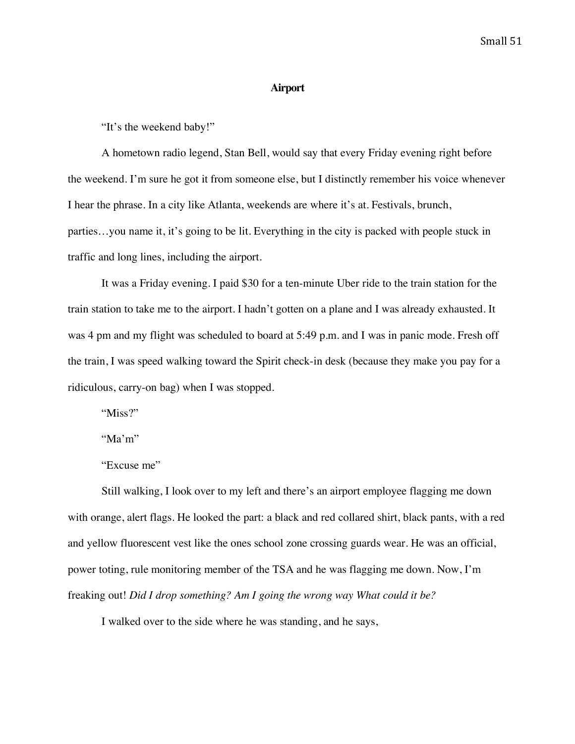## **Airport**

"It's the weekend baby!"

A hometown radio legend, Stan Bell, would say that every Friday evening right before the weekend. I'm sure he got it from someone else, but I distinctly remember his voice whenever I hear the phrase. In a city like Atlanta, weekends are where it's at. Festivals, brunch, parties…you name it, it's going to be lit. Everything in the city is packed with people stuck in traffic and long lines, including the airport.

It was a Friday evening. I paid $30 for a ten-minute Uber ride to the train station for the train station to take me to the airport. I hadn't gotten on a plane and I was already exhausted. It was 4 pm and my flight was scheduled to board at 5:49 p.m. and I was in panic mode. Fresh off the train, I was speed walking toward the Spirit check-in desk (because they make you pay for a ridiculous, carry-on bag) when I was stopped.

"Miss?"

"Ma'm"

"Excuse me"

Still walking, I look over to my left and there's an airport employee flagging me down with orange, alert flags. He looked the part: a black and red collared shirt, black pants, with a red and yellow fluorescent vest like the ones school zone crossing guards wear. He was an official, power toting, rule monitoring member of the TSA and he was flagging me down. Now, I'm freaking out! *Did I drop something? Am I going the wrong way What could it be?*

I walked over to the side where he was standing, and he says,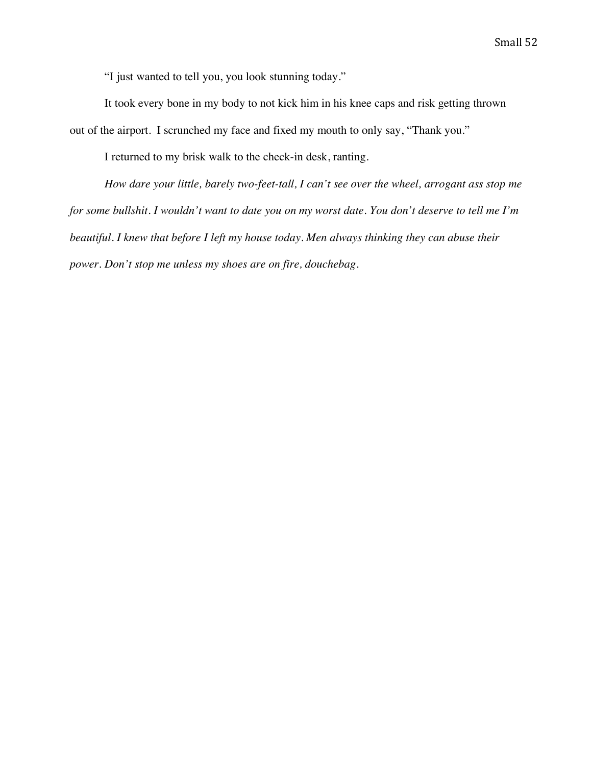"I just wanted to tell you, you look stunning today."

It took every bone in my body to not kick him in his knee caps and risk getting thrown out of the airport.  I scrunched my face and fixed my mouth to only say, "Thank you."

I returned to my brisk walk to the check-in desk, ranting.

*How dare your little, barely two-feet-tall, I can't see over the wheel, arrogant ass stop me for some bullshit. I wouldn't want to date you on my worst date. You don't deserve to tell me I'm beautiful. I knew that before I left my house today. Men always thinking they can abuse their power. Don't stop me unless my shoes are on fire, douchebag.*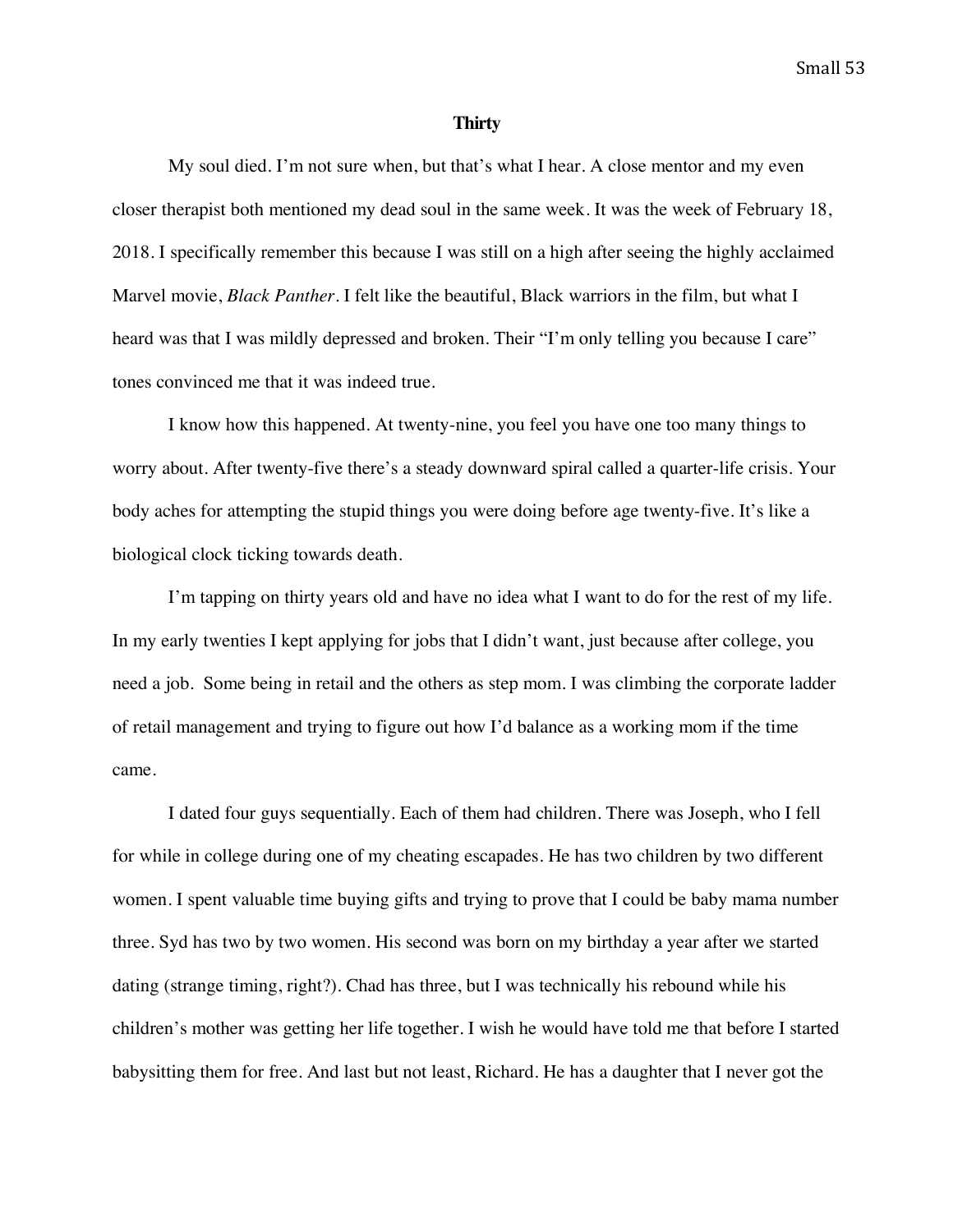## Thirty

My soul died. I'm not sure when, but that's what I hear. A close mentor and my even closer therapist both mentioned my dead soul in the same week. It was the week of February 18, 2018. I specifically remember this because I was still on a high after seeing the highly acclaimed Marvel movie, *Black Panther*. I felt like the beautiful, Black warriors in the film, but what I heard was that I was mildly depressed and broken. Their "I'm only telling you because I care" tones convinced me that it was indeed true.

I know how this happened. At twenty-nine, you feel you have one too many things to worry about. After twenty-five there's a steady downward spiral called a quarter-life crisis. Your body aches for attempting the stupid things you were doing before age twenty-five. It's like a biological clock ticking towards death.

I'm tapping on thirty years old and have no idea what I want to do for the rest of my life. In my early twenties I kept applying for jobs that I didn't want, just because after college, you need a job. Some being in retail and the others as step mom. I was climbing the corporate ladder of retail management and trying to figure out how I'd balance as a working mom if the time came.

I dated four guys sequentially. Each of them had children. There was Joseph, who I fell for while in college during one of my cheating escapades. He has two children by two different women. I spent valuable time buying gifts and trying to prove that I could be baby mama number three. Syd has two by two women. His second was born on my birthday a year after we started dating (strange timing, right?). Chad has three, but I was technically his rebound while his children's mother was getting her life together. I wish he would have told me that before I started babysitting them for free. And last but not least, Richard. He has a daughter that I never got the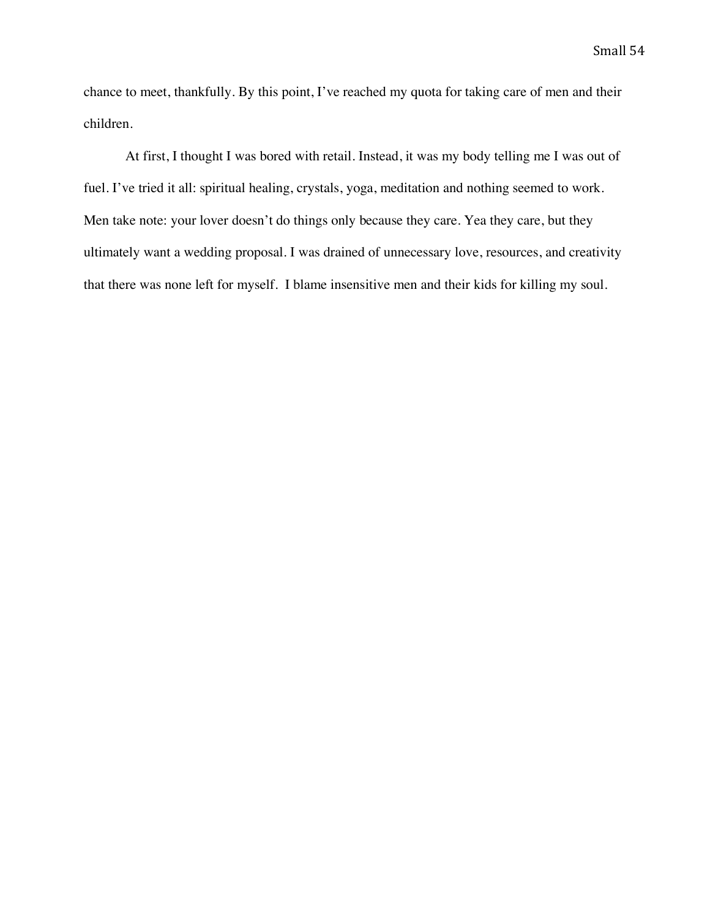chance to meet, thankfully. By this point, I've reached my quota for taking care of men and their children.

At first, I thought I was bored with retail. Instead, it was my body telling me I was out of fuel. I've tried it all: spiritual healing, crystals, yoga, meditation and nothing seemed to work. Men take note: your lover doesn't do things only because they care. Yea they care, but they ultimately want a wedding proposal. I was drained of unnecessary love, resources, and creativity that there was none left for myself.  I blame insensitive men and their kids for killing my soul.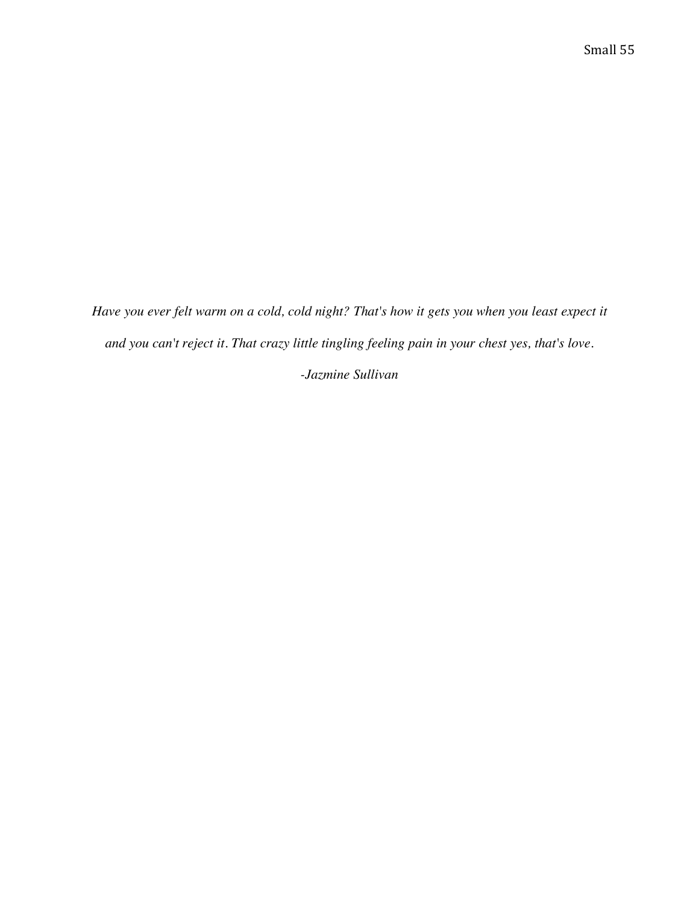*Have you ever felt warm on a cold, cold night? That's how it gets you when you least expect it and you can't reject it. That crazy little tingling feeling pain in your chest yes, that's love.*

*-Jazmine Sullivan*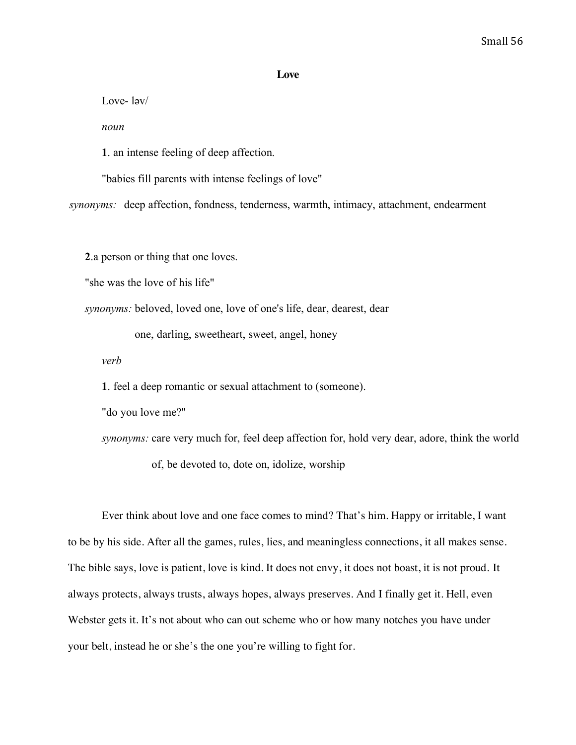**Love**

Love- ləv/

*noun*

**1**. an intense feeling of deep affection.

"babies fill parents with intense feelings of love"

*synonyms:* deep affection, fondness, tenderness, warmth, intimacy, attachment, endearment

**2**.a person or thing that one loves.

"she was the love of his life"

*synonyms:* beloved, loved one, love of one's life, dear, dearest, dear one, darling, sweetheart, sweet, angel, honey

*verb*

**1**. feel a deep romantic or sexual attachment to (someone).

"do you love me?"

*synonyms:* care very much for, feel deep affection for, hold very dear, adore, think the world of, be devoted to, dote on, idolize, worship

Ever think about love and one face comes to mind? That's him. Happy or irritable, I want to be by his side. After all the games, rules, lies, and meaningless connections, it all makes sense. The bible says, love is patient, love is kind. It does not envy, it does not boast, it is not proud. It always protects, always trusts, always hopes, always preserves. And I finally get it. Hell, even Webster gets it. It's not about who can out scheme who or how many notches you have under your belt, instead he or she's the one you're willing to fight for.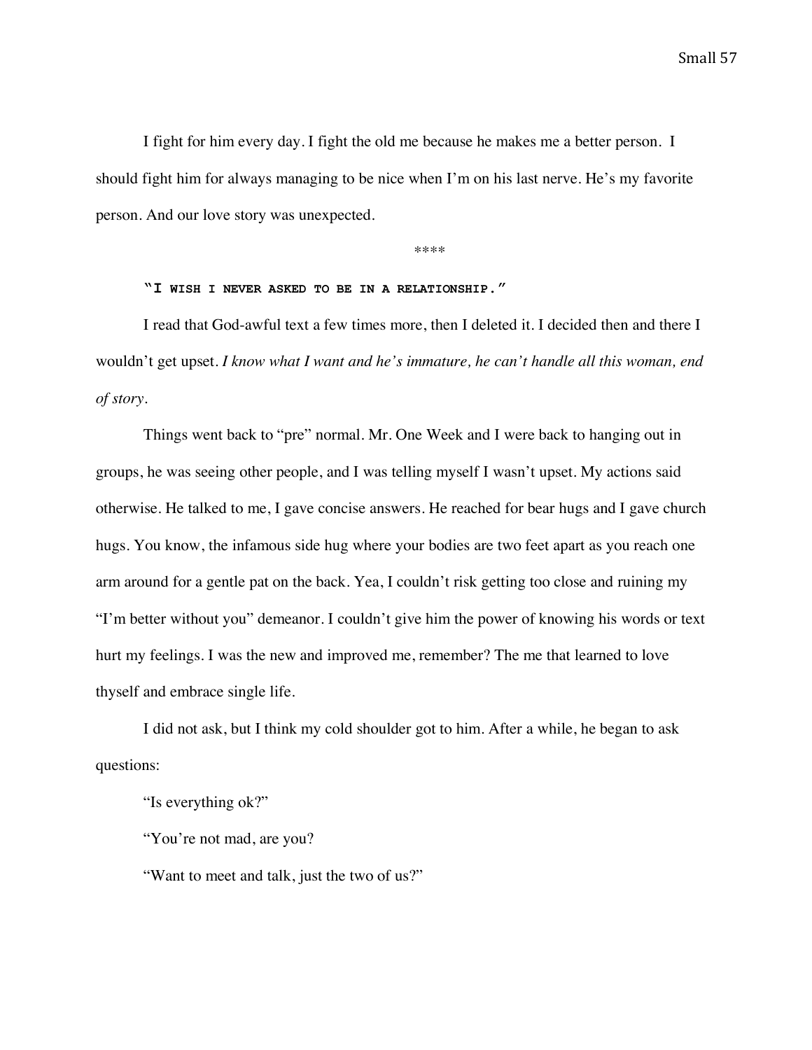I fight for him every day. I fight the old me because he makes me a better person. I should fight him for always managing to be nice when I'm on his last nerve. He's my favorite person. And our love story was unexpected.

****

"I WISH I NEVER ASKED TO BE IN A RELATIONSHIP."

I read that God-awful text a few times more, then I deleted it. I decided then and there I wouldn't get upset. *I know what I want and he's immature, he can't handle all this woman, end of story.*

Things went back to "pre" normal. Mr. One Week and I were back to hanging out in groups, he was seeing other people, and I was telling myself I wasn't upset. My actions said otherwise. He talked to me, I gave concise answers. He reached for bear hugs and I gave church hugs. You know, the infamous side hug where your bodies are two feet apart as you reach one arm around for a gentle pat on the back. Yea, I couldn't risk getting too close and ruining my "I'm better without you" demeanor. I couldn't give him the power of knowing his words or text hurt my feelings. I was the new and improved me, remember? The me that learned to love thyself and embrace single life.

I did not ask, but I think my cold shoulder got to him. After a while, he began to ask questions:

"Is everything ok?"

"You're not mad, are you?

"Want to meet and talk, just the two of us?"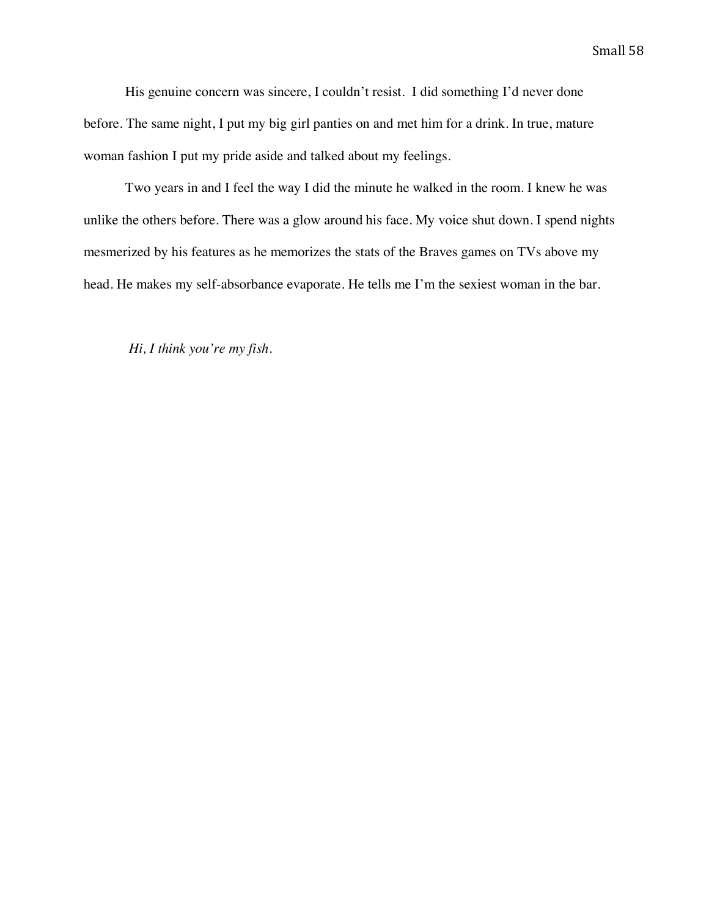His genuine concern was sincere, I couldn't resist.  I did something I'd never done before. The same night, I put my big girl panties on and met him for a drink. In true, mature woman fashion I put my pride aside and talked about my feelings.

Two years in and I feel the way I did the minute he walked in the room. I knew he was unlike the others before. There was a glow around his face. My voice shut down. I spend nights mesmerized by his features as he memorizes the stats of the Braves games on TVs above my head. He makes my self-absorbance evaporate. He tells me I'm the sexiest woman in the bar.

*Hi, I think you're my fish.*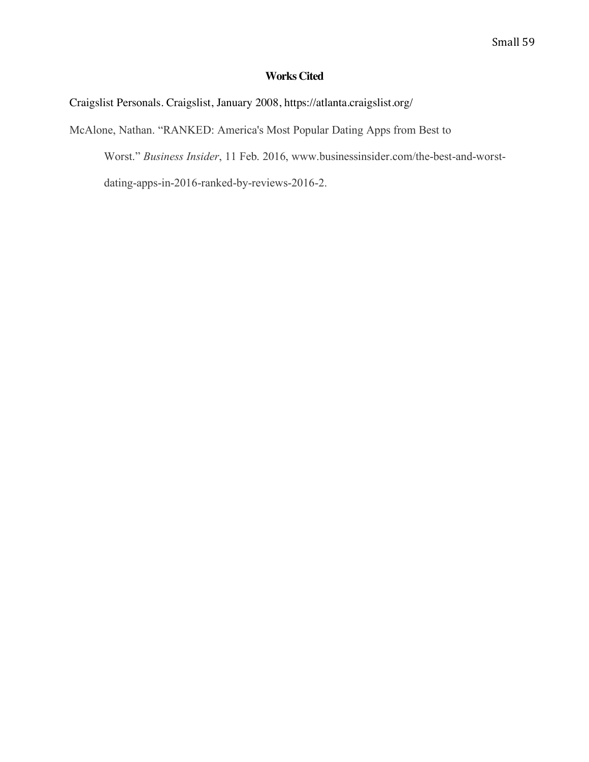## Works Cited

Craigslist Personals. Craigslist, January 2008, https://atlanta.craigslist.org/

McAlone, Nathan. "RANKED: America's Most Popular Dating Apps from Best to Worst." *Business Insider*, 11 Feb. 2016, www.businessinsider.com/the-best-and-worst-dating-apps-in-2016-ranked-by-reviews-2016-2.